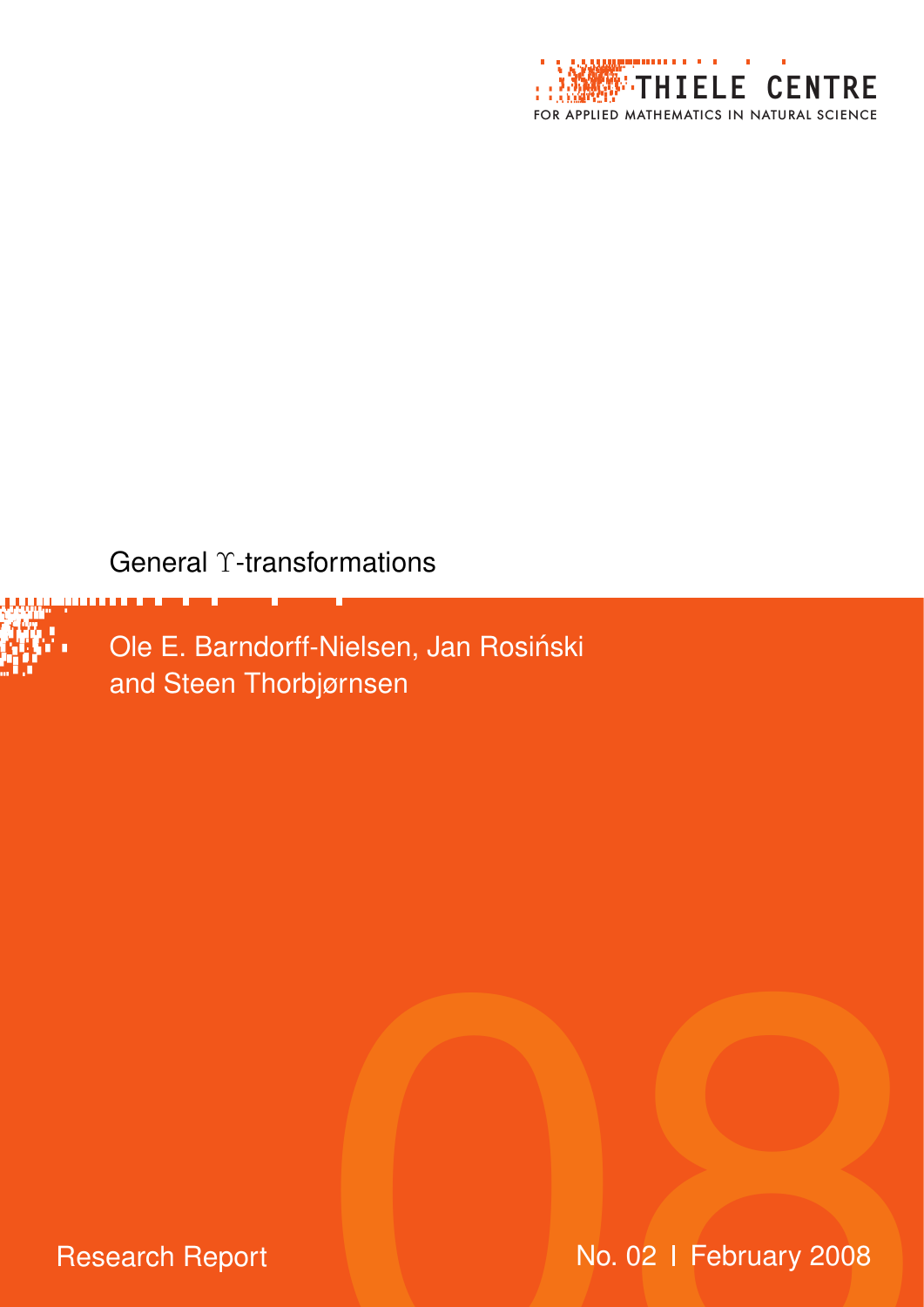THIELE CENTRE

FOR APPLIED MATHEMATICS IN NATURAL SCIENCE

# General $\Upsilon$-transformations

Ole E. Barndorff-Nielsen, Jan Rosiński and Steen Thorbjørnsen

Research Report

No. 02 | February 2008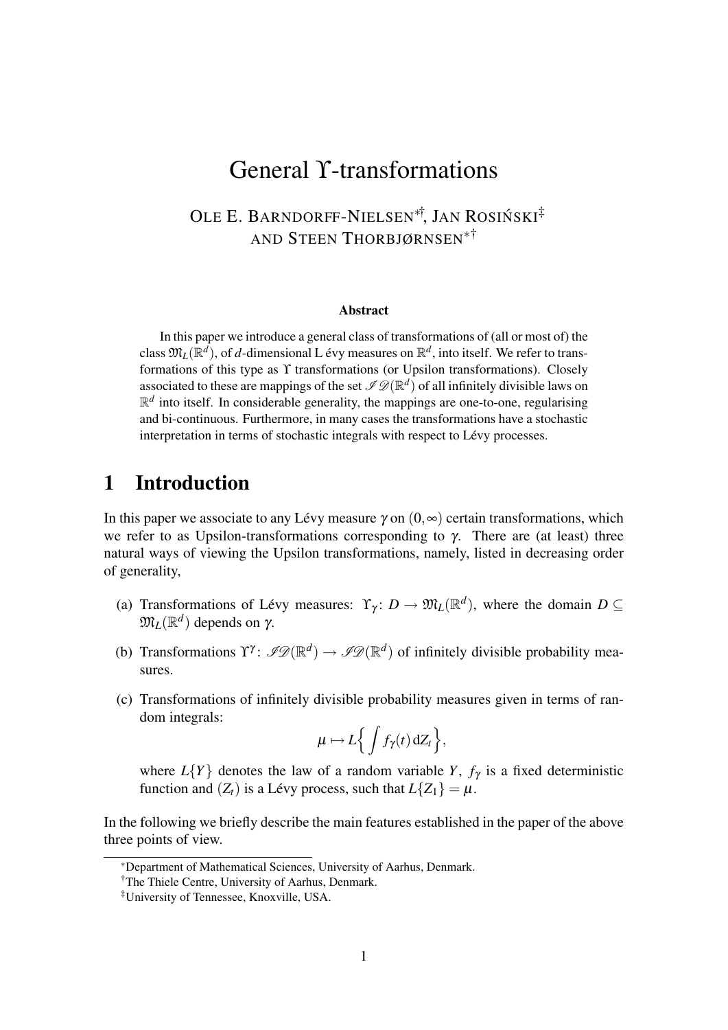# General $\Upsilon$-transformations

Ole E. Barndorff-Nielsen[*†], Jan Rosiński[‡] and Steen Thorbjørnsen[*†]

### Abstract

In this paper we introduce a general class of transformations of (all or most of) the class $\mathfrak{M}_L(\mathbb{R}^d)$, of $d$-dimensional L évy measures on $\mathbb{R}^d$, into itself. We refer to transformations of this type as $\Upsilon$ transformations (or Upsilon transformations). Closely associated to these are mappings of the set $\mathscr{ID}(\mathbb{R}^d)$ of all infinitely divisible laws on $\mathbb{R}^d$ into itself. In considerable generality, the mappings are one-to-one, regularising and bi-continuous. Furthermore, in many cases the transformations have a stochastic interpretation in terms of stochastic integrals with respect to Lévy processes.

# 1 Introduction

In this paper we associate to any Lévy measure $\gamma$ on $(0,\infty)$ certain transformations, which we refer to as Upsilon-transformations corresponding to $\gamma$. There are (at least) three natural ways of viewing the Upsilon transformations, namely, listed in decreasing order of generality,

(a) Transformations of Lévy measures: $\Upsilon_\gamma\colon D \to \mathfrak{M}_L(\mathbb{R}^d)$, where the domain $D \subseteq \mathfrak{M}_L(\mathbb{R}^d)$ depends on $\gamma$.

(b) Transformations $\Upsilon^\gamma\colon \mathscr{ID}(\mathbb{R}^d) \to \mathscr{ID}(\mathbb{R}^d)$ of infinitely divisible probability measures.

(c) Transformations of infinitely divisible probability measures given in terms of random integrals:

$$\mu \mapsto L\Big\{ \int f_\gamma(t)\, \mathrm{d}Z_t \Big\},$$

where $L\{Y\}$ denotes the law of a random variable $Y$, $f_\gamma$ is a fixed deterministic function and $(Z_t)$ is a Lévy process, such that $L\{Z_1\} = \mu$.

In the following we briefly describe the main features established in the paper of the above three points of view.

---

[*] Department of Mathematical Sciences, University of Aarhus, Denmark.

[†] The Thiele Centre, University of Aarhus, Denmark.

[‡] University of Tennessee, Knoxville, USA.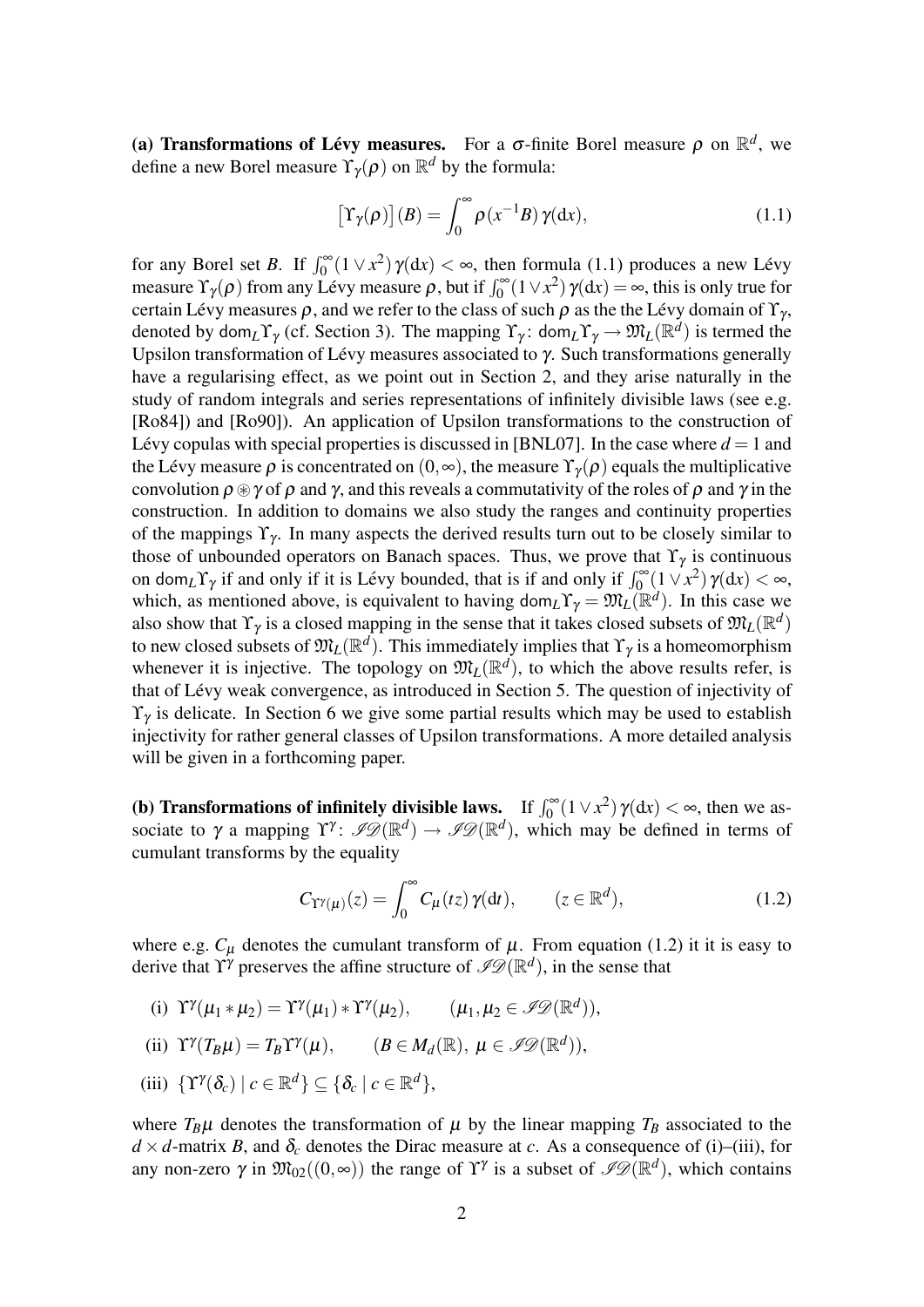**(a) Transformations of Lévy measures.** For a $\sigma$-finite Borel measure $\rho$ on $\mathbb{R}^d$, we define a new Borel measure $\Upsilon_\gamma(\rho)$ on $\mathbb{R}^d$ by the formula:

$$\left[\Upsilon_\gamma(\rho)\right](B) = \int_0^\infty \rho(x^{-1}B)\,\gamma(\mathrm{d}x), \tag{1.1}$$

for any Borel set $B$. If $\int_0^\infty (1 \vee x^2)\,\gamma(\mathrm{d}x) < \infty$, then formula (1.1) produces a new Lévy measure $\Upsilon_\gamma(\rho)$ from any Lévy measure $\rho$, but if $\int_0^\infty (1 \vee x^2)\,\gamma(\mathrm{d}x) = \infty$, this is only true for certain Lévy measures $\rho$, and we refer to the class of such $\rho$ as the the Lévy domain of $\Upsilon_\gamma$, denoted by $\mathsf{dom}_L \Upsilon_\gamma$ (cf. Section 3). The mapping $\Upsilon_\gamma\colon \mathsf{dom}_L \Upsilon_\gamma \to \mathfrak{M}_L(\mathbb{R}^d)$ is termed the Upsilon transformation of Lévy measures associated to $\gamma$. Such transformations generally have a regularising effect, as we point out in Section 2, and they arise naturally in the study of random integrals and series representations of infinitely divisible laws (see e.g. [Ro84]) and [Ro90]). An application of Upsilon transformations to the construction of Lévy copulas with special properties is discussed in [BNL07]. In the case where $d = 1$ and the Lévy measure $\rho$ is concentrated on $(0, \infty)$, the measure $\Upsilon_\gamma(\rho)$ equals the multiplicative convolution $\rho \circledast \gamma$ of $\rho$ and $\gamma$, and this reveals a commutativity of the roles of $\rho$ and $\gamma$ in the construction. In addition to domains we also study the ranges and continuity properties of the mappings $\Upsilon_\gamma$. In many aspects the derived results turn out to be closely similar to those of unbounded operators on Banach spaces. Thus, we prove that $\Upsilon_\gamma$ is continuous on $\mathsf{dom}_L \Upsilon_\gamma$ if and only if it is Lévy bounded, that is if and only if $\int_0^\infty (1 \vee x^2)\,\gamma(\mathrm{d}x) < \infty$, which, as mentioned above, is equivalent to having $\mathsf{dom}_L \Upsilon_\gamma = \mathfrak{M}_L(\mathbb{R}^d)$. In this case we also show that $\Upsilon_\gamma$ is a closed mapping in the sense that it takes closed subsets of $\mathfrak{M}_L(\mathbb{R}^d)$ to new closed subsets of $\mathfrak{M}_L(\mathbb{R}^d)$. This immediately implies that $\Upsilon_\gamma$ is a homeomorphism whenever it is injective. The topology on $\mathfrak{M}_L(\mathbb{R}^d)$, to which the above results refer, is that of Lévy weak convergence, as introduced in Section 5. The question of injectivity of $\Upsilon_\gamma$ is delicate. In Section 6 we give some partial results which may be used to establish injectivity for rather general classes of Upsilon transformations. A more detailed analysis will be given in a forthcoming paper.

**(b) Transformations of infinitely divisible laws.** If $\int_0^\infty (1 \vee x^2)\,\gamma(\mathrm{d}x) < \infty$, then we associate to $\gamma$ a mapping $\Upsilon^\gamma\colon \mathscr{ID}(\mathbb{R}^d) \to \mathscr{ID}(\mathbb{R}^d)$, which may be defined in terms of cumulant transforms by the equality

$$C_{\Upsilon^\gamma(\mu)}(z) = \int_0^\infty C_\mu(tz)\,\gamma(\mathrm{d}t), \qquad (z \in \mathbb{R}^d), \tag{1.2}$$

where e.g. $C_\mu$ denotes the cumulant transform of $\mu$. From equation (1.2) it it is easy to derive that $\Upsilon^\gamma$ preserves the affine structure of $\mathscr{ID}(\mathbb{R}^d)$, in the sense that

(i) $\Upsilon^\gamma(\mu_1 * \mu_2) = \Upsilon^\gamma(\mu_1) * \Upsilon^\gamma(\mu_2), \qquad (\mu_1, \mu_2 \in \mathscr{ID}(\mathbb{R}^d)),$

(ii) $\Upsilon^\gamma(T_B \mu) = T_B \Upsilon^\gamma(\mu), \qquad (B \in M_d(\mathbb{R}),\ \mu \in \mathscr{ID}(\mathbb{R}^d)),$

(iii) $\{\Upsilon^\gamma(\delta_c) \mid c \in \mathbb{R}^d\} \subseteq \{\delta_c \mid c \in \mathbb{R}^d\},$

where $T_B \mu$ denotes the transformation of $\mu$ by the linear mapping $T_B$ associated to the $d \times d$-matrix $B$, and $\delta_c$ denotes the Dirac measure at $c$. As a consequence of (i)–(iii), for any non-zero $\gamma$ in $\mathfrak{M}_{02}((0,\infty))$ the range of $\Upsilon^\gamma$ is a subset of $\mathscr{ID}(\mathbb{R}^d)$, which contains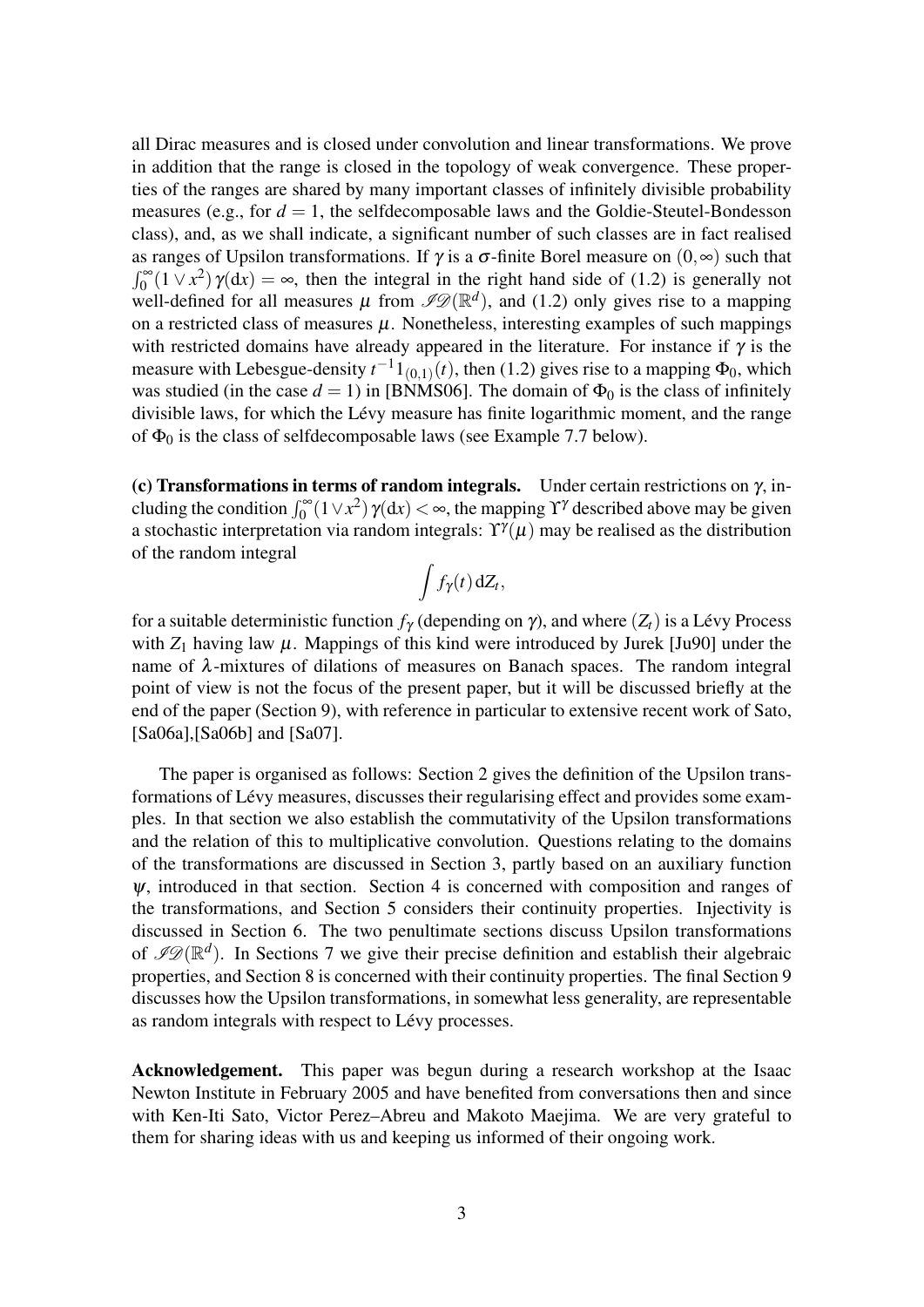all Dirac measures and is closed under convolution and linear transformations. We prove in addition that the range is closed in the topology of weak convergence. These properties of the ranges are shared by many important classes of infinitely divisible probability measures (e.g., for $d = 1$, the selfdecomposable laws and the Goldie-Steutel-Bondesson class), and, as we shall indicate, a significant number of such classes are in fact realised as ranges of Upsilon transformations. If $\gamma$ is a $\sigma$-finite Borel measure on $(0,\infty)$ such that $\int_0^\infty (1 \vee x^2)\,\gamma(\mathrm{d}x) = \infty$, then the integral in the right hand side of (1.2) is generally not well-defined for all measures $\mu$ from $\mathscr{ID}(\mathbb{R}^d)$, and (1.2) only gives rise to a mapping on a restricted class of measures $\mu$. Nonetheless, interesting examples of such mappings with restricted domains have already appeared in the literature. For instance if $\gamma$ is the measure with Lebesgue-density $t^{-1}1_{(0,1)}(t)$, then (1.2) gives rise to a mapping $\Phi_0$, which was studied (in the case $d = 1$) in [BNMS06]. The domain of $\Phi_0$ is the class of infinitely divisible laws, for which the Lévy measure has finite logarithmic moment, and the range of $\Phi_0$ is the class of selfdecomposable laws (see Example 7.7 below).

**(c) Transformations in terms of random integrals.** Under certain restrictions on $\gamma$, including the condition $\int_0^\infty (1 \vee x^2)\,\gamma(\mathrm{d}x) < \infty$, the mapping $\Upsilon^\gamma$ described above may be given a stochastic interpretation via random integrals: $\Upsilon^\gamma(\mu)$ may be realised as the distribution of the random integral

$$\int f_\gamma(t)\,\mathrm{d}Z_t,$$

for a suitable deterministic function $f_\gamma$ (depending on $\gamma$), and where $(Z_t)$ is a Lévy Process with $Z_1$ having law $\mu$. Mappings of this kind were introduced by Jurek [Ju90] under the name of $\lambda$-mixtures of dilations of measures on Banach spaces. The random integral point of view is not the focus of the present paper, but it will be discussed briefly at the end of the paper (Section 9), with reference in particular to extensive recent work of Sato, [Sa06a],[Sa06b] and [Sa07].

The paper is organised as follows: Section 2 gives the definition of the Upsilon transformations of Lévy measures, discusses their regularising effect and provides some examples. In that section we also establish the commutativity of the Upsilon transformations and the relation of this to multiplicative convolution. Questions relating to the domains of the transformations are discussed in Section 3, partly based on an auxiliary function $\psi$, introduced in that section. Section 4 is concerned with composition and ranges of the transformations, and Section 5 considers their continuity properties. Injectivity is discussed in Section 6. The two penultimate sections discuss Upsilon transformations of $\mathscr{ID}(\mathbb{R}^d)$. In Sections 7 we give their precise definition and establish their algebraic properties, and Section 8 is concerned with their continuity properties. The final Section 9 discusses how the Upsilon transformations, in somewhat less generality, are representable as random integrals with respect to Lévy processes.

**Acknowledgement.** This paper was begun during a research workshop at the Isaac Newton Institute in February 2005 and have benefited from conversations then and since with Ken-Iti Sato, Victor Perez–Abreu and Makoto Maejima. We are very grateful to them for sharing ideas with us and keeping us informed of their ongoing work.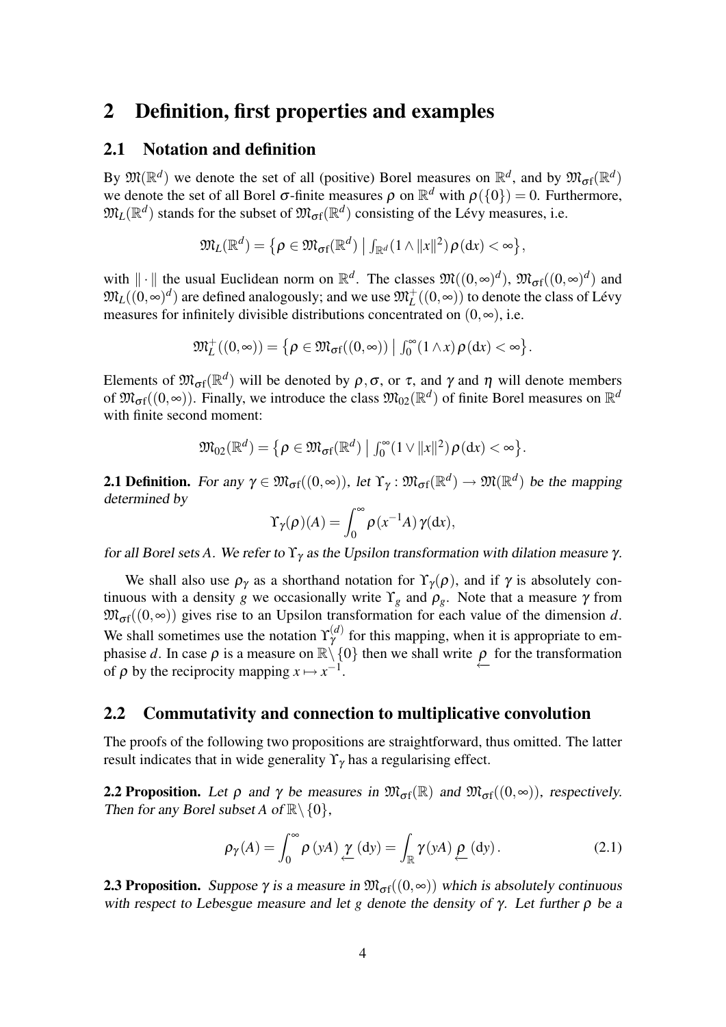## 2 Definition, first properties and examples

### 2.1 Notation and definition

By $\mathfrak{M}(\mathbb{R}^d)$ we denote the set of all (positive) Borel measures on $\mathbb{R}^d$, and by $\mathfrak{M}_{\sigma f}(\mathbb{R}^d)$ we denote the set of all Borel $\sigma$-finite measures $\rho$ on $\mathbb{R}^d$ with $\rho(\{0\}) = 0$. Furthermore, $\mathfrak{M}_L(\mathbb{R}^d)$ stands for the subset of $\mathfrak{M}_{\sigma f}(\mathbb{R}^d)$ consisting of the Lévy measures, i.e.

$$\mathfrak{M}_L(\mathbb{R}^d) = \left\{ \rho \in \mathfrak{M}_{\sigma f}(\mathbb{R}^d) \;\middle|\; \int_{\mathbb{R}^d} (1 \wedge \|x\|^2)\, \rho(\mathrm{d}x) < \infty \right\},$$

with $\|\cdot\|$ the usual Euclidean norm on $\mathbb{R}^d$. The classes $\mathfrak{M}((0,\infty)^d)$, $\mathfrak{M}_{\sigma f}((0,\infty)^d)$ and $\mathfrak{M}_L((0,\infty)^d)$ are defined analogously; and we use $\mathfrak{M}_L^+((0,\infty))$ to denote the class of Lévy measures for infinitely divisible distributions concentrated on $(0,\infty)$, i.e.

$$\mathfrak{M}_L^+((0,\infty)) = \left\{ \rho \in \mathfrak{M}_{\sigma f}((0,\infty)) \;\middle|\; \int_0^\infty (1 \wedge x)\, \rho(\mathrm{d}x) < \infty \right\}.$$

Elements of $\mathfrak{M}_{\sigma f}(\mathbb{R}^d)$ will be denoted by $\rho, \sigma$, or $\tau$, and $\gamma$ and $\eta$ will denote members of $\mathfrak{M}_{\sigma f}((0,\infty))$. Finally, we introduce the class $\mathfrak{M}_{02}(\mathbb{R}^d)$ of finite Borel measures on $\mathbb{R}^d$ with finite second moment:

$$\mathfrak{M}_{02}(\mathbb{R}^d) = \left\{ \rho \in \mathfrak{M}_{\sigma f}(\mathbb{R}^d) \;\middle|\; \int_0^\infty (1 \vee \|x\|^2)\, \rho(\mathrm{d}x) < \infty \right\}.$$

**2.1 Definition.** *For any $\gamma \in \mathfrak{M}_{\sigma f}((0,\infty))$, let $\Upsilon_\gamma : \mathfrak{M}_{\sigma f}(\mathbb{R}^d) \to \mathfrak{M}(\mathbb{R}^d)$ be the mapping determined by*

$$\Upsilon_\gamma(\rho)(A) = \int_0^\infty \rho(x^{-1}A)\, \gamma(\mathrm{d}x),$$

*for all Borel sets $A$. We refer to $\Upsilon_\gamma$ as the Upsilon transformation with dilation measure $\gamma$.*

We shall also use $\rho_\gamma$ as a shorthand notation for $\Upsilon_\gamma(\rho)$, and if $\gamma$ is absolutely continuous with a density $g$ we occasionally write $\Upsilon_g$ and $\rho_g$. Note that a measure $\gamma$ from $\mathfrak{M}_{\sigma f}((0,\infty))$ gives rise to an Upsilon transformation for each value of the dimension $d$. We shall sometimes use the notation $\Upsilon_\gamma^{(d)}$ for this mapping, when it is appropriate to emphasise $d$. In case $\rho$ is a measure on $\mathbb{R}\backslash\{0\}$ then we shall write $\underleftarrow{\rho}$ for the transformation of $\rho$ by the reciprocity mapping $x \mapsto x^{-1}$.

### 2.2 Commutativity and connection to multiplicative convolution

The proofs of the following two propositions are straightforward, thus omitted. The latter result indicates that in wide generality $\Upsilon_\gamma$ has a regularising effect.

**2.2 Proposition.** *Let $\rho$ and $\gamma$ be measures in $\mathfrak{M}_{\sigma f}(\mathbb{R})$ and $\mathfrak{M}_{\sigma f}((0,\infty))$, respectively. Then for any Borel subset $A$ of $\mathbb{R}\backslash\{0\}$,*

$$\rho_\gamma(A) = \int_0^\infty \rho(yA)\, \underleftarrow{\gamma}(\mathrm{d}y) = \int_{\mathbb{R}} \gamma(yA)\, \underleftarrow{\rho}(\mathrm{d}y). \tag{2.1}$$

**2.3 Proposition.** *Suppose $\gamma$ is a measure in $\mathfrak{M}_{\sigma f}((0,\infty))$ which is absolutely continuous with respect to Lebesgue measure and let $g$ denote the density of $\gamma$. Let further $\rho$ be a*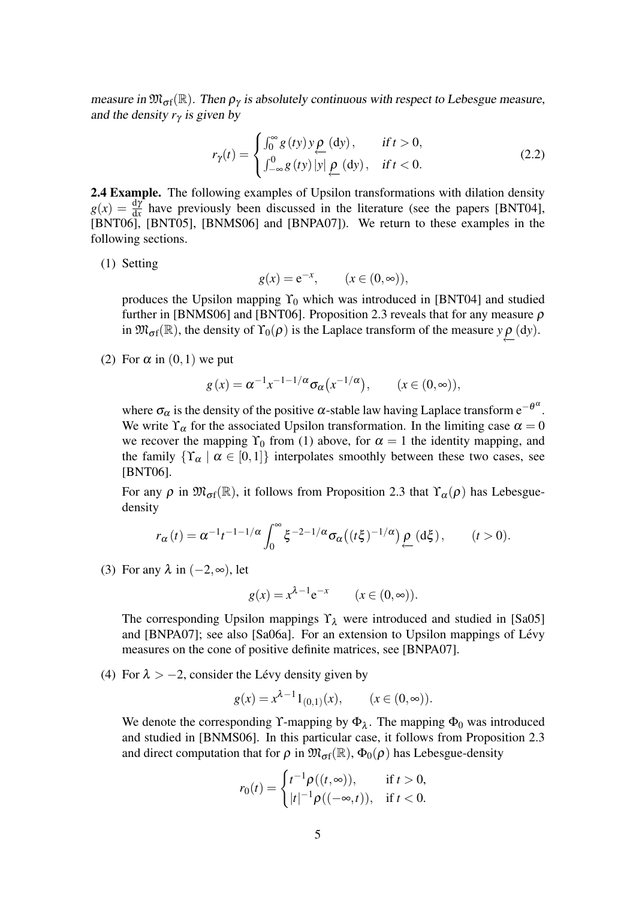*measure in $\mathfrak{M}_{\sigma f}(\mathbb{R})$. Then $\rho_\gamma$ is absolutely continuous with respect to Lebesgue measure, and the density $r_\gamma$ is given by*

$$r_\gamma(t) = \begin{cases} \int_0^\infty g(ty)\, y \underset{\leftarrow}{\rho}(\mathrm{d}y), & \text{if } t > 0, \\ \int_{-\infty}^0 g(ty)\, |y| \underset{\leftarrow}{\rho}(\mathrm{d}y), & \text{if } t < 0. \end{cases} \tag{2.2}$$

**2.4 Example.** The following examples of Upsilon transformations with dilation density $g(x) = \frac{\mathrm{d}\gamma}{\mathrm{d}x}$ have previously been discussed in the literature (see the papers [BNT04], [BNT06], [BNT05], [BNMS06] and [BNPA07]). We return to these examples in the following sections.

(1) Setting

$$g(x) = \mathrm{e}^{-x}, \qquad (x \in (0, \infty)),$$

produces the Upsilon mapping $\Upsilon_0$ which was introduced in [BNT04] and studied further in [BNMS06] and [BNT06]. Proposition 2.3 reveals that for any measure $\rho$ in $\mathfrak{M}_{\sigma f}(\mathbb{R})$, the density of $\Upsilon_0(\rho)$ is the Laplace transform of the measure $y \underset{\leftarrow}{\rho}(\mathrm{d}y)$.

(2) For $\alpha$ in $(0,1)$ we put

$$g(x) = \alpha^{-1} x^{-1-1/\alpha} \sigma_\alpha\big(x^{-1/\alpha}\big), \qquad (x \in (0, \infty)),$$

where $\sigma_\alpha$ is the density of the positive $\alpha$-stable law having Laplace transform $\mathrm{e}^{-\theta^\alpha}$. We write $\Upsilon_\alpha$ for the associated Upsilon transformation. In the limiting case $\alpha = 0$ we recover the mapping $\Upsilon_0$ from (1) above, for $\alpha = 1$ the identity mapping, and the family $\{\Upsilon_\alpha \mid \alpha \in [0,1]\}$ interpolates smoothly between these two cases, see [BNT06].

For any $\rho$ in $\mathfrak{M}_{\sigma f}(\mathbb{R})$, it follows from Proposition 2.3 that $\Upsilon_\alpha(\rho)$ has Lebesgue-density

$$r_\alpha(t) = \alpha^{-1} t^{-1-1/\alpha} \int_0^\infty \xi^{-2-1/\alpha} \sigma_\alpha\big((t\xi)^{-1/\alpha}\big) \underset{\leftarrow}{\rho}(\mathrm{d}\xi), \qquad (t > 0).$$

(3) For any $\lambda$ in $(-2, \infty)$, let

$$g(x) = x^{\lambda-1}\mathrm{e}^{-x} \qquad (x \in (0, \infty)).$$

The corresponding Upsilon mappings $\Upsilon_\lambda$ were introduced and studied in [Sa05] and [BNPA07]; see also [Sa06a]. For an extension to Upsilon mappings of Lévy measures on the cone of positive definite matrices, see [BNPA07].

(4) For $\lambda > -2$, consider the Lévy density given by

$$g(x) = x^{\lambda-1} 1_{(0,1)}(x), \qquad (x \in (0, \infty)).$$

We denote the corresponding $\Upsilon$-mapping by $\Phi_\lambda$. The mapping $\Phi_0$ was introduced and studied in [BNMS06]. In this particular case, it follows from Proposition 2.3 and direct computation that for $\rho$ in $\mathfrak{M}_{\sigma f}(\mathbb{R})$, $\Phi_0(\rho)$ has Lebesgue-density

$$r_0(t) = \begin{cases} t^{-1}\rho((t, \infty)), & \text{if } t > 0, \\ |t|^{-1}\rho((-\infty, t)), & \text{if } t < 0. \end{cases}$$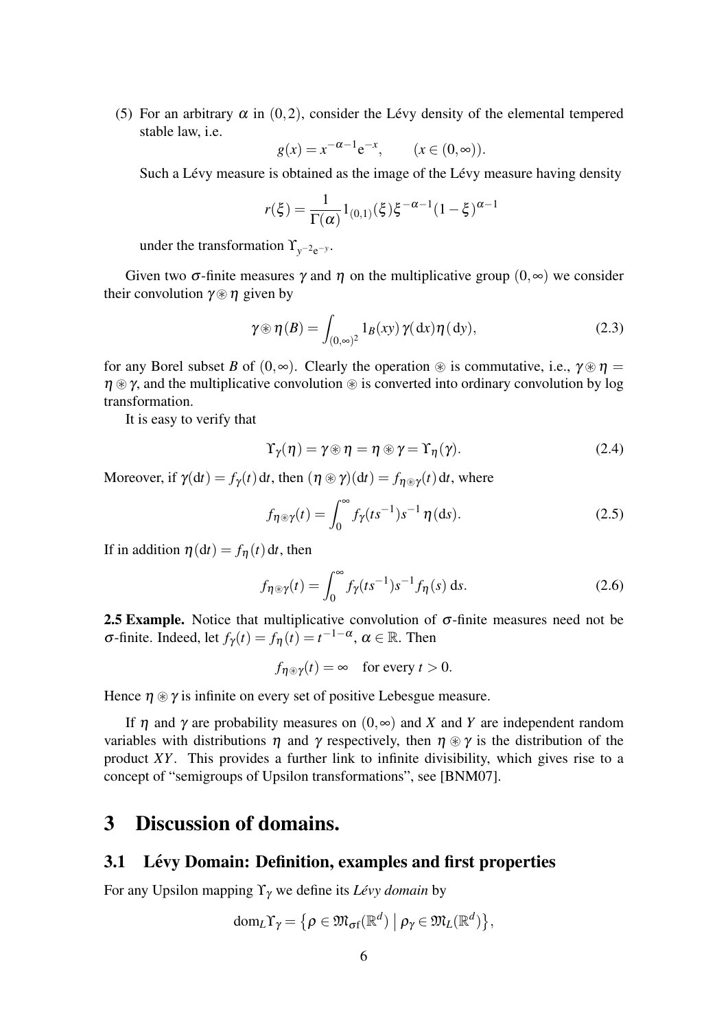(5) For an arbitrary $\alpha$ in $(0,2)$, consider the Lévy density of the elemental tempered stable law, i.e.

$$g(x) = x^{-\alpha-1}e^{-x}, \qquad (x \in (0,\infty)).$$

Such a Lévy measure is obtained as the image of the Lévy measure having density

$$r(\xi) = \frac{1}{\Gamma(\alpha)} 1_{(0,1)}(\xi)\xi^{-\alpha-1}(1-\xi)^{\alpha-1}$$

under the transformation $\Upsilon_{y^{-2}e^{-y}}$.

Given two $\sigma$-finite measures $\gamma$ and $\eta$ on the multiplicative group $(0,\infty)$ we consider their convolution $\gamma \circledast \eta$ given by

$$\gamma \circledast \eta(B) = \int_{(0,\infty)^2} 1_B(xy)\,\gamma(\mathrm{d}x)\eta(\mathrm{d}y), \tag{2.3}$$

for any Borel subset $B$ of $(0,\infty)$. Clearly the operation $\circledast$ is commutative, i.e., $\gamma \circledast \eta = \eta \circledast \gamma$, and the multiplicative convolution $\circledast$ is converted into ordinary convolution by log transformation.

It is easy to verify that

$$\Upsilon_\gamma(\eta) = \gamma \circledast \eta = \eta \circledast \gamma = \Upsilon_\eta(\gamma). \tag{2.4}$$

Moreover, if $\gamma(\mathrm{d}t) = f_\gamma(t)\,\mathrm{d}t$, then $(\eta \circledast \gamma)(\mathrm{d}t) = f_{\eta\circledast\gamma}(t)\,\mathrm{d}t$, where

$$f_{\eta\circledast\gamma}(t) = \int_0^\infty f_\gamma(ts^{-1})s^{-1}\,\eta(\mathrm{d}s). \tag{2.5}$$

If in addition $\eta(\mathrm{d}t) = f_\eta(t)\,\mathrm{d}t$, then

$$f_{\eta\circledast\gamma}(t) = \int_0^\infty f_\gamma(ts^{-1})s^{-1}f_\eta(s)\,\mathrm{d}s. \tag{2.6}$$

**2.5 Example.** Notice that multiplicative convolution of $\sigma$-finite measures need not be $\sigma$-finite. Indeed, let $f_\gamma(t) = f_\eta(t) = t^{-1-\alpha}$, $\alpha \in \mathbb{R}$. Then

$$f_{\eta\circledast\gamma}(t) = \infty \quad \text{for every } t > 0.$$

Hence $\eta \circledast \gamma$ is infinite on every set of positive Lebesgue measure.

If $\eta$ and $\gamma$ are probability measures on $(0,\infty)$ and $X$ and $Y$ are independent random variables with distributions $\eta$ and $\gamma$ respectively, then $\eta \circledast \gamma$ is the distribution of the product $XY$. This provides a further link to infinite divisibility, which gives rise to a concept of "semigroups of Upsilon transformations", see [BNM07].

# 3 Discussion of domains.

## 3.1 Lévy Domain: Definition, examples and first properties

For any Upsilon mapping $\Upsilon_\gamma$ we define its *Lévy domain* by

$$\mathrm{dom}_L\Upsilon_\gamma = \left\{\rho \in \mathfrak{M}_{\sigma\mathrm{f}}(\mathbb{R}^d) \,\middle|\, \rho_\gamma \in \mathfrak{M}_L(\mathbb{R}^d)\right\},$$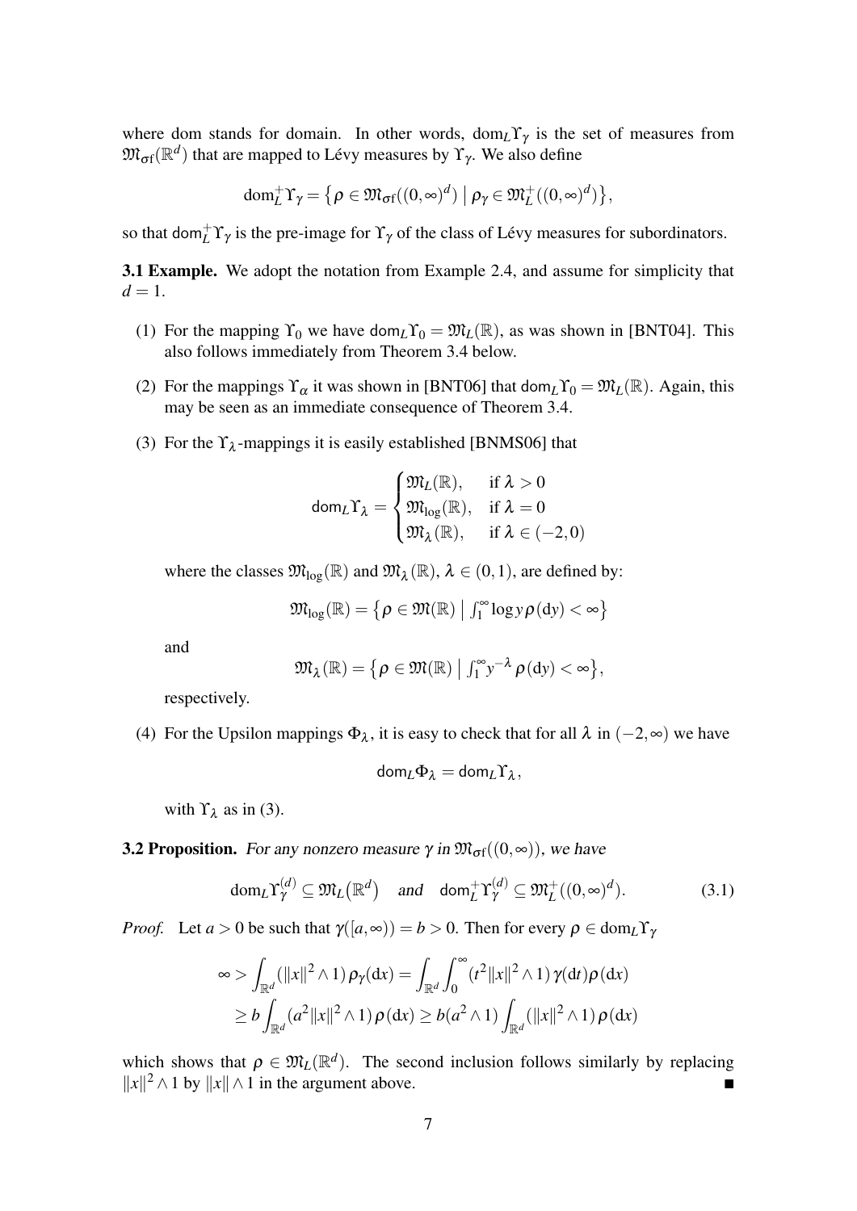where dom stands for domain. In other words, $\text{dom}_L \Upsilon_\gamma$ is the set of measures from $\mathfrak{M}_{\sigma f}(\mathbb{R}^d)$ that are mapped to Lévy measures by $\Upsilon_\gamma$. We also define

$$\text{dom}_L^+ \Upsilon_\gamma = \big\{ \rho \in \mathfrak{M}_{\sigma f}((0,\infty)^d) \;\big|\; \rho_\gamma \in \mathfrak{M}_L^+((0,\infty)^d) \big\},$$

so that $\mathsf{dom}_L^+ \Upsilon_\gamma$ is the pre-image for $\Upsilon_\gamma$ of the class of Lévy measures for subordinators.

**3.1 Example.** We adopt the notation from Example 2.4, and assume for simplicity that $d = 1$.

(1) For the mapping $\Upsilon_0$ we have $\mathsf{dom}_L \Upsilon_0 = \mathfrak{M}_L(\mathbb{R})$, as was shown in [BNT04]. This also follows immediately from Theorem 3.4 below.

(2) For the mappings $\Upsilon_\alpha$ it was shown in [BNT06] that $\mathsf{dom}_L \Upsilon_0 = \mathfrak{M}_L(\mathbb{R})$. Again, this may be seen as an immediate consequence of Theorem 3.4.

(3) For the $\Upsilon_\lambda$-mappings it is easily established [BNMS06] that

$$\mathsf{dom}_L \Upsilon_\lambda = \begin{cases} \mathfrak{M}_L(\mathbb{R}), & \text{if } \lambda > 0 \\ \mathfrak{M}_{\log}(\mathbb{R}), & \text{if } \lambda = 0 \\ \mathfrak{M}_\lambda(\mathbb{R}), & \text{if } \lambda \in (-2,0) \end{cases}$$

where the classes $\mathfrak{M}_{\log}(\mathbb{R})$ and $\mathfrak{M}_\lambda(\mathbb{R})$, $\lambda \in (0,1)$, are defined by:

$$\mathfrak{M}_{\log}(\mathbb{R}) = \big\{ \rho \in \mathfrak{M}(\mathbb{R}) \;\big|\; \textstyle\int_1^\infty \log y \, \rho(\mathrm{d}y) < \infty \big\}$$

and

$$\mathfrak{M}_\lambda(\mathbb{R}) = \big\{ \rho \in \mathfrak{M}(\mathbb{R}) \;\big|\; \textstyle\int_1^\infty y^{-\lambda} \, \rho(\mathrm{d}y) < \infty \big\},$$

respectively.

(4) For the Upsilon mappings $\Phi_\lambda$, it is easy to check that for all $\lambda$ in $(-2,\infty)$ we have

$$\mathsf{dom}_L \Phi_\lambda = \mathsf{dom}_L \Upsilon_\lambda,$$

with $\Upsilon_\lambda$ as in (3).

**3.2 Proposition.** *For any nonzero measure $\gamma$ in $\mathfrak{M}_{\sigma f}((0,\infty))$, we have*

$$\text{dom}_L \Upsilon_\gamma^{(d)} \subseteq \mathfrak{M}_L\big(\mathbb{R}^d\big) \quad \textit{and} \quad \mathsf{dom}_L^+ \Upsilon_\gamma^{(d)} \subseteq \mathfrak{M}_L^+((0,\infty)^d). \tag{3.1}$$

*Proof.* Let $a > 0$ be such that $\gamma([a,\infty)) = b > 0$. Then for every $\rho \in \text{dom}_L \Upsilon_\gamma$

$$\begin{aligned} \infty > \int_{\mathbb{R}^d} (\|x\|^2 \wedge 1) \, \rho_\gamma(\mathrm{d}x) &= \int_{\mathbb{R}^d} \int_0^\infty (t^2 \|x\|^2 \wedge 1) \, \gamma(\mathrm{d}t) \rho(\mathrm{d}x) \\ &\geq b \int_{\mathbb{R}^d} (a^2 \|x\|^2 \wedge 1) \, \rho(\mathrm{d}x) \geq b(a^2 \wedge 1) \int_{\mathbb{R}^d} (\|x\|^2 \wedge 1) \, \rho(\mathrm{d}x) \end{aligned}$$

which shows that $\rho \in \mathfrak{M}_L(\mathbb{R}^d)$. The second inclusion follows similarly by replacing $\|x\|^2 \wedge 1$ by $\|x\| \wedge 1$ in the argument above. ■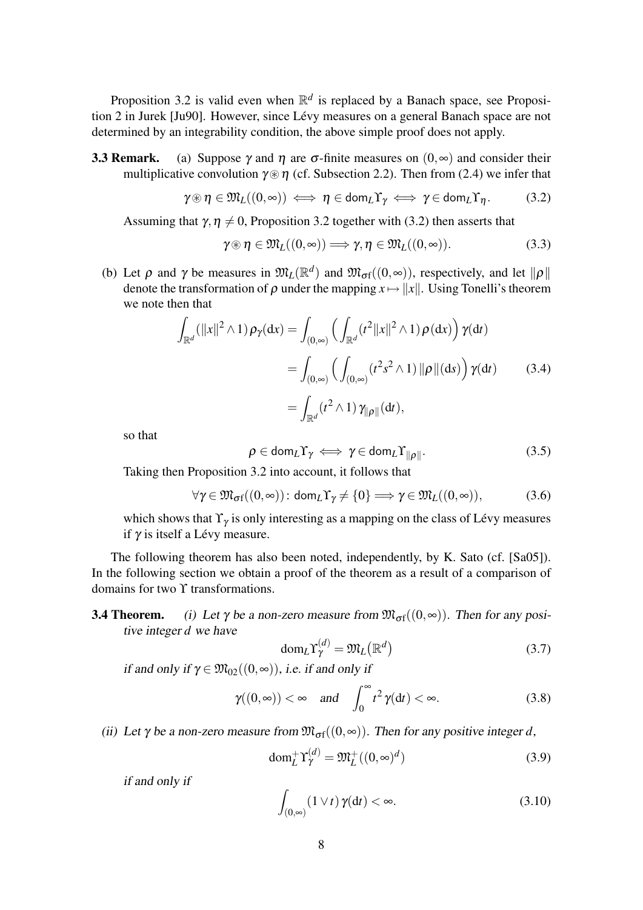Proposition 3.2 is valid even when $\mathbb{R}^d$ is replaced by a Banach space, see Proposition 2 in Jurek [Ju90]. However, since Lévy measures on a general Banach space are not determined by an integrability condition, the above simple proof does not apply.

**3.3 Remark.** (a) Suppose $\gamma$ and $\eta$ are $\sigma$-finite measures on $(0,\infty)$ and consider their multiplicative convolution $\gamma \circledast \eta$ (cf. Subsection 2.2). Then from (2.4) we infer that

$$\gamma \circledast \eta \in \mathfrak{M}_L((0,\infty)) \iff \eta \in \mathsf{dom}_L \Upsilon_\gamma \iff \gamma \in \mathsf{dom}_L \Upsilon_\eta. \tag{3.2}$$

Assuming that $\gamma, \eta \neq 0$, Proposition 3.2 together with (3.2) then asserts that

$$\gamma \circledast \eta \in \mathfrak{M}_L((0,\infty)) \Longrightarrow \gamma, \eta \in \mathfrak{M}_L((0,\infty)). \tag{3.3}$$

(b) Let $\rho$ and $\gamma$ be measures in $\mathfrak{M}_L(\mathbb{R}^d)$ and $\mathfrak{M}_{\sigma f}((0,\infty))$, respectively, and let $\|\rho\|$ denote the transformation of $\rho$ under the mapping $x \mapsto \|x\|$. Using Tonelli's theorem we note then that

$$\begin{aligned}
\int_{\mathbb{R}^d} (\|x\|^2 \wedge 1)\, \rho_\gamma(\mathrm{d}x) &= \int_{(0,\infty)} \Big( \int_{\mathbb{R}^d} (t^2\|x\|^2 \wedge 1)\, \rho(\mathrm{d}x) \Big)\, \gamma(\mathrm{d}t) \\
&= \int_{(0,\infty)} \Big( \int_{(0,\infty)} (t^2 s^2 \wedge 1)\, \|\rho\|(\mathrm{d}s) \Big)\, \gamma(\mathrm{d}t) \qquad (3.4)\\
&= \int_{\mathbb{R}^d} (t^2 \wedge 1)\, \gamma_{\|\rho\|}(\mathrm{d}t),
\end{aligned}$$

so that

$$\rho \in \mathsf{dom}_L \Upsilon_\gamma \iff \gamma \in \mathsf{dom}_L \Upsilon_{\|\rho\|}. \tag{3.5}$$

Taking then Proposition 3.2 into account, it follows that

$$\forall \gamma \in \mathfrak{M}_{\sigma f}((0,\infty))\colon \mathsf{dom}_L \Upsilon_\gamma \neq \{0\} \Longrightarrow \gamma \in \mathfrak{M}_L((0,\infty)), \tag{3.6}$$

which shows that $\Upsilon_\gamma$ is only interesting as a mapping on the class of Lévy measures if $\gamma$ is itself a Lévy measure.

The following theorem has also been noted, independently, by K. Sato (cf. [Sa05]). In the following section we obtain a proof of the theorem as a result of a comparison of domains for two $\Upsilon$ transformations.

**3.4 Theorem.** *(i) Let $\gamma$ be a non-zero measure from $\mathfrak{M}_{\sigma f}((0,\infty))$. Then for any positive integer $d$ we have*

$$\mathrm{dom}_L \Upsilon_\gamma^{(d)} = \mathfrak{M}_L\big(\mathbb{R}^d\big) \tag{3.7}$$

*if and only if $\gamma \in \mathfrak{M}_{02}((0,\infty))$, i.e. if and only if*

$$\gamma((0,\infty)) < \infty \quad \textit{and} \quad \int_0^\infty t^2\, \gamma(\mathrm{d}t) < \infty. \tag{3.8}$$

*(ii) Let $\gamma$ be a non-zero measure from $\mathfrak{M}_{\sigma f}((0,\infty))$. Then for any positive integer $d$,*

$$\mathrm{dom}_L^+ \Upsilon_\gamma^{(d)} = \mathfrak{M}_L^+((0,\infty)^d) \tag{3.9}$$

*if and only if*

$$\int_{(0,\infty)} (1 \vee t)\, \gamma(\mathrm{d}t) < \infty. \tag{3.10}$$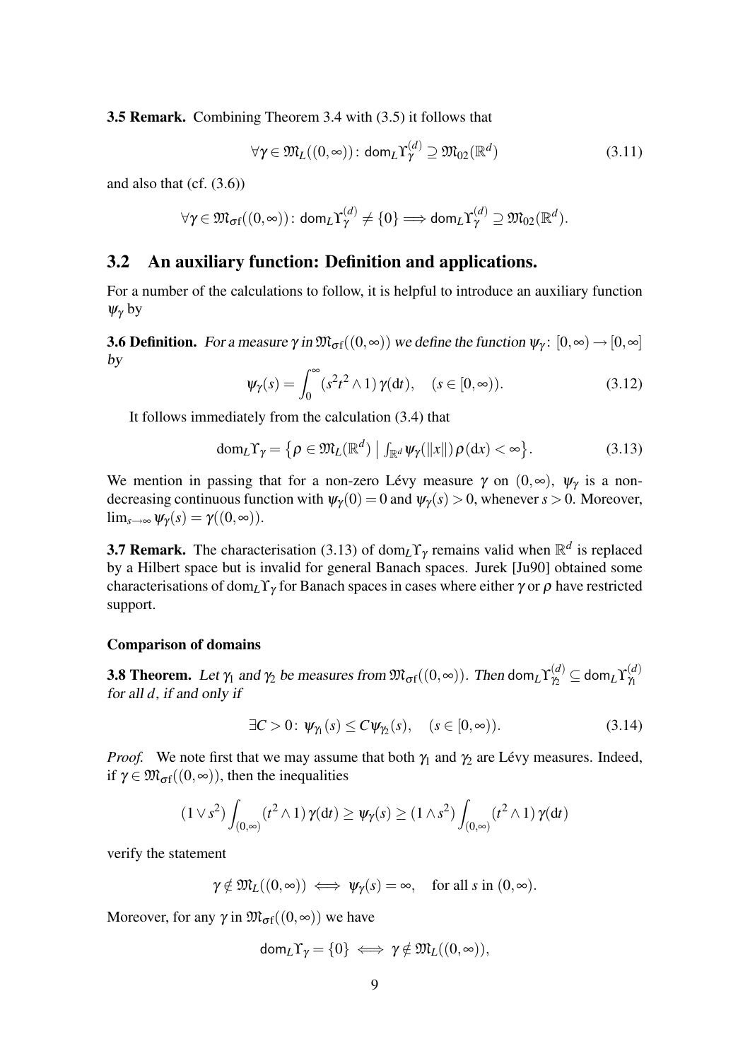**3.5 Remark.** Combining Theorem 3.4 with (3.5) it follows that

$$\forall \gamma \in \mathfrak{M}_L((0,\infty))\colon \mathsf{dom}_L \Upsilon_\gamma^{(d)} \supseteq \mathfrak{M}_{02}(\mathbb{R}^d) \tag{3.11}$$

and also that (cf. (3.6))

$$\forall \gamma \in \mathfrak{M}_{\sigma\mathrm{f}}((0,\infty))\colon \mathsf{dom}_L \Upsilon_\gamma^{(d)} \neq \{0\} \Longrightarrow \mathsf{dom}_L \Upsilon_\gamma^{(d)} \supseteq \mathfrak{M}_{02}(\mathbb{R}^d).$$

## 3.2 An auxiliary function: Definition and applications.

For a number of the calculations to follow, it is helpful to introduce an auxiliary function $\psi_\gamma$ by

**3.6 Definition.** *For a measure $\gamma$ in $\mathfrak{M}_{\sigma\mathrm{f}}((0,\infty))$ we define the function $\psi_\gamma\colon [0,\infty) \to [0,\infty]$ by*

$$\psi_\gamma(s) = \int_0^\infty (s^2t^2 \wedge 1)\,\gamma(\mathrm{d}t), \quad (s \in [0,\infty)). \tag{3.12}$$

It follows immediately from the calculation (3.4) that

$$\mathrm{dom}_L \Upsilon_\gamma = \left\{ \rho \in \mathfrak{M}_L(\mathbb{R}^d) \;\middle|\; \int_{\mathbb{R}^d} \psi_\gamma(\|x\|)\,\rho(\mathrm{d}x) < \infty \right\}. \tag{3.13}$$

We mention in passing that for a non-zero Lévy measure $\gamma$ on $(0,\infty)$, $\psi_\gamma$ is a non-decreasing continuous function with $\psi_\gamma(0) = 0$ and $\psi_\gamma(s) > 0$, whenever $s > 0$. Moreover, $\lim_{s\to\infty} \psi_\gamma(s) = \gamma((0,\infty))$.

**3.7 Remark.** The characterisation (3.13) of $\mathrm{dom}_L \Upsilon_\gamma$ remains valid when $\mathbb{R}^d$ is replaced by a Hilbert space but is invalid for general Banach spaces. Jurek [Ju90] obtained some characterisations of $\mathrm{dom}_L \Upsilon_\gamma$ for Banach spaces in cases where either $\gamma$ or $\rho$ have restricted support.

#### Comparison of domains

**3.8 Theorem.** *Let $\gamma_1$ and $\gamma_2$ be measures from $\mathfrak{M}_{\sigma\mathrm{f}}((0,\infty))$. Then $\mathsf{dom}_L \Upsilon_{\gamma_2}^{(d)} \subseteq \mathsf{dom}_L \Upsilon_{\gamma_1}^{(d)}$ for all $d$, if and only if*

$$\exists C > 0\colon \psi_{\gamma_1}(s) \le C\psi_{\gamma_2}(s), \quad (s \in [0,\infty)). \tag{3.14}$$

*Proof.* We note first that we may assume that both $\gamma_1$ and $\gamma_2$ are Lévy measures. Indeed, if $\gamma \in \mathfrak{M}_{\sigma\mathrm{f}}((0,\infty))$, then the inequalities

$$(1 \vee s^2)\int_{(0,\infty)} (t^2 \wedge 1)\,\gamma(\mathrm{d}t) \ge \psi_\gamma(s) \ge (1 \wedge s^2)\int_{(0,\infty)} (t^2 \wedge 1)\,\gamma(\mathrm{d}t)$$

verify the statement

$$\gamma \notin \mathfrak{M}_L((0,\infty)) \iff \psi_\gamma(s) = \infty, \quad \text{for all } s \text{ in } (0,\infty).$$

Moreover, for any $\gamma$ in $\mathfrak{M}_{\sigma\mathrm{f}}((0,\infty))$ we have

$$\mathsf{dom}_L \Upsilon_\gamma = \{0\} \iff \gamma \notin \mathfrak{M}_L((0,\infty)),$$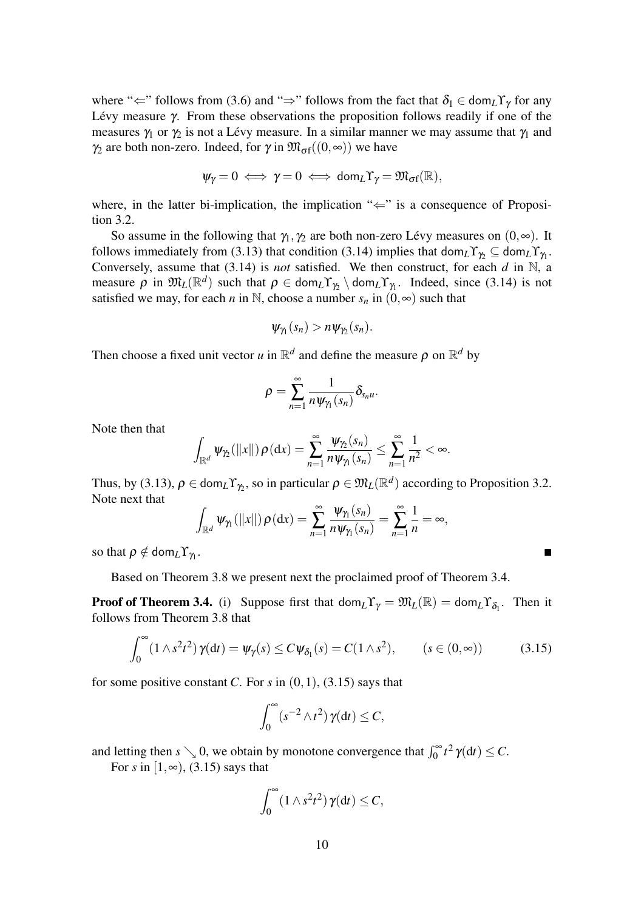where "⇐" follows from (3.6) and "⇒" follows from the fact that $\delta_1 \in \mathsf{dom}_L\Upsilon_\gamma$ for any Lévy measure $\gamma$. From these observations the proposition follows readily if one of the measures $\gamma_1$ or $\gamma_2$ is not a Lévy measure. In a similar manner we may assume that $\gamma_1$ and $\gamma_2$ are both non-zero. Indeed, for $\gamma$ in $\mathfrak{M}_{\sigma f}((0,\infty))$ we have

$$\psi_\gamma = 0 \iff \gamma = 0 \iff \mathsf{dom}_L\Upsilon_\gamma = \mathfrak{M}_{\sigma f}(\mathbb{R}),$$

where, in the latter bi-implication, the implication "⇐" is a consequence of Proposition 3.2.

So assume in the following that $\gamma_1, \gamma_2$ are both non-zero Lévy measures on $(0,\infty)$. It follows immediately from (3.13) that condition (3.14) implies that $\mathsf{dom}_L\Upsilon_{\gamma_2} \subseteq \mathsf{dom}_L\Upsilon_{\gamma_1}$. Conversely, assume that (3.14) is *not* satisfied. We then construct, for each $d$ in $\mathbb{N}$, a measure $\rho$ in $\mathfrak{M}_L(\mathbb{R}^d)$ such that $\rho \in \mathsf{dom}_L\Upsilon_{\gamma_2} \setminus \mathsf{dom}_L\Upsilon_{\gamma_1}$. Indeed, since (3.14) is not satisfied we may, for each $n$ in $\mathbb{N}$, choose a number $s_n$ in $(0,\infty)$ such that

$$\psi_{\gamma_1}(s_n) > n\psi_{\gamma_2}(s_n).$$

Then choose a fixed unit vector $u$ in $\mathbb{R}^d$ and define the measure $\rho$ on $\mathbb{R}^d$ by

$$\rho = \sum_{n=1}^{\infty} \frac{1}{n\psi_{\gamma_1}(s_n)} \delta_{s_n u}.$$

Note then that

$$\int_{\mathbb{R}^d} \psi_{\gamma_2}(\|x\|)\,\rho(\mathrm{d}x) = \sum_{n=1}^{\infty} \frac{\psi_{\gamma_2}(s_n)}{n\psi_{\gamma_1}(s_n)} \le \sum_{n=1}^{\infty} \frac{1}{n^2} < \infty.$$

Thus, by (3.13), $\rho \in \mathsf{dom}_L\Upsilon_{\gamma_2}$, so in particular $\rho \in \mathfrak{M}_L(\mathbb{R}^d)$ according to Proposition 3.2. Note next that

$$\int_{\mathbb{R}^d} \psi_{\gamma_1}(\|x\|)\,\rho(\mathrm{d}x) = \sum_{n=1}^{\infty} \frac{\psi_{\gamma_1}(s_n)}{n\psi_{\gamma_1}(s_n)} = \sum_{n=1}^{\infty} \frac{1}{n} = \infty,$$

so that $\rho \notin \mathsf{dom}_L\Upsilon_{\gamma_1}$. ■

Based on Theorem 3.8 we present next the proclaimed proof of Theorem 3.4.

**Proof of Theorem 3.4.** (i) Suppose first that $\mathsf{dom}_L\Upsilon_\gamma = \mathfrak{M}_L(\mathbb{R}) = \mathsf{dom}_L\Upsilon_{\delta_1}$. Then it follows from Theorem 3.8 that

$$\int_0^\infty (1 \wedge s^2t^2)\,\gamma(\mathrm{d}t) = \psi_\gamma(s) \le C\psi_{\delta_1}(s) = C(1 \wedge s^2), \qquad (s \in (0,\infty)) \tag{3.15}$$

for some positive constant $C$. For $s$ in $(0,1)$, (3.15) says that

$$\int_0^\infty (s^{-2} \wedge t^2)\,\gamma(\mathrm{d}t) \le C,$$

and letting then $s \searrow 0$, we obtain by monotone convergence that $\int_0^\infty t^2\,\gamma(\mathrm{d}t) \le C$.

For $s$ in $[1,\infty)$, (3.15) says that

$$\int_0^\infty (1 \wedge s^2t^2)\,\gamma(\mathrm{d}t) \le C,$$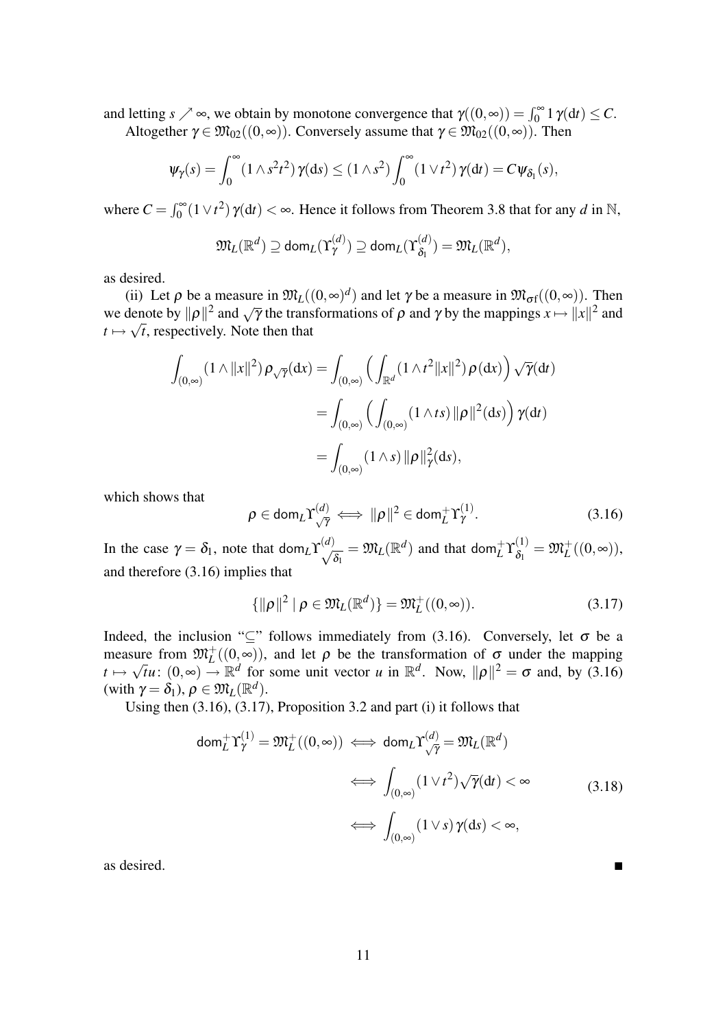and letting $s \nearrow \infty$, we obtain by monotone convergence that $\gamma((0,\infty)) = \int_0^\infty 1\,\gamma(\mathrm{d}t) \le C$.

Altogether $\gamma \in \mathfrak{M}_{02}((0,\infty))$. Conversely assume that $\gamma \in \mathfrak{M}_{02}((0,\infty))$. Then

$$\psi_\gamma(s) = \int_0^\infty (1 \wedge s^2t^2)\,\gamma(\mathrm{d}s) \le (1 \wedge s^2) \int_0^\infty (1 \vee t^2)\,\gamma(\mathrm{d}t) = C\psi_{\delta_1}(s),$$

where $C = \int_0^\infty (1 \vee t^2)\,\gamma(\mathrm{d}t) < \infty$. Hence it follows from Theorem 3.8 that for any $d$ in $\mathbb{N}$,

$$\mathfrak{M}_L(\mathbb{R}^d) \supseteq \mathsf{dom}_L(\Upsilon_\gamma^{(d)}) \supseteq \mathsf{dom}_L(\Upsilon_{\delta_1}^{(d)}) = \mathfrak{M}_L(\mathbb{R}^d),$$

as desired.

(ii) Let $\rho$ be a measure in $\mathfrak{M}_L((0,\infty)^d)$ and let $\gamma$ be a measure in $\mathfrak{M}_{\sigma f}((0,\infty))$. Then we denote by $\|\rho\|^2$ and $\sqrt{\gamma}$ the transformations of $\rho$ and $\gamma$ by the mappings $x \mapsto \|x\|^2$ and $t \mapsto \sqrt{t}$, respectively. Note then that

$$\begin{aligned}
\int_{(0,\infty)} (1 \wedge \|x\|^2)\,\rho_{\sqrt{\gamma}}(\mathrm{d}x) &= \int_{(0,\infty)} \Big( \int_{\mathbb{R}^d} (1 \wedge t^2\|x\|^2)\,\rho(\mathrm{d}x) \Big) \sqrt{\gamma}(\mathrm{d}t) \\
&= \int_{(0,\infty)} \Big( \int_{(0,\infty)} (1 \wedge ts)\,\|\rho\|^2(\mathrm{d}s) \Big)\,\gamma(\mathrm{d}t) \\
&= \int_{(0,\infty)} (1 \wedge s)\,\|\rho\|^2_\gamma(\mathrm{d}s),
\end{aligned}$$

which shows that

$$\rho \in \mathsf{dom}_L \Upsilon_{\sqrt{\gamma}}^{(d)} \iff \|\rho\|^2 \in \mathsf{dom}_L^+ \Upsilon_\gamma^{(1)}. \tag{3.16}$$

In the case $\gamma = \delta_1$, note that $\mathsf{dom}_L \Upsilon_{\sqrt{\delta_1}}^{(d)} = \mathfrak{M}_L(\mathbb{R}^d)$ and that $\mathsf{dom}_L^+ \Upsilon_{\delta_1}^{(1)} = \mathfrak{M}_L^+((0,\infty))$, and therefore (3.16) implies that

$$\{\|\rho\|^2 \mid \rho \in \mathfrak{M}_L(\mathbb{R}^d)\} = \mathfrak{M}_L^+((0,\infty)). \tag{3.17}$$

Indeed, the inclusion "$\subseteq$" follows immediately from (3.16). Conversely, let $\sigma$ be a measure from $\mathfrak{M}_L^+((0,\infty))$, and let $\rho$ be the transformation of $\sigma$ under the mapping $t \mapsto \sqrt{t}u \colon (0,\infty) \to \mathbb{R}^d$ for some unit vector $u$ in $\mathbb{R}^d$. Now, $\|\rho\|^2 = \sigma$ and, by (3.16) (with $\gamma = \delta_1$), $\rho \in \mathfrak{M}_L(\mathbb{R}^d)$.

Using then (3.16), (3.17), Proposition 3.2 and part (i) it follows that

$$\begin{aligned}
\mathsf{dom}_L^+ \Upsilon_\gamma^{(1)} = \mathfrak{M}_L^+((0,\infty)) &\iff \mathsf{dom}_L \Upsilon_{\sqrt{\gamma}}^{(d)} = \mathfrak{M}_L(\mathbb{R}^d) \\
&\iff \int_{(0,\infty)} (1 \vee t^2) \sqrt{\gamma}(\mathrm{d}t) < \infty \\
&\iff \int_{(0,\infty)} (1 \vee s)\,\gamma(\mathrm{d}s) < \infty,
\end{aligned} \tag{3.18}$$

as desired. ∎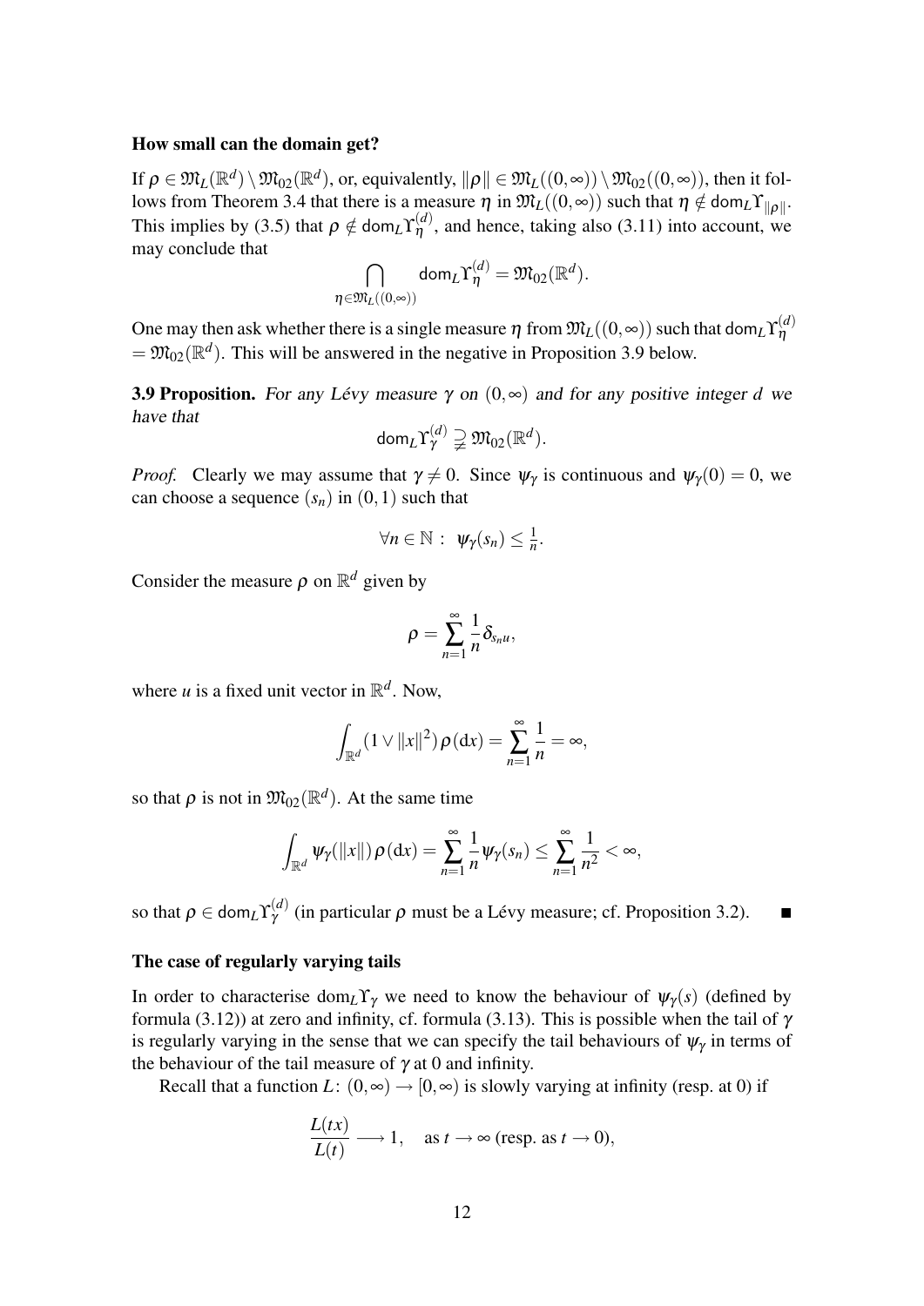### How small can the domain get?

If $\rho \in \mathfrak{M}_L(\mathbb{R}^d) \setminus \mathfrak{M}_{02}(\mathbb{R}^d)$, or, equivalently, $\|\rho\| \in \mathfrak{M}_L((0,\infty)) \setminus \mathfrak{M}_{02}((0,\infty))$, then it follows from Theorem 3.4 that there is a measure $\eta$ in $\mathfrak{M}_L((0,\infty))$ such that $\eta \notin \mathsf{dom}_L \Upsilon_{\|\rho\|}$. This implies by (3.5) that $\rho \notin \mathsf{dom}_L \Upsilon_\eta^{(d)}$, and hence, taking also (3.11) into account, we may conclude that

$$\bigcap_{\eta \in \mathfrak{M}_L((0,\infty))} \mathsf{dom}_L \Upsilon_\eta^{(d)} = \mathfrak{M}_{02}(\mathbb{R}^d).$$

One may then ask whether there is a single measure $\eta$ from $\mathfrak{M}_L((0,\infty))$ such that $\mathsf{dom}_L \Upsilon_\eta^{(d)} = \mathfrak{M}_{02}(\mathbb{R}^d)$. This will be answered in the negative in Proposition 3.9 below.

**3.9 Proposition.** *For any Lévy measure $\gamma$ on $(0,\infty)$ and for any positive integer $d$ we have that*

$$\mathsf{dom}_L \Upsilon_\gamma^{(d)} \supsetneqq \mathfrak{M}_{02}(\mathbb{R}^d).$$

*Proof.* Clearly we may assume that $\gamma \neq 0$. Since $\psi_\gamma$ is continuous and $\psi_\gamma(0) = 0$, we can choose a sequence $(s_n)$ in $(0,1)$ such that

$$\forall n \in \mathbb{N}: \ \psi_\gamma(s_n) \le \tfrac{1}{n}.$$

Consider the measure $\rho$ on $\mathbb{R}^d$ given by

$$\rho = \sum_{n=1}^\infty \frac{1}{n} \delta_{s_n u},$$

where $u$ is a fixed unit vector in $\mathbb{R}^d$. Now,

$$\int_{\mathbb{R}^d} (1 \vee \|x\|^2)\, \rho(\mathrm{d}x) = \sum_{n=1}^\infty \frac{1}{n} = \infty,$$

so that $\rho$ is not in $\mathfrak{M}_{02}(\mathbb{R}^d)$. At the same time

$$\int_{\mathbb{R}^d} \psi_\gamma(\|x\|)\, \rho(\mathrm{d}x) = \sum_{n=1}^\infty \frac{1}{n} \psi_\gamma(s_n) \le \sum_{n=1}^\infty \frac{1}{n^2} < \infty,$$

so that $\rho \in \mathsf{dom}_L \Upsilon_\gamma^{(d)}$ (in particular $\rho$ must be a Lévy measure; cf. Proposition 3.2). ∎

### The case of regularly varying tails

In order to characterise $\mathrm{dom}_L \Upsilon_\gamma$ we need to know the behaviour of $\psi_\gamma(s)$ (defined by formula (3.12)) at zero and infinity, cf. formula (3.13). This is possible when the tail of $\gamma$ is regularly varying in the sense that we can specify the tail behaviours of $\psi_\gamma$ in terms of the behaviour of the tail measure of $\gamma$ at 0 and infinity.

Recall that a function $L\colon (0,\infty) \to [0,\infty)$ is slowly varying at infinity (resp. at 0) if

$$\frac{L(tx)}{L(t)} \longrightarrow 1, \quad \text{as } t \to \infty \text{ (resp. as } t \to 0),$$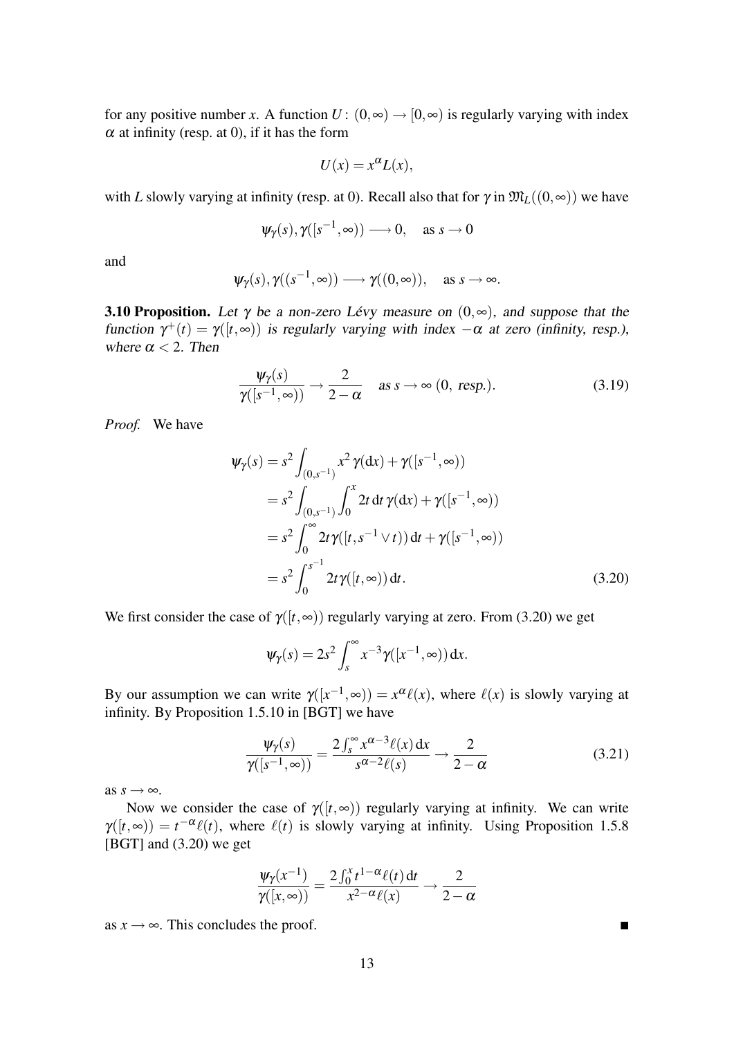for any positive number $x$. A function $U\colon (0,\infty) \to [0,\infty)$ is regularly varying with index $\alpha$ at infinity (resp. at 0), if it has the form

$$U(x) = x^{\alpha} L(x),$$

with $L$ slowly varying at infinity (resp. at 0). Recall also that for $\gamma$ in $\mathfrak{M}_L((0,\infty))$ we have

$$\psi_\gamma(s), \gamma([s^{-1},\infty)) \longrightarrow 0, \quad \text{as } s \to 0$$

and

$$\psi_\gamma(s), \gamma((s^{-1},\infty)) \longrightarrow \gamma((0,\infty)), \quad \text{as } s \to \infty.$$

**3.10 Proposition.** *Let $\gamma$ be a non-zero Lévy measure on $(0,\infty)$, and suppose that the function $\gamma^+(t) = \gamma([t,\infty))$ is regularly varying with index $-\alpha$ at zero (infinity, resp.), where $\alpha < 2$. Then*

$$\frac{\psi_\gamma(s)}{\gamma([s^{-1},\infty))} \to \frac{2}{2-\alpha} \quad \text{as } s \to \infty \text{ (0, resp.)}. \tag{3.19}$$

*Proof.* We have

$$\begin{aligned}
\psi_\gamma(s) &= s^2 \int_{(0,s^{-1})} x^2\, \gamma(\mathrm{d}x) + \gamma([s^{-1},\infty)) \\
&= s^2 \int_{(0,s^{-1})} \int_0^x 2t\, \mathrm{d}t\, \gamma(\mathrm{d}x) + \gamma([s^{-1},\infty)) \\
&= s^2 \int_0^\infty 2t\, \gamma([t, s^{-1} \vee t))\, \mathrm{d}t + \gamma([s^{-1},\infty)) \\
&= s^2 \int_0^{s^{-1}} 2t\, \gamma([t,\infty))\, \mathrm{d}t.
\end{aligned} \tag{3.20}$$

We first consider the case of $\gamma([t,\infty))$ regularly varying at zero. From (3.20) we get

$$\psi_\gamma(s) = 2s^2 \int_s^\infty x^{-3} \gamma([x^{-1},\infty))\, \mathrm{d}x.$$

By our assumption we can write $\gamma([x^{-1},\infty)) = x^{\alpha}\ell(x)$, where $\ell(x)$ is slowly varying at infinity. By Proposition 1.5.10 in [BGT] we have

$$\frac{\psi_\gamma(s)}{\gamma([s^{-1},\infty))} = \frac{2\int_s^\infty x^{\alpha-3}\ell(x)\, \mathrm{d}x}{s^{\alpha-2}\ell(s)} \to \frac{2}{2-\alpha} \tag{3.21}$$

as $s \to \infty$.

Now we consider the case of $\gamma([t,\infty))$ regularly varying at infinity. We can write $\gamma([t,\infty)) = t^{-\alpha}\ell(t)$, where $\ell(t)$ is slowly varying at infinity. Using Proposition 1.5.8 [BGT] and (3.20) we get

$$\frac{\psi_\gamma(x^{-1})}{\gamma([x,\infty))} = \frac{2\int_0^x t^{1-\alpha}\ell(t)\, \mathrm{d}t}{x^{2-\alpha}\ell(x)} \to \frac{2}{2-\alpha}$$

as $x \to \infty$. This concludes the proof. ∎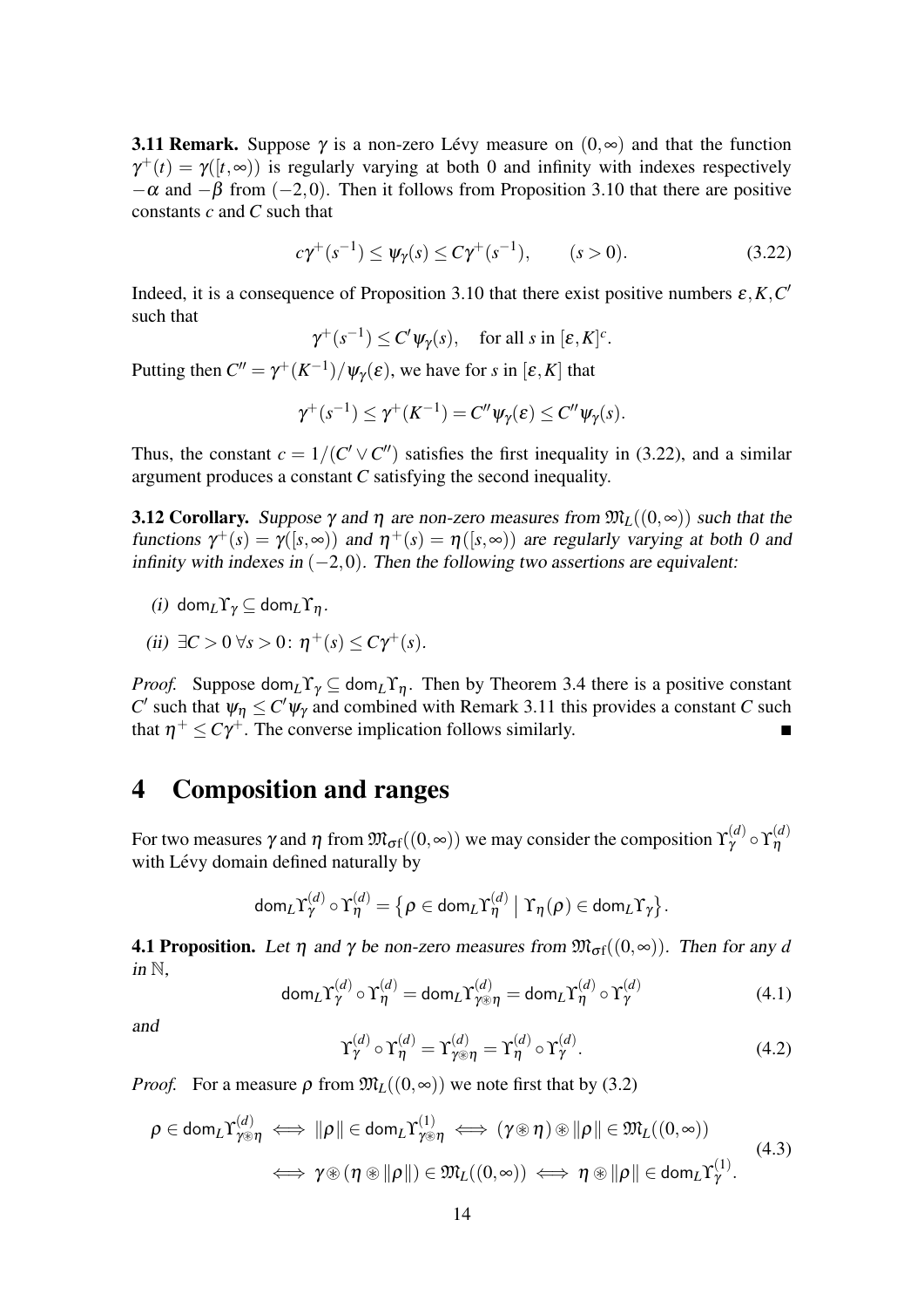**3.11 Remark.** Suppose $\gamma$ is a non-zero Lévy measure on $(0,\infty)$ and that the function $\gamma^+(t) = \gamma([t,\infty))$ is regularly varying at both 0 and infinity with indexes respectively $-\alpha$ and $-\beta$ from $(-2,0)$. Then it follows from Proposition 3.10 that there are positive constants $c$ and $C$ such that

$$c\gamma^+(s^{-1}) \leq \psi_\gamma(s) \leq C\gamma^+(s^{-1}), \qquad (s>0). \tag{3.22}$$

Indeed, it is a consequence of Proposition 3.10 that there exist positive numbers $\varepsilon, K, C'$ such that

$$\gamma^+(s^{-1}) \leq C'\psi_\gamma(s), \quad \text{for all } s \text{ in } [\varepsilon,K]^c.$$

Putting then $C'' = \gamma^+(K^{-1})/\psi_\gamma(\varepsilon)$, we have for $s$ in $[\varepsilon,K]$ that

$$\gamma^+(s^{-1}) \leq \gamma^+(K^{-1}) = C''\psi_\gamma(\varepsilon) \leq C''\psi_\gamma(s).$$

Thus, the constant $c = 1/(C' \vee C'')$ satisfies the first inequality in (3.22), and a similar argument produces a constant $C$ satisfying the second inequality.

**3.12 Corollary.** *Suppose $\gamma$ and $\eta$ are non-zero measures from $\mathfrak{M}_L((0,\infty))$ such that the functions $\gamma^+(s) = \gamma([s,\infty))$ and $\eta^+(s) = \eta([s,\infty))$ are regularly varying at both 0 and infinity with indexes in $(-2,0)$. Then the following two assertions are equivalent:*

*(i)* $\mathsf{dom}_L\Upsilon_\gamma \subseteq \mathsf{dom}_L\Upsilon_\eta$.

*(ii)* $\exists C>0\ \forall s>0\colon\ \eta^+(s) \leq C\gamma^+(s)$.

*Proof.* Suppose $\mathsf{dom}_L\Upsilon_\gamma \subseteq \mathsf{dom}_L\Upsilon_\eta$. Then by Theorem 3.4 there is a positive constant $C'$ such that $\psi_\eta \leq C'\psi_\gamma$ and combined with Remark 3.11 this provides a constant $C$ such that $\eta^+ \leq C\gamma^+$. The converse implication follows similarly. ∎

# 4 Composition and ranges

For two measures $\gamma$ and $\eta$ from $\mathfrak{M}_{\sigma f}((0,\infty))$ we may consider the composition $\Upsilon_\gamma^{(d)} \circ \Upsilon_\eta^{(d)}$ with Lévy domain defined naturally by

$$\mathsf{dom}_L\Upsilon_\gamma^{(d)} \circ \Upsilon_\eta^{(d)} = \big\{\rho \in \mathsf{dom}_L\Upsilon_\eta^{(d)} \ \big|\ \Upsilon_\eta(\rho) \in \mathsf{dom}_L\Upsilon_\gamma\big\}.$$

**4.1 Proposition.** *Let $\eta$ and $\gamma$ be non-zero measures from $\mathfrak{M}_{\sigma f}((0,\infty))$. Then for any $d$ in $\mathbb{N}$,*

$$\mathsf{dom}_L\Upsilon_\gamma^{(d)} \circ \Upsilon_\eta^{(d)} = \mathsf{dom}_L\Upsilon_{\gamma\circledast\eta}^{(d)} = \mathsf{dom}_L\Upsilon_\eta^{(d)} \circ \Upsilon_\gamma^{(d)} \tag{4.1}$$

*and*

$$\Upsilon_\gamma^{(d)} \circ \Upsilon_\eta^{(d)} = \Upsilon_{\gamma\circledast\eta}^{(d)} = \Upsilon_\eta^{(d)} \circ \Upsilon_\gamma^{(d)}. \tag{4.2}$$

*Proof.* For a measure $\rho$ from $\mathfrak{M}_L((0,\infty))$ we note first that by (3.2)

$$\begin{aligned}\rho \in \mathsf{dom}_L\Upsilon_{\gamma\circledast\eta}^{(d)} &\iff \|\rho\| \in \mathsf{dom}_L\Upsilon_{\gamma\circledast\eta}^{(1)} \iff (\gamma\circledast\eta)\circledast\|\rho\| \in \mathfrak{M}_L((0,\infty)) \\ &\iff \gamma\circledast(\eta\circledast\|\rho\|) \in \mathfrak{M}_L((0,\infty)) \iff \eta\circledast\|\rho\| \in \mathsf{dom}_L\Upsilon_\gamma^{(1)}.\end{aligned} \tag{4.3}$$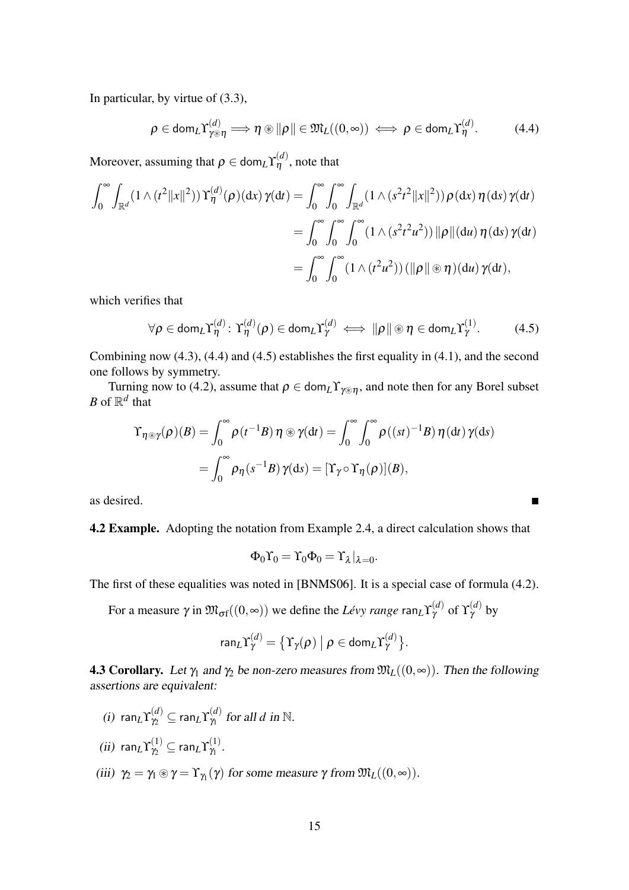In particular, by virtue of (3.3),

$$\rho \in \mathsf{dom}_L \Upsilon^{(d)}_{\gamma \circledast \eta} \Longrightarrow \eta \circledast \|\rho\| \in \mathfrak{M}_L((0,\infty)) \iff \rho \in \mathsf{dom}_L \Upsilon^{(d)}_{\eta}. \tag{4.4}$$

Moreover, assuming that $\rho \in \mathsf{dom}_L \Upsilon^{(d)}_{\eta}$, note that

$$\begin{aligned}
\int_0^\infty \int_{\mathbb{R}^d} (1 \wedge (t^2\|x\|^2))\, \Upsilon^{(d)}_{\eta}(\rho)(\mathrm{d}x)\, \gamma(\mathrm{d}t) &= \int_0^\infty \int_0^\infty \int_{\mathbb{R}^d} (1 \wedge (s^2t^2\|x\|^2))\, \rho(\mathrm{d}x)\, \eta(\mathrm{d}s)\, \gamma(\mathrm{d}t) \\
&= \int_0^\infty \int_0^\infty \int_0^\infty (1 \wedge (s^2t^2u^2))\, \|\rho\|(\mathrm{d}u)\, \eta(\mathrm{d}s)\, \gamma(\mathrm{d}t) \\
&= \int_0^\infty \int_0^\infty (1 \wedge (t^2u^2))\, (\|\rho\| \circledast \eta)(\mathrm{d}u)\, \gamma(\mathrm{d}t),
\end{aligned}$$

which verifies that

$$\forall \rho \in \mathsf{dom}_L \Upsilon^{(d)}_{\eta} \colon \Upsilon^{(d)}_{\eta}(\rho) \in \mathsf{dom}_L \Upsilon^{(d)}_{\gamma} \iff \|\rho\| \circledast \eta \in \mathsf{dom}_L \Upsilon^{(1)}_{\gamma}. \tag{4.5}$$

Combining now (4.3), (4.4) and (4.5) establishes the first equality in (4.1), and the second one follows by symmetry.

Turning now to (4.2), assume that $\rho \in \mathsf{dom}_L \Upsilon_{\gamma \circledast \eta}$, and note then for any Borel subset $B$ of $\mathbb{R}^d$ that

$$\begin{aligned}
\Upsilon_{\eta \circledast \gamma}(\rho)(B) &= \int_0^\infty \rho(t^{-1}B)\, \eta \circledast \gamma(\mathrm{d}t) = \int_0^\infty \int_0^\infty \rho((st)^{-1}B)\, \eta(\mathrm{d}t)\, \gamma(\mathrm{d}s) \\
&= \int_0^\infty \rho_\eta(s^{-1}B)\, \gamma(\mathrm{d}s) = [\Upsilon_\gamma \circ \Upsilon_\eta(\rho)](B),
\end{aligned}$$

as desired. ∎

**4.2 Example.** Adopting the notation from Example 2.4, a direct calculation shows that

$$\Phi_0 \Upsilon_0 = \Upsilon_0 \Phi_0 = \Upsilon_\lambda|_{\lambda=0}.$$

The first of these equalities was noted in [BNMS06]. It is a special case of formula (4.2).

For a measure $\gamma$ in $\mathfrak{M}_{\sigma f}((0,\infty))$ we define the *Lévy range* $\mathsf{ran}_L \Upsilon^{(d)}_{\gamma}$ of $\Upsilon^{(d)}_{\gamma}$ by

$$\mathsf{ran}_L \Upsilon^{(d)}_{\gamma} = \big\{ \Upsilon_\gamma(\rho) \;\big|\; \rho \in \mathsf{dom}_L \Upsilon^{(d)}_{\gamma} \big\}.$$

**4.3 Corollary.** *Let $\gamma_1$ and $\gamma_2$ be non-zero measures from $\mathfrak{M}_L((0,\infty))$. Then the following assertions are equivalent:*

*(i)* $\mathsf{ran}_L \Upsilon^{(d)}_{\gamma_2} \subseteq \mathsf{ran}_L \Upsilon^{(d)}_{\gamma_1}$ *for all $d$ in $\mathbb{N}$.*

*(ii)* $\mathsf{ran}_L \Upsilon^{(1)}_{\gamma_2} \subseteq \mathsf{ran}_L \Upsilon^{(1)}_{\gamma_1}$.

*(iii)* $\gamma_2 = \gamma_1 \circledast \gamma = \Upsilon_{\gamma_1}(\gamma)$ *for some measure $\gamma$ from $\mathfrak{M}_L((0,\infty))$.*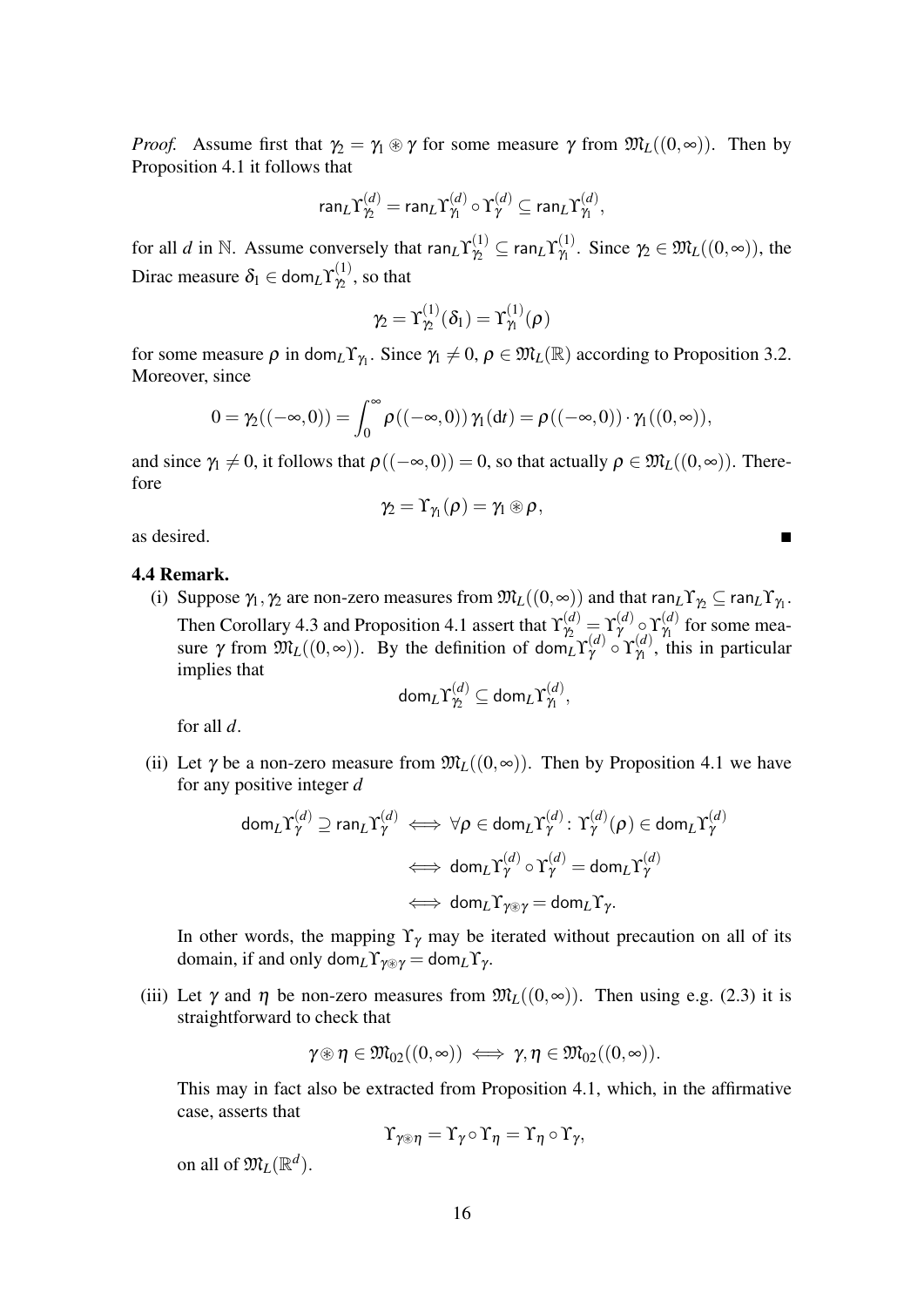*Proof.* Assume first that $\gamma_2 = \gamma_1 \circledast \gamma$ for some measure $\gamma$ from $\mathfrak{M}_L((0,\infty))$. Then by Proposition 4.1 it follows that

$$\mathsf{ran}_L\Upsilon^{(d)}_{\gamma_2} = \mathsf{ran}_L\Upsilon^{(d)}_{\gamma_1} \circ \Upsilon^{(d)}_{\gamma} \subseteq \mathsf{ran}_L\Upsilon^{(d)}_{\gamma_1},$$

for all $d$ in $\mathbb{N}$. Assume conversely that $\mathsf{ran}_L\Upsilon^{(1)}_{\gamma_2} \subseteq \mathsf{ran}_L\Upsilon^{(1)}_{\gamma_1}$. Since $\gamma_2 \in \mathfrak{M}_L((0,\infty))$, the Dirac measure $\delta_1 \in \mathsf{dom}_L\Upsilon^{(1)}_{\gamma_2}$, so that

$$\gamma_2 = \Upsilon^{(1)}_{\gamma_2}(\delta_1) = \Upsilon^{(1)}_{\gamma_1}(\rho)$$

for some measure $\rho$ in $\mathsf{dom}_L\Upsilon_{\gamma_1}$. Since $\gamma_1 \neq 0$, $\rho \in \mathfrak{M}_L(\mathbb{R})$ according to Proposition 3.2. Moreover, since

$$0 = \gamma_2((-\infty,0)) = \int_0^\infty \rho((-\infty,0))\,\gamma_1(\mathrm{d}t) = \rho((-\infty,0)) \cdot \gamma_1((0,\infty)),$$

and since $\gamma_1 \neq 0$, it follows that $\rho((-\infty,0)) = 0$, so that actually $\rho \in \mathfrak{M}_L((0,\infty))$. Therefore

$$\gamma_2 = \Upsilon_{\gamma_1}(\rho) = \gamma_1 \circledast \rho,$$

as desired. ∎

**4.4 Remark.**

(i) Suppose $\gamma_1, \gamma_2$ are non-zero measures from $\mathfrak{M}_L((0,\infty))$ and that $\mathsf{ran}_L\Upsilon_{\gamma_2} \subseteq \mathsf{ran}_L\Upsilon_{\gamma_1}$. Then Corollary 4.3 and Proposition 4.1 assert that $\Upsilon^{(d)}_{\gamma_2} = \Upsilon^{(d)}_{\gamma} \circ \Upsilon^{(d)}_{\gamma_1}$ for some measure $\gamma$ from $\mathfrak{M}_L((0,\infty))$. By the definition of $\mathsf{dom}_L\Upsilon^{(d)}_{\gamma} \circ \Upsilon^{(d)}_{\gamma_1}$, this in particular implies that

$$\mathsf{dom}_L\Upsilon^{(d)}_{\gamma_2} \subseteq \mathsf{dom}_L\Upsilon^{(d)}_{\gamma_1},$$

for all $d$.

(ii) Let $\gamma$ be a non-zero measure from $\mathfrak{M}_L((0,\infty))$. Then by Proposition 4.1 we have for any positive integer $d$

$$\begin{aligned}
\mathsf{dom}_L\Upsilon^{(d)}_{\gamma} \supseteq \mathsf{ran}_L\Upsilon^{(d)}_{\gamma} &\iff \forall \rho \in \mathsf{dom}_L\Upsilon^{(d)}_{\gamma} \colon \Upsilon^{(d)}_{\gamma}(\rho) \in \mathsf{dom}_L\Upsilon^{(d)}_{\gamma} \\
&\iff \mathsf{dom}_L\Upsilon^{(d)}_{\gamma} \circ \Upsilon^{(d)}_{\gamma} = \mathsf{dom}_L\Upsilon^{(d)}_{\gamma} \\
&\iff \mathsf{dom}_L\Upsilon_{\gamma\circledast\gamma} = \mathsf{dom}_L\Upsilon_{\gamma}.
\end{aligned}$$

In other words, the mapping $\Upsilon_\gamma$ may be iterated without precaution on all of its domain, if and only $\mathsf{dom}_L\Upsilon_{\gamma\circledast\gamma} = \mathsf{dom}_L\Upsilon_{\gamma}$.

(iii) Let $\gamma$ and $\eta$ be non-zero measures from $\mathfrak{M}_L((0,\infty))$. Then using e.g. (2.3) it is straightforward to check that

$$\gamma \circledast \eta \in \mathfrak{M}_{02}((0,\infty)) \iff \gamma, \eta \in \mathfrak{M}_{02}((0,\infty)).$$

This may in fact also be extracted from Proposition 4.1, which, in the affirmative case, asserts that

$$\Upsilon_{\gamma\circledast\eta} = \Upsilon_\gamma \circ \Upsilon_\eta = \Upsilon_\eta \circ \Upsilon_\gamma,$$

on all of $\mathfrak{M}_L(\mathbb{R}^d)$.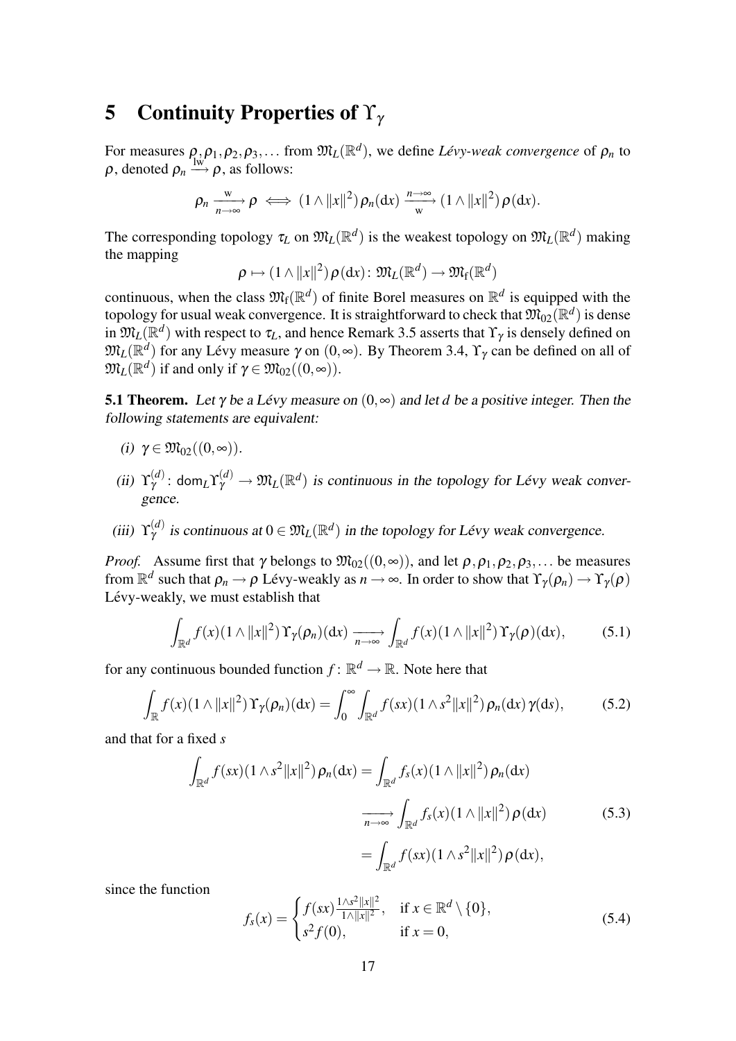# 5 Continuity Properties of $\Upsilon_\gamma$

For measures $\rho, \rho_1, \rho_2, \rho_3, \dots$ from $\mathfrak{M}_L(\mathbb{R}^d)$, we define *Lévy-weak convergence* of $\rho_n$ to $\rho$, denoted $\rho_n \xrightarrow{\text{lw}} \rho$, as follows:

$$\rho_n \xrightarrow[n\to\infty]{\text{w}} \rho \iff (1 \wedge \|x\|^2)\,\rho_n(\mathrm{d}x) \xrightarrow[\text{w}]{n\to\infty} (1 \wedge \|x\|^2)\,\rho(\mathrm{d}x).$$

The corresponding topology $\tau_L$ on $\mathfrak{M}_L(\mathbb{R}^d)$ is the weakest topology on $\mathfrak{M}_L(\mathbb{R}^d)$ making the mapping

$$\rho \mapsto (1 \wedge \|x\|^2)\,\rho(\mathrm{d}x) \colon \mathfrak{M}_L(\mathbb{R}^d) \to \mathfrak{M}_{\text{f}}(\mathbb{R}^d)$$

continuous, when the class $\mathfrak{M}_{\text{f}}(\mathbb{R}^d)$ of finite Borel measures on $\mathbb{R}^d$ is equipped with the topology for usual weak convergence. It is straightforward to check that $\mathfrak{M}_{02}(\mathbb{R}^d)$ is dense in $\mathfrak{M}_L(\mathbb{R}^d)$ with respect to $\tau_L$, and hence Remark 3.5 asserts that $\Upsilon_\gamma$ is densely defined on $\mathfrak{M}_L(\mathbb{R}^d)$ for any Lévy measure $\gamma$ on $(0,\infty)$. By Theorem 3.4, $\Upsilon_\gamma$ can be defined on all of $\mathfrak{M}_L(\mathbb{R}^d)$ if and only if $\gamma \in \mathfrak{M}_{02}((0,\infty))$.

**5.1 Theorem.** *Let $\gamma$ be a Lévy measure on $(0,\infty)$ and let $d$ be a positive integer. Then the following statements are equivalent:*

*(i)* $\gamma \in \mathfrak{M}_{02}((0,\infty))$.

*(ii)* $\Upsilon_\gamma^{(d)} \colon \mathsf{dom}_L \Upsilon_\gamma^{(d)} \to \mathfrak{M}_L(\mathbb{R}^d)$ *is continuous in the topology for Lévy weak convergence.*

*(iii)* $\Upsilon_\gamma^{(d)}$ *is continuous at* $0 \in \mathfrak{M}_L(\mathbb{R}^d)$ *in the topology for Lévy weak convergence.*

*Proof.* Assume first that $\gamma$ belongs to $\mathfrak{M}_{02}((0,\infty))$, and let $\rho, \rho_1, \rho_2, \rho_3, \dots$ be measures from $\mathbb{R}^d$ such that $\rho_n \to \rho$ Lévy-weakly as $n \to \infty$. In order to show that $\Upsilon_\gamma(\rho_n) \to \Upsilon_\gamma(\rho)$ Lévy-weakly, we must establish that

$$\int_{\mathbb{R}^d} f(x)(1 \wedge \|x\|^2)\,\Upsilon_\gamma(\rho_n)(\mathrm{d}x) \xrightarrow[n\to\infty]{} \int_{\mathbb{R}^d} f(x)(1 \wedge \|x\|^2)\,\Upsilon_\gamma(\rho)(\mathrm{d}x), \tag{5.1}$$

for any continuous bounded function $f \colon \mathbb{R}^d \to \mathbb{R}$. Note here that

$$\int_{\mathbb{R}} f(x)(1 \wedge \|x\|^2)\,\Upsilon_\gamma(\rho_n)(\mathrm{d}x) = \int_0^\infty \int_{\mathbb{R}^d} f(sx)(1 \wedge s^2\|x\|^2)\,\rho_n(\mathrm{d}x)\,\gamma(\mathrm{d}s), \tag{5.2}$$

and that for a fixed $s$

$$\begin{aligned}
\int_{\mathbb{R}^d} f(sx)(1 \wedge s^2\|x\|^2)\,\rho_n(\mathrm{d}x) &= \int_{\mathbb{R}^d} f_s(x)(1 \wedge \|x\|^2)\,\rho_n(\mathrm{d}x) \\
&\xrightarrow[n\to\infty]{} \int_{\mathbb{R}^d} f_s(x)(1 \wedge \|x\|^2)\,\rho(\mathrm{d}x) \\
&= \int_{\mathbb{R}^d} f(sx)(1 \wedge s^2\|x\|^2)\,\rho(\mathrm{d}x),
\end{aligned} \tag{5.3}$$

since the function

$$f_s(x) = \begin{cases} f(sx)\frac{1 \wedge s^2\|x\|^2}{1 \wedge \|x\|^2}, & \text{if } x \in \mathbb{R}^d \setminus \{0\}, \\ s^2 f(0), & \text{if } x = 0, \end{cases} \tag{5.4}$$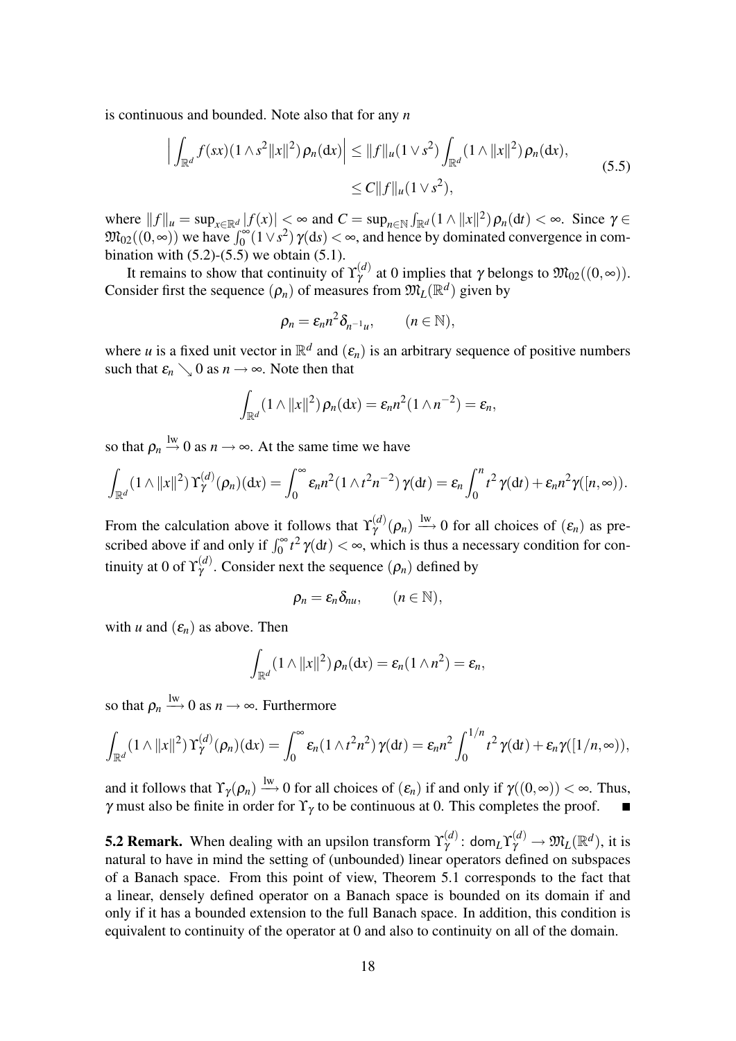is continuous and bounded. Note also that for any $n$

$$
\begin{aligned}
\Big| \int_{\mathbb{R}^d} f(sx)(1\wedge s^2\|x\|^2)\,\rho_n(\mathrm{d}x)\Big| &\le \|f\|_u(1\vee s^2)\int_{\mathbb{R}^d}(1\wedge\|x\|^2)\,\rho_n(\mathrm{d}x),\\
&\le C\|f\|_u(1\vee s^2),
\end{aligned}
\tag{5.5}
$$

where $\|f\|_u = \sup_{x\in\mathbb{R}^d}|f(x)| < \infty$ and $C = \sup_{n\in\mathbb{N}}\int_{\mathbb{R}^d}(1\wedge\|x\|^2)\,\rho_n(\mathrm{d}t) < \infty$. Since $\gamma \in \mathfrak{M}_{02}((0,\infty))$ we have $\int_0^\infty(1\vee s^2)\,\gamma(\mathrm{d}s) < \infty$, and hence by dominated convergence in combination with (5.2)-(5.5) we obtain (5.1).

It remains to show that continuity of $\Upsilon_\gamma^{(d)}$ at 0 implies that $\gamma$ belongs to $\mathfrak{M}_{02}((0,\infty))$. Consider first the sequence $(\rho_n)$ of measures from $\mathfrak{M}_L(\mathbb{R}^d)$ given by

$$
\rho_n = \varepsilon_n n^2 \delta_{n^{-1}u}, \qquad (n\in\mathbb{N}),
$$

where $u$ is a fixed unit vector in $\mathbb{R}^d$ and $(\varepsilon_n)$ is an arbitrary sequence of positive numbers such that $\varepsilon_n \searrow 0$ as $n\to\infty$. Note then that

$$
\int_{\mathbb{R}^d}(1\wedge\|x\|^2)\,\rho_n(\mathrm{d}x) = \varepsilon_n n^2(1\wedge n^{-2}) = \varepsilon_n,
$$

so that $\rho_n \xrightarrow{\text{lw}} 0$ as $n\to\infty$. At the same time we have

$$
\int_{\mathbb{R}^d}(1\wedge\|x\|^2)\,\Upsilon_\gamma^{(d)}(\rho_n)(\mathrm{d}x) = \int_0^\infty \varepsilon_n n^2(1\wedge t^2n^{-2})\,\gamma(\mathrm{d}t) = \varepsilon_n\int_0^n t^2\,\gamma(\mathrm{d}t) + \varepsilon_n n^2\gamma([n,\infty)).
$$

From the calculation above it follows that $\Upsilon_\gamma^{(d)}(\rho_n) \xrightarrow{\text{lw}} 0$ for all choices of $(\varepsilon_n)$ as prescribed above if and only if $\int_0^\infty t^2\,\gamma(\mathrm{d}t) < \infty$, which is thus a necessary condition for continuity at 0 of $\Upsilon_\gamma^{(d)}$. Consider next the sequence $(\rho_n)$ defined by

$$
\rho_n = \varepsilon_n\delta_{nu}, \qquad (n\in\mathbb{N}),
$$

with $u$ and $(\varepsilon_n)$ as above. Then

$$
\int_{\mathbb{R}^d}(1\wedge\|x\|^2)\,\rho_n(\mathrm{d}x) = \varepsilon_n(1\wedge n^2) = \varepsilon_n,
$$

so that $\rho_n \xrightarrow{\text{lw}} 0$ as $n\to\infty$. Furthermore

$$
\int_{\mathbb{R}^d}(1\wedge\|x\|^2)\,\Upsilon_\gamma^{(d)}(\rho_n)(\mathrm{d}x) = \int_0^\infty \varepsilon_n(1\wedge t^2n^2)\,\gamma(\mathrm{d}t) = \varepsilon_n n^2\int_0^{1/n} t^2\,\gamma(\mathrm{d}t) + \varepsilon_n\gamma([1/n,\infty)),
$$

and it follows that $\Upsilon_\gamma(\rho_n) \xrightarrow{\text{lw}} 0$ for all choices of $(\varepsilon_n)$ if and only if $\gamma((0,\infty)) < \infty$. Thus, $\gamma$ must also be finite in order for $\Upsilon_\gamma$ to be continuous at 0. This completes the proof. ■

**5.2 Remark.** When dealing with an upsilon transform $\Upsilon_\gamma^{(d)}\colon \mathsf{dom}_L\Upsilon_\gamma^{(d)} \to \mathfrak{M}_L(\mathbb{R}^d)$, it is natural to have in mind the setting of (unbounded) linear operators defined on subspaces of a Banach space. From this point of view, Theorem 5.1 corresponds to the fact that a linear, densely defined operator on a Banach space is bounded on its domain if and only if it has a bounded extension to the full Banach space. In addition, this condition is equivalent to continuity of the operator at 0 and also to continuity on all of the domain.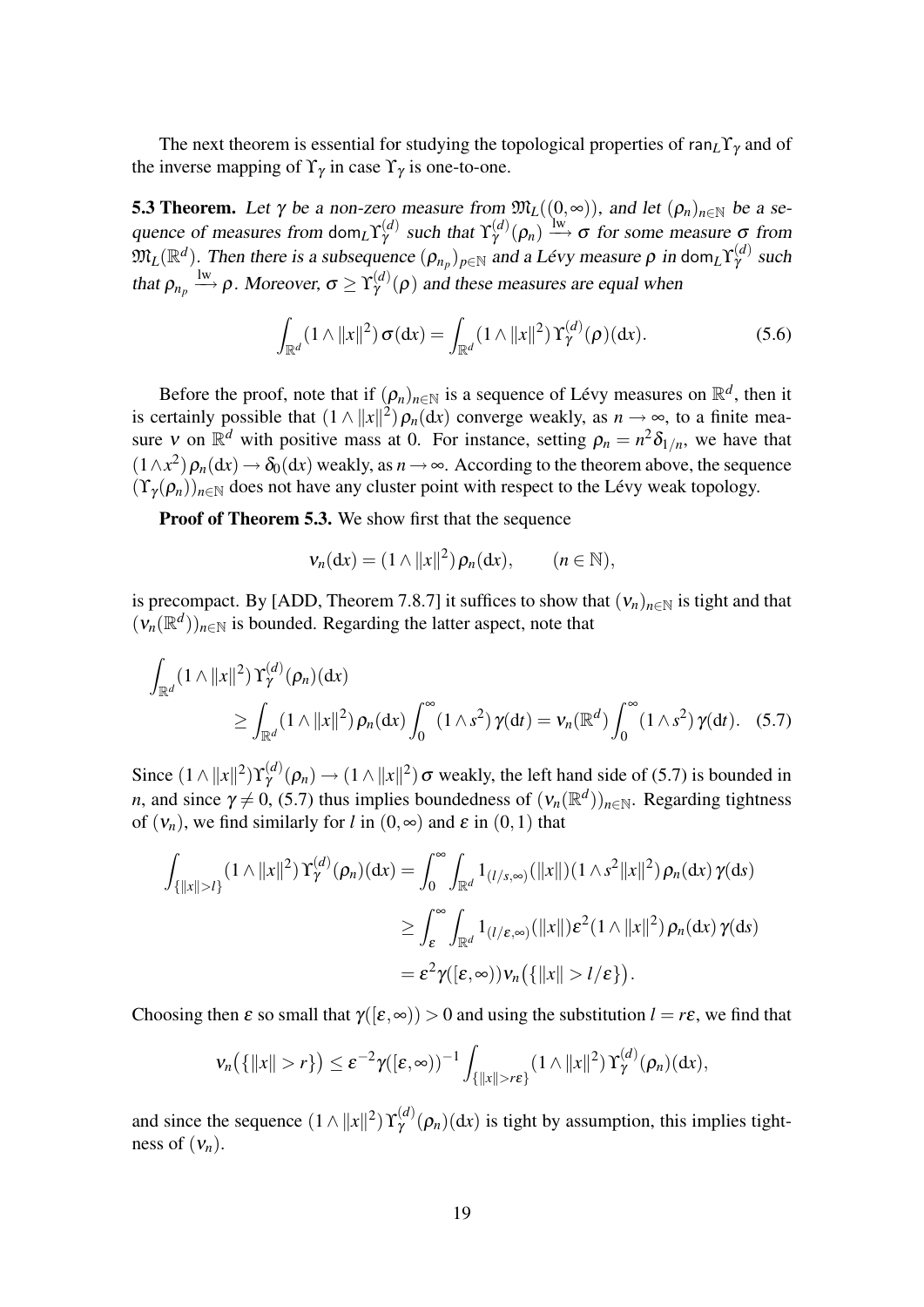The next theorem is essential for studying the topological properties of $\mathsf{ran}_L\Upsilon_\gamma$ and of the inverse mapping of $\Upsilon_\gamma$ in case $\Upsilon_\gamma$ is one-to-one.

**5.3 Theorem.** *Let $\gamma$ be a non-zero measure from $\mathfrak{M}_L((0,\infty))$, and let $(\rho_n)_{n\in\mathbb{N}}$ be a sequence of measures from $\mathsf{dom}_L\Upsilon_\gamma^{(d)}$ such that $\Upsilon_\gamma^{(d)}(\rho_n) \xrightarrow{\text{lw}} \sigma$ for some measure $\sigma$ from $\mathfrak{M}_L(\mathbb{R}^d)$. Then there is a subsequence $(\rho_{n_p})_{p\in\mathbb{N}}$ and a Lévy measure $\rho$ in $\mathsf{dom}_L\Upsilon_\gamma^{(d)}$ such that $\rho_{n_p} \xrightarrow{\text{lw}} \rho$. Moreover, $\sigma \geq \Upsilon_\gamma^{(d)}(\rho)$ and these measures are equal when*

$$\int_{\mathbb{R}^d} (1\wedge\|x\|^2)\,\sigma(\mathrm{d}x) = \int_{\mathbb{R}^d} (1\wedge\|x\|^2)\,\Upsilon_\gamma^{(d)}(\rho)(\mathrm{d}x). \tag{5.6}$$

Before the proof, note that if $(\rho_n)_{n\in\mathbb{N}}$ is a sequence of Lévy measures on $\mathbb{R}^d$, then it is certainly possible that $(1\wedge\|x\|^2)\,\rho_n(\mathrm{d}x)$ converge weakly, as $n\to\infty$, to a finite measure $\nu$ on $\mathbb{R}^d$ with positive mass at 0. For instance, setting $\rho_n = n^2\delta_{1/n}$, we have that $(1\wedge x^2)\,\rho_n(\mathrm{d}x) \to \delta_0(\mathrm{d}x)$ weakly, as $n\to\infty$. According to the theorem above, the sequence $(\Upsilon_\gamma(\rho_n))_{n\in\mathbb{N}}$ does not have any cluster point with respect to the Lévy weak topology.

**Proof of Theorem 5.3.** We show first that the sequence

$$\nu_n(\mathrm{d}x) = (1\wedge\|x\|^2)\,\rho_n(\mathrm{d}x), \qquad (n\in\mathbb{N}),$$

is precompact. By [ADD, Theorem 7.8.7] it suffices to show that $(\nu_n)_{n\in\mathbb{N}}$ is tight and that $(\nu_n(\mathbb{R}^d))_{n\in\mathbb{N}}$ is bounded. Regarding the latter aspect, note that

$$\begin{aligned}
\int_{\mathbb{R}^d} &(1\wedge\|x\|^2)\,\Upsilon_\gamma^{(d)}(\rho_n)(\mathrm{d}x) \\
&\geq \int_{\mathbb{R}^d} (1\wedge\|x\|^2)\,\rho_n(\mathrm{d}x)\int_0^\infty (1\wedge s^2)\,\gamma(\mathrm{d}t) = \nu_n(\mathbb{R}^d)\int_0^\infty (1\wedge s^2)\,\gamma(\mathrm{d}t).
\end{aligned} \tag{5.7}$$

Since $(1\wedge\|x\|^2)\Upsilon_\gamma^{(d)}(\rho_n) \to (1\wedge\|x\|^2)\,\sigma$ weakly, the left hand side of (5.7) is bounded in $n$, and since $\gamma\neq 0$, (5.7) thus implies boundedness of $(\nu_n(\mathbb{R}^d))_{n\in\mathbb{N}}$. Regarding tightness of $(\nu_n)$, we find similarly for $l$ in $(0,\infty)$ and $\varepsilon$ in $(0,1)$ that

$$\begin{aligned}
\int_{\{\|x\|>l\}} (1\wedge\|x\|^2)\,\Upsilon_\gamma^{(d)}(\rho_n)(\mathrm{d}x) &= \int_0^\infty\int_{\mathbb{R}^d} 1_{(l/s,\infty)}(\|x\|)(1\wedge s^2\|x\|^2)\,\rho_n(\mathrm{d}x)\,\gamma(\mathrm{d}s) \\
&\geq \int_\varepsilon^\infty\int_{\mathbb{R}^d} 1_{(l/\varepsilon,\infty)}(\|x\|)\varepsilon^2(1\wedge\|x\|^2)\,\rho_n(\mathrm{d}x)\,\gamma(\mathrm{d}s) \\
&= \varepsilon^2\gamma([\varepsilon,\infty))\nu_n\big(\{\|x\|>l/\varepsilon\}\big).
\end{aligned}$$

Choosing then $\varepsilon$ so small that $\gamma([\varepsilon,\infty))>0$ and using the substitution $l = r\varepsilon$, we find that

$$\nu_n\big(\{\|x\|>r\}\big) \leq \varepsilon^{-2}\gamma([\varepsilon,\infty))^{-1}\int_{\{\|x\|>r\varepsilon\}} (1\wedge\|x\|^2)\,\Upsilon_\gamma^{(d)}(\rho_n)(\mathrm{d}x),$$

and since the sequence $(1\wedge\|x\|^2)\,\Upsilon_\gamma^{(d)}(\rho_n)(\mathrm{d}x)$ is tight by assumption, this implies tightness of $(\nu_n)$.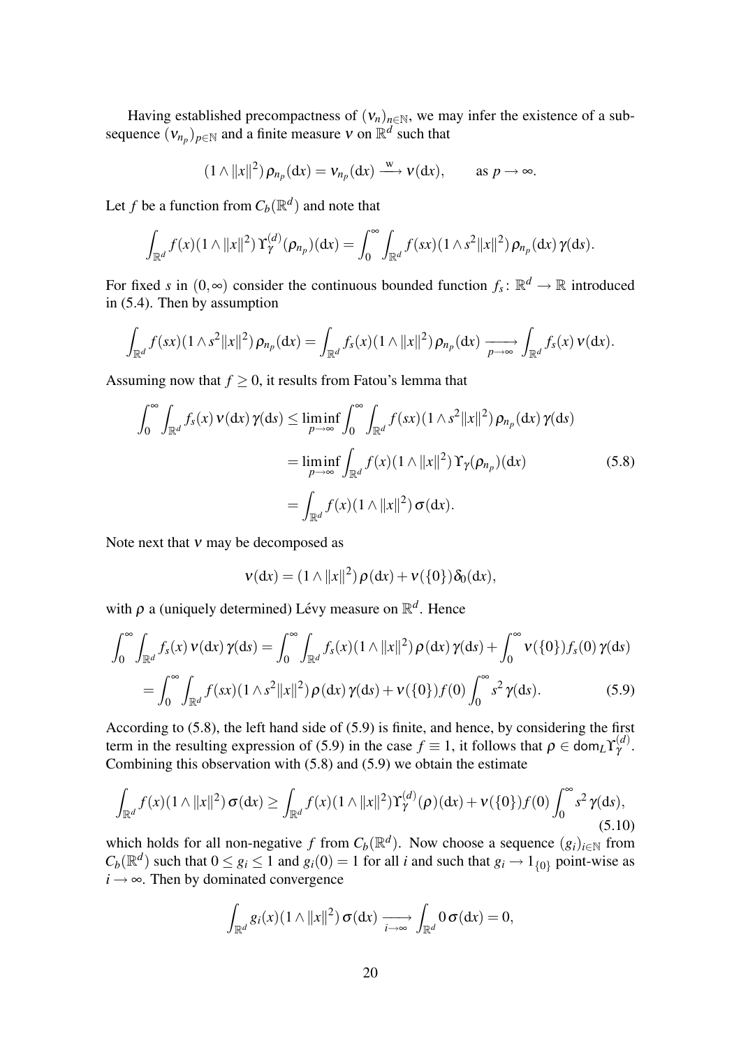Having established precompactness of $(\nu_n)_{n\in\mathbb{N}}$, we may infer the existence of a subsequence $(\nu_{n_p})_{p\in\mathbb{N}}$ and a finite measure $\nu$ on $\mathbb{R}^d$ such that

$$(1\wedge\|x\|^2)\,\rho_{n_p}(\mathrm{d}x)=\nu_{n_p}(\mathrm{d}x)\xrightarrow{\ \mathrm{w}\ }\nu(\mathrm{d}x),\qquad \text{as } p\to\infty.$$

Let $f$ be a function from $C_b(\mathbb{R}^d)$ and note that

$$\int_{\mathbb{R}^d} f(x)(1\wedge\|x\|^2)\,\Upsilon_\gamma^{(d)}(\rho_{n_p})(\mathrm{d}x)=\int_0^\infty\int_{\mathbb{R}^d} f(sx)(1\wedge s^2\|x\|^2)\,\rho_{n_p}(\mathrm{d}x)\,\gamma(\mathrm{d}s).$$

For fixed $s$ in $(0,\infty)$ consider the continuous bounded function $f_s\colon\mathbb{R}^d\to\mathbb{R}$ introduced in (5.4). Then by assumption

$$\int_{\mathbb{R}^d} f(sx)(1\wedge s^2\|x\|^2)\,\rho_{n_p}(\mathrm{d}x)=\int_{\mathbb{R}^d} f_s(x)(1\wedge\|x\|^2)\,\rho_{n_p}(\mathrm{d}x)\xrightarrow[p\to\infty]{}\int_{\mathbb{R}^d} f_s(x)\,\nu(\mathrm{d}x).$$

Assuming now that $f\geq 0$, it results from Fatou's lemma that

$$\begin{aligned}\int_0^\infty\int_{\mathbb{R}^d} f_s(x)\,\nu(\mathrm{d}x)\,\gamma(\mathrm{d}s)&\leq\liminf_{p\to\infty}\int_0^\infty\int_{\mathbb{R}^d} f(sx)(1\wedge s^2\|x\|^2)\,\rho_{n_p}(\mathrm{d}x)\,\gamma(\mathrm{d}s)\\&=\liminf_{p\to\infty}\int_{\mathbb{R}^d} f(x)(1\wedge\|x\|^2)\,\Upsilon_\gamma(\rho_{n_p})(\mathrm{d}x)\\&=\int_{\mathbb{R}^d} f(x)(1\wedge\|x\|^2)\,\sigma(\mathrm{d}x).\end{aligned}\tag{5.8}$$

Note next that $\nu$ may be decomposed as

$$\nu(\mathrm{d}x)=(1\wedge\|x\|^2)\,\rho(\mathrm{d}x)+\nu(\{0\})\delta_0(\mathrm{d}x),$$

with $\rho$ a (uniquely determined) Lévy measure on $\mathbb{R}^d$. Hence

$$\begin{aligned}\int_0^\infty\int_{\mathbb{R}^d} f_s(x)\,\nu(\mathrm{d}x)\,\gamma(\mathrm{d}s)&=\int_0^\infty\int_{\mathbb{R}^d} f_s(x)(1\wedge\|x\|^2)\,\rho(\mathrm{d}x)\,\gamma(\mathrm{d}s)+\int_0^\infty \nu(\{0\})f_s(0)\,\gamma(\mathrm{d}s)\\&=\int_0^\infty\int_{\mathbb{R}^d} f(sx)(1\wedge s^2\|x\|^2)\,\rho(\mathrm{d}x)\,\gamma(\mathrm{d}s)+\nu(\{0\})f(0)\int_0^\infty s^2\,\gamma(\mathrm{d}s).\end{aligned}\tag{5.9}$$

According to (5.8), the left hand side of (5.9) is finite, and hence, by considering the first term in the resulting expression of (5.9) in the case $f\equiv 1$, it follows that $\rho\in\mathsf{dom}_L\Upsilon_\gamma^{(d)}$. Combining this observation with (5.8) and (5.9) we obtain the estimate

$$\int_{\mathbb{R}^d} f(x)(1\wedge\|x\|^2)\,\sigma(\mathrm{d}x)\geq\int_{\mathbb{R}^d} f(x)(1\wedge\|x\|^2)\Upsilon_\gamma^{(d)}(\rho)(\mathrm{d}x)+\nu(\{0\})f(0)\int_0^\infty s^2\,\gamma(\mathrm{d}s),\tag{5.10}$$

which holds for all non-negative $f$ from $C_b(\mathbb{R}^d)$. Now choose a sequence $(g_i)_{i\in\mathbb{N}}$ from $C_b(\mathbb{R}^d)$ such that $0\leq g_i\leq 1$ and $g_i(0)=1$ for all $i$ and such that $g_i\to 1_{\{0\}}$ point-wise as $i\to\infty$. Then by dominated convergence

$$\int_{\mathbb{R}^d} g_i(x)(1\wedge\|x\|^2)\,\sigma(\mathrm{d}x)\xrightarrow[i\to\infty]{}\int_{\mathbb{R}^d} 0\,\sigma(\mathrm{d}x)=0,$$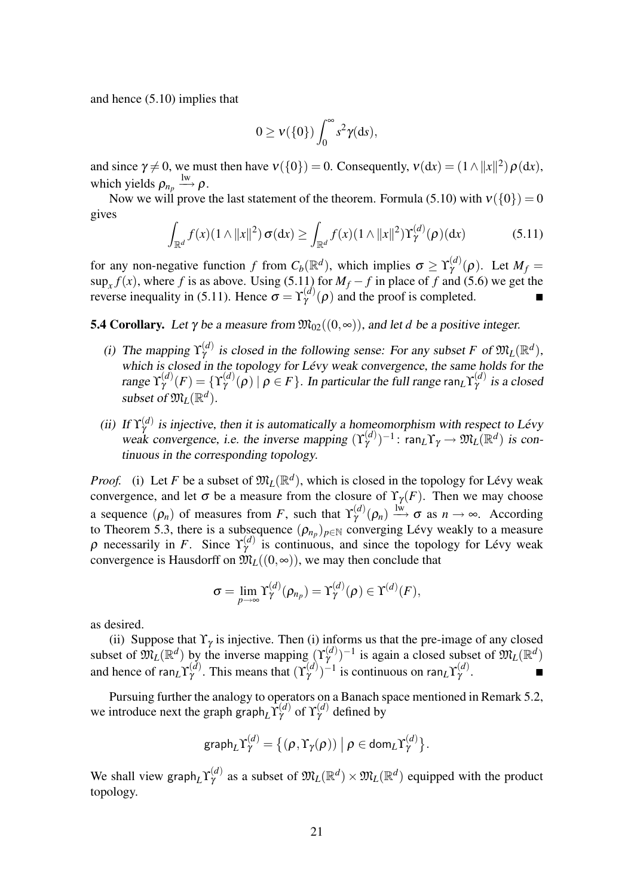and hence (5.10) implies that

$$0 \geq \nu(\{0\}) \int_0^\infty s^2 \gamma(\mathrm{d}s),$$

and since $\gamma \neq 0$, we must then have $\nu(\{0\}) = 0$. Consequently, $\nu(\mathrm{d}x) = (1 \wedge \|x\|^2)\,\rho(\mathrm{d}x)$, which yields $\rho_{n_p} \xrightarrow{\mathrm{lw}} \rho$.

Now we will prove the last statement of the theorem. Formula (5.10) with $\nu(\{0\}) = 0$ gives

$$\int_{\mathbb{R}^d} f(x)(1 \wedge \|x\|^2)\,\sigma(\mathrm{d}x) \geq \int_{\mathbb{R}^d} f(x)(1 \wedge \|x\|^2)\Upsilon_\gamma^{(d)}(\rho)(\mathrm{d}x) \tag{5.11}$$

for any non-negative function $f$ from $C_b(\mathbb{R}^d)$, which implies $\sigma \geq \Upsilon_\gamma^{(d)}(\rho)$. Let $M_f = \sup_x f(x)$, where $f$ is as above. Using (5.11) for $M_f - f$ in place of $f$ and (5.6) we get the reverse inequality in (5.11). Hence $\sigma = \Upsilon_\gamma^{(d)}(\rho)$ and the proof is completed. ∎

**5.4 Corollary.** *Let $\gamma$ be a measure from $\mathfrak{M}_{02}((0,\infty))$, and let $d$ be a positive integer.*

*(i) The mapping $\Upsilon_\gamma^{(d)}$ is closed in the following sense: For any subset $F$ of $\mathfrak{M}_L(\mathbb{R}^d)$, which is closed in the topology for Lévy weak convergence, the same holds for the range $\Upsilon_\gamma^{(d)}(F) = \{\Upsilon_\gamma^{(d)}(\rho) \mid \rho \in F\}$. In particular the full range $\mathsf{ran}_L\Upsilon_\gamma^{(d)}$ is a closed subset of $\mathfrak{M}_L(\mathbb{R}^d)$.*

*(ii) If $\Upsilon_\gamma^{(d)}$ is injective, then it is automatically a homeomorphism with respect to Lévy weak convergence, i.e. the inverse mapping $(\Upsilon_\gamma^{(d)})^{-1} \colon \mathsf{ran}_L\Upsilon_\gamma \to \mathfrak{M}_L(\mathbb{R}^d)$ is continuous in the corresponding topology.*

*Proof.* (i) Let $F$ be a subset of $\mathfrak{M}_L(\mathbb{R}^d)$, which is closed in the topology for Lévy weak convergence, and let $\sigma$ be a measure from the closure of $\Upsilon_\gamma(F)$. Then we may choose a sequence $(\rho_n)$ of measures from $F$, such that $\Upsilon_\gamma^{(d)}(\rho_n) \xrightarrow{\mathrm{lw}} \sigma$ as $n \to \infty$. According to Theorem 5.3, there is a subsequence $(\rho_{n_p})_{p\in\mathbb{N}}$ converging Lévy weakly to a measure $\rho$ necessarily in $F$. Since $\Upsilon_\gamma^{(d)}$ is continuous, and since the topology for Lévy weak convergence is Hausdorff on $\mathfrak{M}_L((0,\infty))$, we may then conclude that

$$\sigma = \lim_{p\to\infty} \Upsilon_\gamma^{(d)}(\rho_{n_p}) = \Upsilon_\gamma^{(d)}(\rho) \in \Upsilon^{(d)}(F),$$

as desired.

(ii) Suppose that $\Upsilon_\gamma$ is injective. Then (i) informs us that the pre-image of any closed subset of $\mathfrak{M}_L(\mathbb{R}^d)$ by the inverse mapping $(\Upsilon_\gamma^{(d)})^{-1}$ is again a closed subset of $\mathfrak{M}_L(\mathbb{R}^d)$ and hence of $\mathsf{ran}_L\Upsilon_\gamma^{(d)}$. This means that $(\Upsilon_\gamma^{(d)})^{-1}$ is continuous on $\mathsf{ran}_L\Upsilon_\gamma^{(d)}$. ∎

Pursuing further the analogy to operators on a Banach space mentioned in Remark 5.2, we introduce next the graph $\mathsf{graph}_L\Upsilon_\gamma^{(d)}$ of $\Upsilon_\gamma^{(d)}$ defined by

$$\mathsf{graph}_L\Upsilon_\gamma^{(d)} = \big\{(\rho, \Upsilon_\gamma(\rho)) \bigm| \rho \in \mathsf{dom}_L\Upsilon_\gamma^{(d)}\big\}.$$

We shall view $\mathsf{graph}_L\Upsilon_\gamma^{(d)}$ as a subset of $\mathfrak{M}_L(\mathbb{R}^d) \times \mathfrak{M}_L(\mathbb{R}^d)$ equipped with the product topology.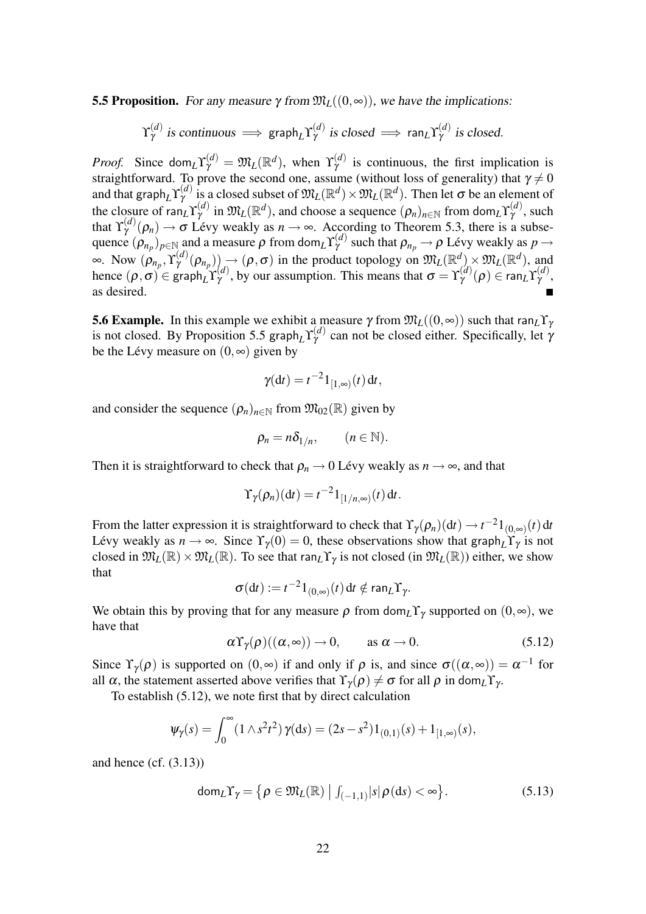**5.5 Proposition.** *For any measure $\gamma$ from $\mathfrak{M}_L((0,\infty))$, we have the implications:*

$$\Upsilon_\gamma^{(d)} \text{ is continuous} \implies \mathsf{graph}_L\Upsilon_\gamma^{(d)} \text{ is closed} \implies \mathsf{ran}_L\Upsilon_\gamma^{(d)} \text{ is closed.}$$

*Proof.* Since $\mathsf{dom}_L\Upsilon_\gamma^{(d)} = \mathfrak{M}_L(\mathbb{R}^d)$, when $\Upsilon_\gamma^{(d)}$ is continuous, the first implication is straightforward. To prove the second one, assume (without loss of generality) that $\gamma \neq 0$ and that $\mathsf{graph}_L\Upsilon_\gamma^{(d)}$ is a closed subset of $\mathfrak{M}_L(\mathbb{R}^d) \times \mathfrak{M}_L(\mathbb{R}^d)$. Then let $\sigma$ be an element of the closure of $\mathsf{ran}_L\Upsilon_\gamma^{(d)}$ in $\mathfrak{M}_L(\mathbb{R}^d)$, and choose a sequence $(\rho_n)_{n\in\mathbb{N}}$ from $\mathsf{dom}_L\Upsilon_\gamma^{(d)}$, such that $\Upsilon_\gamma^{(d)}(\rho_n) \to \sigma$ Lévy weakly as $n \to \infty$. According to Theorem 5.3, there is a subsequence $(\rho_{n_p})_{p\in\mathbb{N}}$ and a measure $\rho$ from $\mathsf{dom}_L\Upsilon_\gamma^{(d)}$ such that $\rho_{n_p} \to \rho$ Lévy weakly as $p \to \infty$. Now $(\rho_{n_p}, \Upsilon_\gamma^{(d)}(\rho_{n_p})) \to (\rho, \sigma)$ in the product topology on $\mathfrak{M}_L(\mathbb{R}^d) \times \mathfrak{M}_L(\mathbb{R}^d)$, and hence $(\rho,\sigma) \in \mathsf{graph}_L\Upsilon_\gamma^{(d)}$, by our assumption. This means that $\sigma = \Upsilon_\gamma^{(d)}(\rho) \in \mathsf{ran}_L\Upsilon_\gamma^{(d)}$, as desired. ■

**5.6 Example.** In this example we exhibit a measure $\gamma$ from $\mathfrak{M}_L((0,\infty))$ such that $\mathsf{ran}_L\Upsilon_\gamma$ is not closed. By Proposition 5.5 $\mathsf{graph}_L\Upsilon_\gamma^{(d)}$ can not be closed either. Specifically, let $\gamma$ be the Lévy measure on $(0,\infty)$ given by

$$\gamma(\mathrm{d}t) = t^{-2}1_{[1,\infty)}(t)\,\mathrm{d}t,$$

and consider the sequence $(\rho_n)_{n\in\mathbb{N}}$ from $\mathfrak{M}_{02}(\mathbb{R})$ given by

$$\rho_n = n\delta_{1/n}, \qquad (n \in \mathbb{N}).$$

Then it is straightforward to check that $\rho_n \to 0$ Lévy weakly as $n \to \infty$, and that

$$\Upsilon_\gamma(\rho_n)(\mathrm{d}t) = t^{-2}1_{[1/n,\infty)}(t)\,\mathrm{d}t.$$

From the latter expression it is straightforward to check that $\Upsilon_\gamma(\rho_n)(\mathrm{d}t) \to t^{-2}1_{(0,\infty)}(t)\,\mathrm{d}t$ Lévy weakly as $n \to \infty$. Since $\Upsilon_\gamma(0) = 0$, these observations show that $\mathsf{graph}_L\Upsilon_\gamma$ is not closed in $\mathfrak{M}_L(\mathbb{R}) \times \mathfrak{M}_L(\mathbb{R})$. To see that $\mathsf{ran}_L\Upsilon_\gamma$ is not closed (in $\mathfrak{M}_L(\mathbb{R})$) either, we show that

$$\sigma(\mathrm{d}t) := t^{-2}1_{(0,\infty)}(t)\,\mathrm{d}t \notin \mathsf{ran}_L\Upsilon_\gamma.$$

We obtain this by proving that for any measure $\rho$ from $\mathsf{dom}_L\Upsilon_\gamma$ supported on $(0,\infty)$, we have that

$$\alpha\Upsilon_\gamma(\rho)((\alpha,\infty)) \to 0, \qquad \text{as } \alpha \to 0. \tag{5.12}$$

Since $\Upsilon_\gamma(\rho)$ is supported on $(0,\infty)$ if and only if $\rho$ is, and since $\sigma((\alpha,\infty)) = \alpha^{-1}$ for all $\alpha$, the statement asserted above verifies that $\Upsilon_\gamma(\rho) \neq \sigma$ for all $\rho$ in $\mathsf{dom}_L\Upsilon_\gamma$.

To establish (5.12), we note first that by direct calculation

$$\psi_\gamma(s) = \int_0^\infty (1 \wedge s^2t^2)\,\gamma(\mathrm{d}s) = (2s - s^2)1_{(0,1)}(s) + 1_{[1,\infty)}(s),$$

and hence (cf. (3.13))

$$\mathsf{dom}_L\Upsilon_\gamma = \big\{\rho \in \mathfrak{M}_L(\mathbb{R}) \;\big|\; \textstyle\int_{(-1,1)}|s|\,\rho(\mathrm{d}s) < \infty\big\}. \tag{5.13}$$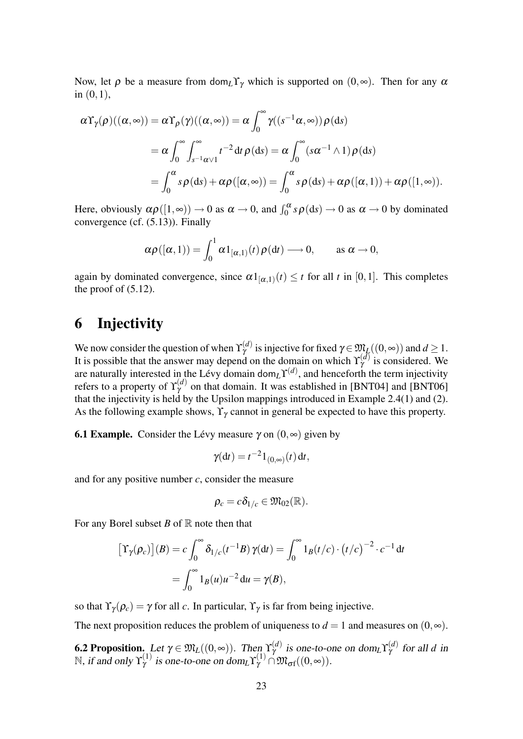Now, let $\rho$ be a measure from $\mathsf{dom}_L\Upsilon_\gamma$ which is supported on $(0,\infty)$. Then for any $\alpha$ in $(0,1)$,

$$
\begin{aligned}
\alpha\Upsilon_\gamma(\rho)((\alpha,\infty)) = \alpha\Upsilon_\rho(\gamma)((\alpha,\infty)) &= \alpha\int_0^\infty \gamma((s^{-1}\alpha,\infty))\,\rho(\mathrm{d}s) \\
&= \alpha\int_0^\infty\int_{s^{-1}\alpha\vee 1}^\infty t^{-2}\,\mathrm{d}t\,\rho(\mathrm{d}s) = \alpha\int_0^\infty (s\alpha^{-1}\wedge 1)\,\rho(\mathrm{d}s) \\
&= \int_0^\alpha s\,\rho(\mathrm{d}s) + \alpha\rho([\alpha,\infty)) = \int_0^\alpha s\,\rho(\mathrm{d}s) + \alpha\rho([\alpha,1)) + \alpha\rho([1,\infty)).
\end{aligned}
$$

Here, obviously $\alpha\rho([1,\infty)) \to 0$ as $\alpha \to 0$, and $\int_0^\alpha s\,\rho(\mathrm{d}s) \to 0$ as $\alpha \to 0$ by dominated convergence (cf. (5.13)). Finally

$$
\alpha\rho([\alpha,1)) = \int_0^1 \alpha 1_{[\alpha,1)}(t)\,\rho(\mathrm{d}t) \longrightarrow 0, \qquad \text{as } \alpha \to 0,
$$

again by dominated convergence, since $\alpha 1_{[\alpha,1)}(t) \le t$ for all $t$ in $[0,1]$. This completes the proof of (5.12).

# 6 Injectivity

We now consider the question of when $\Upsilon_\gamma^{(d)}$ is injective for fixed $\gamma \in \mathfrak{M}_L((0,\infty))$ and $d \ge 1$. It is possible that the answer may depend on the domain on which $\Upsilon_\gamma^{(d)}$ is considered. We are naturally interested in the Lévy domain $\mathsf{dom}_L\Upsilon^{(d)}$, and henceforth the term injectivity refers to a property of $\Upsilon_\gamma^{(d)}$ on that domain. It was established in [BNT04] and [BNT06] that the injectivity is held by the Upsilon mappings introduced in Example 2.4(1) and (2). As the following example shows, $\Upsilon_\gamma$ cannot in general be expected to have this property.

**6.1 Example.** Consider the Lévy measure $\gamma$ on $(0,\infty)$ given by

$$
\gamma(\mathrm{d}t) = t^{-2}1_{(0,\infty)}(t)\,\mathrm{d}t,
$$

and for any positive number $c$, consider the measure

$$
\rho_c = c\delta_{1/c} \in \mathfrak{M}_{02}(\mathbb{R}).
$$

For any Borel subset $B$ of $\mathbb{R}$ note then that

$$
\begin{aligned}
\big[\Upsilon_\gamma(\rho_c)\big](B) &= c\int_0^\infty \delta_{1/c}(t^{-1}B)\,\gamma(\mathrm{d}t) = \int_0^\infty 1_B(t/c)\cdot\big(t/c\big)^{-2}\cdot c^{-1}\,\mathrm{d}t \\
&= \int_0^\infty 1_B(u)u^{-2}\,\mathrm{d}u = \gamma(B),
\end{aligned}
$$

so that $\Upsilon_\gamma(\rho_c) = \gamma$ for all $c$. In particular, $\Upsilon_\gamma$ is far from being injective.

The next proposition reduces the problem of uniqueness to $d = 1$ and measures on $(0,\infty)$.

**6.2 Proposition.** *Let $\gamma \in \mathfrak{M}_L((0,\infty))$. Then $\Upsilon_\gamma^{(d)}$ is one-to-one on $\mathsf{dom}_L\Upsilon_\gamma^{(d)}$ for all $d$ in $\mathbb{N}$, if and only $\Upsilon_\gamma^{(1)}$ is one-to-one on $\mathsf{dom}_L\Upsilon_\gamma^{(1)} \cap \mathfrak{M}_{\sigma\mathrm{f}}((0,\infty))$.*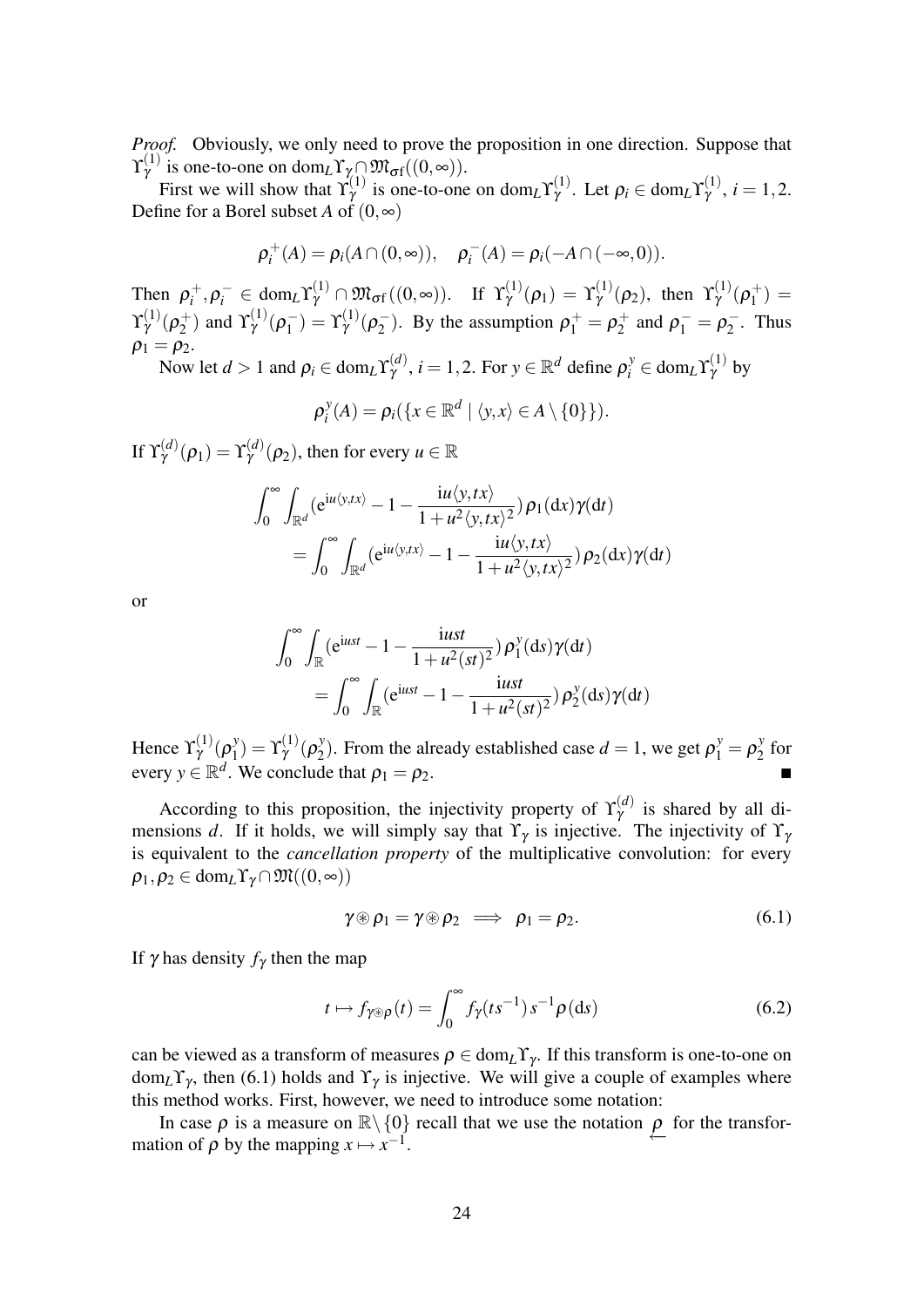*Proof.* Obviously, we only need to prove the proposition in one direction. Suppose that $\Upsilon_\gamma^{(1)}$ is one-to-one on $\mathrm{dom}_L\Upsilon_\gamma \cap \mathfrak{M}_{\sigma f}((0,\infty))$.

First we will show that $\Upsilon_\gamma^{(1)}$ is one-to-one on $\mathrm{dom}_L\Upsilon_\gamma^{(1)}$. Let $\rho_i \in \mathrm{dom}_L\Upsilon_\gamma^{(1)}$, $i = 1,2$. Define for a Borel subset $A$ of $(0,\infty)$

$$\rho_i^+(A) = \rho_i(A \cap (0,\infty)), \quad \rho_i^-(A) = \rho_i(-A \cap (-\infty,0)).$$

Then $\rho_i^+, \rho_i^- \in \mathrm{dom}_L\Upsilon_\gamma^{(1)} \cap \mathfrak{M}_{\sigma f}((0,\infty))$. If $\Upsilon_\gamma^{(1)}(\rho_1) = \Upsilon_\gamma^{(1)}(\rho_2)$, then $\Upsilon_\gamma^{(1)}(\rho_1^+) = \Upsilon_\gamma^{(1)}(\rho_2^+)$ and $\Upsilon_\gamma^{(1)}(\rho_1^-) = \Upsilon_\gamma^{(1)}(\rho_2^-)$. By the assumption $\rho_1^+ = \rho_2^+$ and $\rho_1^- = \rho_2^-$. Thus $\rho_1 = \rho_2$.

Now let $d > 1$ and $\rho_i \in \mathrm{dom}_L\Upsilon_\gamma^{(d)}$, $i = 1,2$. For $y \in \mathbb{R}^d$ define $\rho_i^y \in \mathrm{dom}_L\Upsilon_\gamma^{(1)}$ by

$$\rho_i^y(A) = \rho_i(\{x \in \mathbb{R}^d \mid \langle y,x\rangle \in A \setminus \{0\}\}).$$

If $\Upsilon_\gamma^{(d)}(\rho_1) = \Upsilon_\gamma^{(d)}(\rho_2)$, then for every $u \in \mathbb{R}$

$$\int_0^\infty \int_{\mathbb{R}^d} (\mathrm{e}^{\mathrm{i}u\langle y,tx\rangle} - 1 - \frac{\mathrm{i}u\langle y,tx\rangle}{1+u^2\langle y,tx\rangle^2})\,\rho_1(\mathrm{d}x)\gamma(\mathrm{d}t)$$
$$= \int_0^\infty \int_{\mathbb{R}^d} (\mathrm{e}^{\mathrm{i}u\langle y,tx\rangle} - 1 - \frac{\mathrm{i}u\langle y,tx\rangle}{1+u^2\langle y,tx\rangle^2})\,\rho_2(\mathrm{d}x)\gamma(\mathrm{d}t)$$

or

$$\int_0^\infty \int_{\mathbb{R}} (\mathrm{e}^{\mathrm{i}ust} - 1 - \frac{\mathrm{i}ust}{1+u^2(st)^2})\,\rho_1^y(\mathrm{d}s)\gamma(\mathrm{d}t)$$
$$= \int_0^\infty \int_{\mathbb{R}} (\mathrm{e}^{\mathrm{i}ust} - 1 - \frac{\mathrm{i}ust}{1+u^2(st)^2})\,\rho_2^y(\mathrm{d}s)\gamma(\mathrm{d}t)$$

Hence $\Upsilon_\gamma^{(1)}(\rho_1^y) = \Upsilon_\gamma^{(1)}(\rho_2^y)$. From the already established case $d = 1$, we get $\rho_1^y = \rho_2^y$ for every $y \in \mathbb{R}^d$. We conclude that $\rho_1 = \rho_2$. ■

According to this proposition, the injectivity property of $\Upsilon_\gamma^{(d)}$ is shared by all dimensions $d$. If it holds, we will simply say that $\Upsilon_\gamma$ is injective. The injectivity of $\Upsilon_\gamma$ is equivalent to the *cancellation property* of the multiplicative convolution: for every $\rho_1, \rho_2 \in \mathrm{dom}_L\Upsilon_\gamma \cap \mathfrak{M}((0,\infty))$

$$\gamma \circledast \rho_1 = \gamma \circledast \rho_2 \implies \rho_1 = \rho_2. \tag{6.1}$$

If $\gamma$ has density $f_\gamma$ then the map

$$t \mapsto f_{\gamma\circledast\rho}(t) = \int_0^\infty f_\gamma(ts^{-1})\,s^{-1}\rho(\mathrm{d}s) \tag{6.2}$$

can be viewed as a transform of measures $\rho \in \mathrm{dom}_L\Upsilon_\gamma$. If this transform is one-to-one on $\mathrm{dom}_L\Upsilon_\gamma$, then (6.1) holds and $\Upsilon_\gamma$ is injective. We will give a couple of examples where this method works. First, however, we need to introduce some notation:

In case $\rho$ is a measure on $\mathbb{R}\setminus\{0\}$ recall that we use the notation $\underleftarrow{\rho}$ for the transformation of $\rho$ by the mapping $x \mapsto x^{-1}$.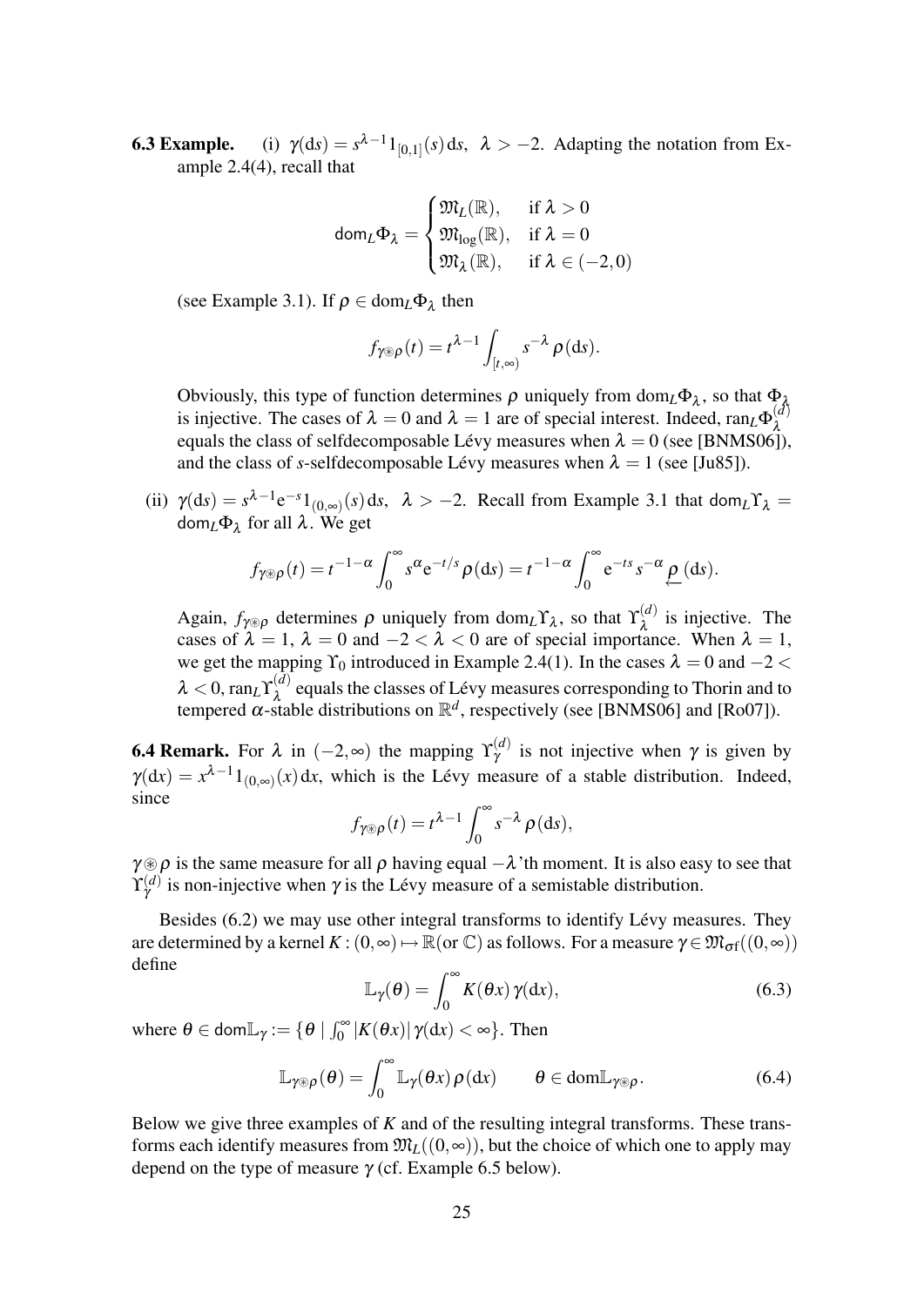**6.3 Example.** (i) $\gamma(\mathrm{d}s) = s^{\lambda-1}1_{[0,1]}(s)\,\mathrm{d}s$, $\lambda > -2$. Adapting the notation from Example 2.4(4), recall that

$$\mathrm{dom}_L\Phi_\lambda = \begin{cases} \mathfrak{M}_L(\mathbb{R}), & \text{if } \lambda > 0 \\ \mathfrak{M}_{\log}(\mathbb{R}), & \text{if } \lambda = 0 \\ \mathfrak{M}_\lambda(\mathbb{R}), & \text{if } \lambda \in (-2,0) \end{cases}$$

(see Example 3.1). If $\rho \in \mathrm{dom}_L\Phi_\lambda$ then

$$f_{\gamma\circledast\rho}(t) = t^{\lambda-1}\int_{[t,\infty)} s^{-\lambda}\,\rho(\mathrm{d}s).$$

Obviously, this type of function determines $\rho$ uniquely from $\mathrm{dom}_L\Phi_\lambda$, so that $\Phi_\lambda$ is injective. The cases of $\lambda = 0$ and $\lambda = 1$ are of special interest. Indeed, $\mathrm{ran}_L\Phi_\lambda^{(d)}$ equals the class of selfdecomposable Lévy measures when $\lambda = 0$ (see [BNMS06]), and the class of *s*-selfdecomposable Lévy measures when $\lambda = 1$ (see [Ju85]).

(ii) $\gamma(\mathrm{d}s) = s^{\lambda-1}\mathrm{e}^{-s}1_{(0,\infty)}(s)\,\mathrm{d}s$, $\lambda > -2$. Recall from Example 3.1 that $\mathrm{dom}_L\Upsilon_\lambda = \mathrm{dom}_L\Phi_\lambda$ for all $\lambda$. We get

$$f_{\gamma\circledast\rho}(t) = t^{-1-\alpha}\int_0^\infty s^\alpha \mathrm{e}^{-t/s}\rho(\mathrm{d}s) = t^{-1-\alpha}\int_0^\infty \mathrm{e}^{-ts}s^{-\alpha}\,\underleftarrow{\rho}\,(\mathrm{d}s).$$

Again, $f_{\gamma\circledast\rho}$ determines $\rho$ uniquely from $\mathrm{dom}_L\Upsilon_\lambda$, so that $\Upsilon_\lambda^{(d)}$ is injective. The cases of $\lambda = 1$, $\lambda = 0$ and $-2 < \lambda < 0$ are of special importance. When $\lambda = 1$, we get the mapping $\Upsilon_0$ introduced in Example 2.4(1). In the cases $\lambda = 0$ and $-2 < \lambda < 0$, $\mathrm{ran}_L\Upsilon_\lambda^{(d)}$ equals the classes of Lévy measures corresponding to Thorin and to tempered $\alpha$-stable distributions on $\mathbb{R}^d$, respectively (see [BNMS06] and [Ro07]).

**6.4 Remark.** For $\lambda$ in $(-2,\infty)$ the mapping $\Upsilon_\gamma^{(d)}$ is not injective when $\gamma$ is given by $\gamma(\mathrm{d}x) = x^{\lambda-1}1_{(0,\infty)}(x)\,\mathrm{d}x$, which is the Lévy measure of a stable distribution. Indeed, since

$$f_{\gamma\circledast\rho}(t) = t^{\lambda-1}\int_0^\infty s^{-\lambda}\,\rho(\mathrm{d}s),$$

$\gamma\circledast\rho$ is the same measure for all $\rho$ having equal $-\lambda$'th moment. It is also easy to see that $\Upsilon_\gamma^{(d)}$ is non-injective when $\gamma$ is the Lévy measure of a semistable distribution.

Besides (6.2) we may use other integral transforms to identify Lévy measures. They are determined by a kernel $K : (0,\infty) \mapsto \mathbb{R}(\text{or } \mathbb{C})$ as follows. For a measure $\gamma \in \mathfrak{M}_{\sigma\mathrm{f}}((0,\infty))$ define

$$\mathbb{L}_\gamma(\theta) = \int_0^\infty K(\theta x)\,\gamma(\mathrm{d}x), \tag{6.3}$$

where $\theta \in \mathrm{dom}\mathbb{L}_\gamma := \{\theta \mid \int_0^\infty |K(\theta x)|\,\gamma(\mathrm{d}x) < \infty\}$. Then

$$\mathbb{L}_{\gamma\circledast\rho}(\theta) = \int_0^\infty \mathbb{L}_\gamma(\theta x)\,\rho(\mathrm{d}x) \qquad \theta \in \mathrm{dom}\mathbb{L}_{\gamma\circledast\rho}. \tag{6.4}$$

Below we give three examples of $K$ and of the resulting integral transforms. These transforms each identify measures from $\mathfrak{M}_L((0,\infty))$, but the choice of which one to apply may depend on the type of measure $\gamma$ (cf. Example 6.5 below).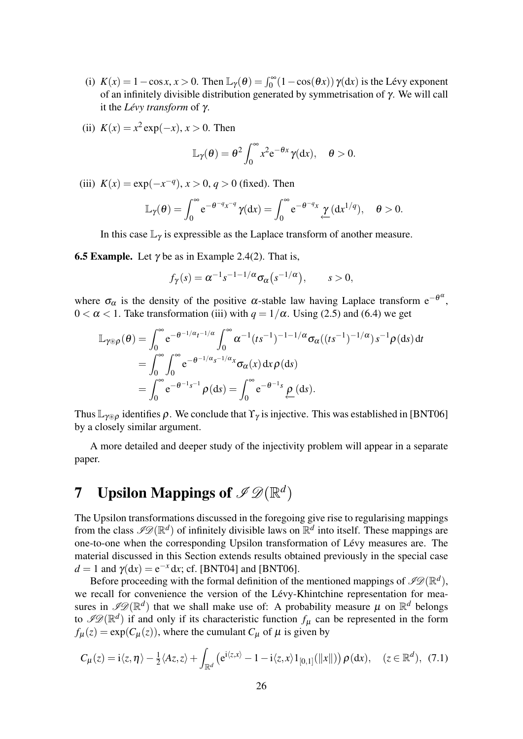(i) $K(x) = 1 - \cos x$, $x > 0$. Then $\mathbb{L}_\gamma(\theta) = \int_0^\infty (1 - \cos(\theta x))\,\gamma(\mathrm{d}x)$ is the Lévy exponent of an infinitely divisible distribution generated by symmetrisation of $\gamma$. We will call it the *Lévy transform* of $\gamma$.

(ii) $K(x) = x^2 \exp(-x)$, $x > 0$. Then

$$\mathbb{L}_\gamma(\theta) = \theta^2 \int_0^\infty x^2 \mathrm{e}^{-\theta x} \gamma(\mathrm{d}x), \quad \theta > 0.$$

(iii) $K(x) = \exp(-x^{-q})$, $x > 0$, $q > 0$ (fixed). Then

$$\mathbb{L}_\gamma(\theta) = \int_0^\infty \mathrm{e}^{-\theta^{-q} x^{-q}} \gamma(\mathrm{d}x) = \int_0^\infty \mathrm{e}^{-\theta^{-q} x} \underset{\leftarrow}{\gamma}(\mathrm{d}x^{1/q}), \quad \theta > 0.$$

In this case $\mathbb{L}_\gamma$ is expressible as the Laplace transform of another measure.

**6.5 Example.** Let $\gamma$ be as in Example 2.4(2). That is,

$$f_\gamma(s) = \alpha^{-1} s^{-1-1/\alpha} \sigma_\alpha\big(s^{-1/\alpha}\big), \qquad s > 0,$$

where $\sigma_\alpha$ is the density of the positive $\alpha$-stable law having Laplace transform $\mathrm{e}^{-\theta^\alpha}$, $0 < \alpha < 1$. Take transformation (iii) with $q = 1/\alpha$. Using (2.5) and (6.4) we get

$$\begin{aligned}
\mathbb{L}_{\gamma \circledast \rho}(\theta) &= \int_0^\infty \mathrm{e}^{-\theta^{-1/\alpha} t^{-1/\alpha}} \int_0^\infty \alpha^{-1} (ts^{-1})^{-1-1/\alpha} \sigma_\alpha((ts^{-1})^{-1/\alpha}) s^{-1} \rho(\mathrm{d}s)\,\mathrm{d}t \\
&= \int_0^\infty \int_0^\infty \mathrm{e}^{-\theta^{-1/\alpha} s^{-1/\alpha} x} \sigma_\alpha(x)\,\mathrm{d}x\,\rho(\mathrm{d}s) \\
&= \int_0^\infty \mathrm{e}^{-\theta^{-1} s^{-1}} \rho(\mathrm{d}s) = \int_0^\infty \mathrm{e}^{-\theta^{-1} s} \underset{\leftarrow}{\rho}(\mathrm{d}s).
\end{aligned}$$

Thus $\mathbb{L}_{\gamma \circledast \rho}$ identifies $\rho$. We conclude that $\Upsilon_\gamma$ is injective. This was established in [BNT06] by a closely similar argument.

A more detailed and deeper study of the injectivity problem will appear in a separate paper.

# 7 Upsilon Mappings of $\mathscr{ID}(\mathbb{R}^d)$

The Upsilon transformations discussed in the foregoing give rise to regularising mappings from the class $\mathscr{ID}(\mathbb{R}^d)$ of infinitely divisible laws on $\mathbb{R}^d$ into itself. These mappings are one-to-one when the corresponding Upsilon transformation of Lévy measures are. The material discussed in this Section extends results obtained previously in the special case $d = 1$ and $\gamma(\mathrm{d}x) = \mathrm{e}^{-x}\,\mathrm{d}x$; cf. [BNT04] and [BNT06].

Before proceeding with the formal definition of the mentioned mappings of $\mathscr{ID}(\mathbb{R}^d)$, we recall for convenience the version of the Lévy-Khintchine representation for measures in $\mathscr{ID}(\mathbb{R}^d)$ that we shall make use of: A probability measure $\mu$ on $\mathbb{R}^d$ belongs to $\mathscr{ID}(\mathbb{R}^d)$ if and only if its characteristic function $f_\mu$ can be represented in the form $f_\mu(z) = \exp(C_\mu(z))$, where the cumulant $C_\mu$ of $\mu$ is given by

$$C_\mu(z) = \mathrm{i}\langle z, \eta\rangle - \tfrac{1}{2}\langle Az, z\rangle + \int_{\mathbb{R}^d} \big(\mathrm{e}^{\mathrm{i}\langle z,x\rangle} - 1 - \mathrm{i}\langle z, x\rangle 1_{[0,1]}(\|x\|)\big)\,\rho(\mathrm{d}x), \quad (z \in \mathbb{R}^d), \quad (7.1)$$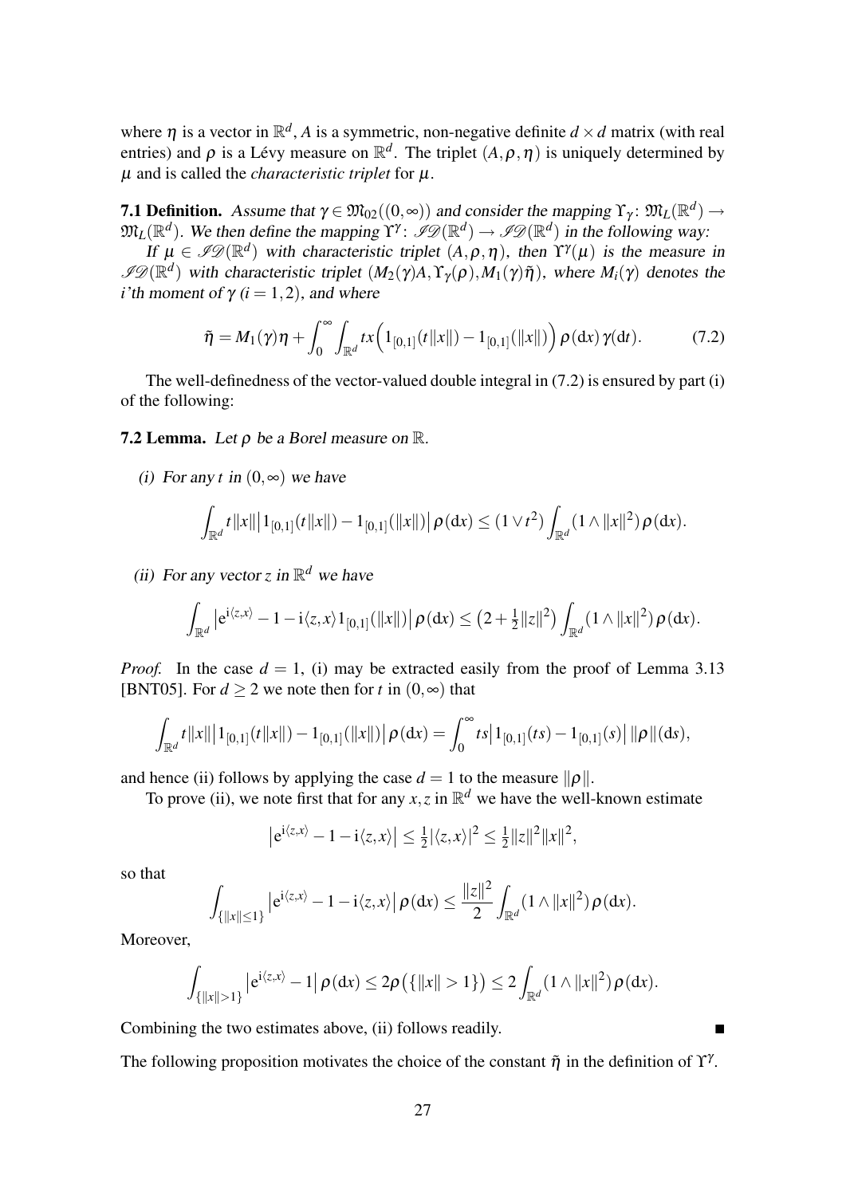where $\eta$ is a vector in $\mathbb{R}^d$, $A$ is a symmetric, non-negative definite $d \times d$ matrix (with real entries) and $\rho$ is a Lévy measure on $\mathbb{R}^d$. The triplet $(A, \rho, \eta)$ is uniquely determined by $\mu$ and is called the *characteristic triplet* for $\mu$.

**7.1 Definition.** *Assume that $\gamma \in \mathfrak{M}_{02}((0,\infty))$ and consider the mapping $\Upsilon_\gamma\colon \mathfrak{M}_L(\mathbb{R}^d) \to \mathfrak{M}_L(\mathbb{R}^d)$. We then define the mapping $\Upsilon^\gamma\colon \mathscr{ID}(\mathbb{R}^d) \to \mathscr{ID}(\mathbb{R}^d)$ in the following way:*

*If $\mu \in \mathscr{ID}(\mathbb{R}^d)$ with characteristic triplet $(A, \rho, \eta)$, then $\Upsilon^\gamma(\mu)$ is the measure in $\mathscr{ID}(\mathbb{R}^d)$ with characteristic triplet $(M_2(\gamma)A, \Upsilon_\gamma(\rho), M_1(\gamma)\tilde{\eta})$, where $M_i(\gamma)$ denotes the $i$'th moment of $\gamma$ ($i = 1, 2$), and where*

$$\tilde{\eta} = M_1(\gamma)\eta + \int_0^\infty \int_{\mathbb{R}^d} tx\Big(1_{[0,1]}(t\|x\|) - 1_{[0,1]}(\|x\|)\Big)\,\rho(\mathrm{d}x)\,\gamma(\mathrm{d}t). \tag{7.2}$$

The well-definedness of the vector-valued double integral in (7.2) is ensured by part (i) of the following:

**7.2 Lemma.** *Let $\rho$ be a Borel measure on $\mathbb{R}$.*

*(i) For any $t$ in $(0,\infty)$ we have*

$$\int_{\mathbb{R}^d} t\|x\|\big|1_{[0,1]}(t\|x\|) - 1_{[0,1]}(\|x\|)\big|\,\rho(\mathrm{d}x) \le (1 \vee t^2)\int_{\mathbb{R}^d}(1 \wedge \|x\|^2)\,\rho(\mathrm{d}x).$$

*(ii) For any vector $z$ in $\mathbb{R}^d$ we have*

$$\int_{\mathbb{R}^d}\big|\mathrm{e}^{\mathrm{i}\langle z,x\rangle} - 1 - \mathrm{i}\langle z,x\rangle 1_{[0,1]}(\|x\|)\big|\,\rho(\mathrm{d}x) \le \big(2 + \tfrac{1}{2}\|z\|^2\big)\int_{\mathbb{R}^d}(1 \wedge \|x\|^2)\,\rho(\mathrm{d}x).$$

*Proof.* In the case $d = 1$, (i) may be extracted easily from the proof of Lemma 3.13 [BNT05]. For $d \ge 2$ we note then for $t$ in $(0,\infty)$ that

$$\int_{\mathbb{R}^d} t\|x\|\big|1_{[0,1]}(t\|x\|) - 1_{[0,1]}(\|x\|)\big|\,\rho(\mathrm{d}x) = \int_0^\infty ts\big|1_{[0,1]}(ts) - 1_{[0,1]}(s)\big|\,\|\rho\|(\mathrm{d}s),$$

and hence (ii) follows by applying the case $d = 1$ to the measure $\|\rho\|$.

To prove (ii), we note first that for any $x, z$ in $\mathbb{R}^d$ we have the well-known estimate

$$\big|\mathrm{e}^{\mathrm{i}\langle z,x\rangle} - 1 - \mathrm{i}\langle z,x\rangle\big| \le \tfrac{1}{2}|\langle z,x\rangle|^2 \le \tfrac{1}{2}\|z\|^2\|x\|^2,$$

so that

$$\int_{\{\|x\|\le 1\}}\big|\mathrm{e}^{\mathrm{i}\langle z,x\rangle} - 1 - \mathrm{i}\langle z,x\rangle\big|\,\rho(\mathrm{d}x) \le \frac{\|z\|^2}{2}\int_{\mathbb{R}^d}(1 \wedge \|x\|^2)\,\rho(\mathrm{d}x).$$

Moreover,

$$\int_{\{\|x\|>1\}}\big|\mathrm{e}^{\mathrm{i}\langle z,x\rangle} - 1\big|\,\rho(\mathrm{d}x) \le 2\rho\big(\{\|x\| > 1\}\big) \le 2\int_{\mathbb{R}^d}(1 \wedge \|x\|^2)\,\rho(\mathrm{d}x).$$

Combining the two estimates above, (ii) follows readily. ∎

The following proposition motivates the choice of the constant $\tilde{\eta}$ in the definition of $\Upsilon^\gamma$.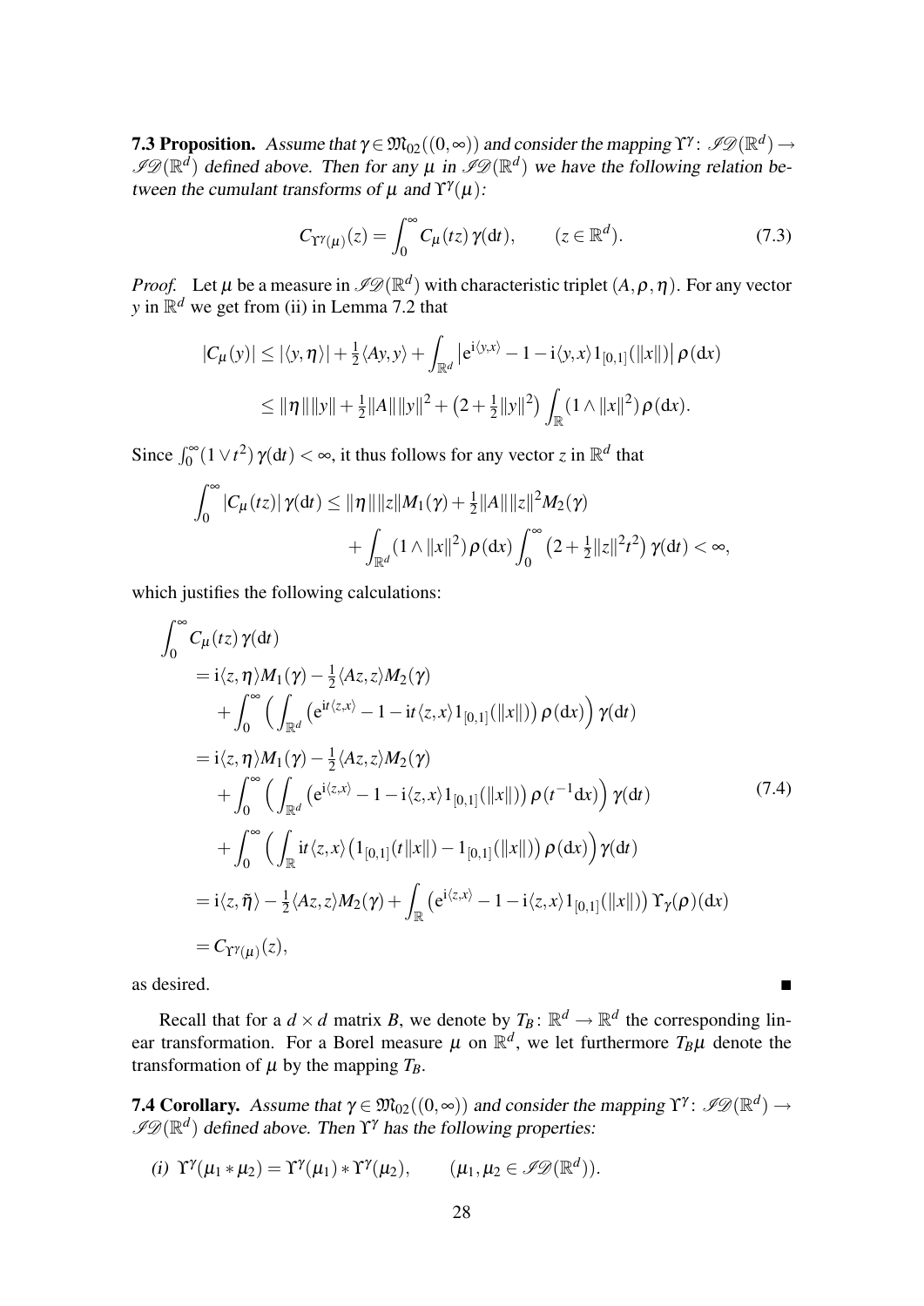**7.3 Proposition.** *Assume that $\gamma \in \mathfrak{M}_{02}((0,\infty))$ and consider the mapping $\Upsilon^\gamma\colon \mathscr{ID}(\mathbb{R}^d) \to \mathscr{ID}(\mathbb{R}^d)$ defined above. Then for any $\mu$ in $\mathscr{ID}(\mathbb{R}^d)$ we have the following relation between the cumulant transforms of $\mu$ and $\Upsilon^\gamma(\mu)$:*

$$C_{\Upsilon^\gamma(\mu)}(z) = \int_0^\infty C_\mu(tz)\,\gamma(\mathrm{d}t), \qquad (z \in \mathbb{R}^d). \tag{7.3}$$

*Proof.* Let $\mu$ be a measure in $\mathscr{ID}(\mathbb{R}^d)$ with characteristic triplet $(A,\rho,\eta)$. For any vector $y$ in $\mathbb{R}^d$ we get from (ii) in Lemma 7.2 that

$$\begin{aligned}
|C_\mu(y)| &\le |\langle y,\eta\rangle| + \tfrac{1}{2}\langle Ay,y\rangle + \int_{\mathbb{R}^d} \big|\mathrm{e}^{\mathrm{i}\langle y,x\rangle} - 1 - \mathrm{i}\langle y,x\rangle 1_{[0,1]}(\|x\|)\big|\,\rho(\mathrm{d}x) \\
&\le \|\eta\|\|y\| + \tfrac{1}{2}\|A\|\|y\|^2 + \big(2 + \tfrac{1}{2}\|y\|^2\big)\int_{\mathbb{R}} (1\wedge\|x\|^2)\,\rho(\mathrm{d}x).
\end{aligned}$$

Since $\int_0^\infty (1\vee t^2)\,\gamma(\mathrm{d}t) < \infty$, it thus follows for any vector $z$ in $\mathbb{R}^d$ that

$$\begin{aligned}
\int_0^\infty |C_\mu(tz)|\,\gamma(\mathrm{d}t) &\le \|\eta\|\|z\|M_1(\gamma) + \tfrac{1}{2}\|A\|\|z\|^2 M_2(\gamma) \\
&\quad + \int_{\mathbb{R}^d} (1\wedge\|x\|^2)\,\rho(\mathrm{d}x)\int_0^\infty \big(2+\tfrac{1}{2}\|z\|^2t^2\big)\,\gamma(\mathrm{d}t) < \infty,
\end{aligned}$$

which justifies the following calculations:

$$\begin{aligned}
&\int_0^\infty C_\mu(tz)\,\gamma(\mathrm{d}t) \\
&= \mathrm{i}\langle z,\eta\rangle M_1(\gamma) - \tfrac{1}{2}\langle Az,z\rangle M_2(\gamma) \\
&\quad + \int_0^\infty \Big(\int_{\mathbb{R}^d} \big(\mathrm{e}^{\mathrm{i}t\langle z,x\rangle} - 1 - \mathrm{i}t\langle z,x\rangle 1_{[0,1]}(\|x\|)\big)\,\rho(\mathrm{d}x)\Big)\,\gamma(\mathrm{d}t) \\
&= \mathrm{i}\langle z,\eta\rangle M_1(\gamma) - \tfrac{1}{2}\langle Az,z\rangle M_2(\gamma) \\
&\quad + \int_0^\infty \Big(\int_{\mathbb{R}^d} \big(\mathrm{e}^{\mathrm{i}\langle z,x\rangle} - 1 - \mathrm{i}\langle z,x\rangle 1_{[0,1]}(\|x\|)\big)\,\rho(t^{-1}\mathrm{d}x)\Big)\,\gamma(\mathrm{d}t) \\
&\quad + \int_0^\infty \Big(\int_{\mathbb{R}} \mathrm{i}t\langle z,x\rangle\big(1_{[0,1]}(t\|x\|) - 1_{[0,1]}(\|x\|)\big)\,\rho(\mathrm{d}x)\Big)\,\gamma(\mathrm{d}t) \\
&= \mathrm{i}\langle z,\tilde{\eta}\rangle - \tfrac{1}{2}\langle Az,z\rangle M_2(\gamma) + \int_{\mathbb{R}} \big(\mathrm{e}^{\mathrm{i}\langle z,x\rangle} - 1 - \mathrm{i}\langle z,x\rangle 1_{[0,1]}(\|x\|)\big)\,\Upsilon_\gamma(\rho)(\mathrm{d}x) \\
&= C_{\Upsilon^\gamma(\mu)}(z),
\end{aligned} \tag{7.4}$$

as desired. ■

Recall that for a $d\times d$ matrix $B$, we denote by $T_B\colon \mathbb{R}^d \to \mathbb{R}^d$ the corresponding linear transformation. For a Borel measure $\mu$ on $\mathbb{R}^d$, we let furthermore $T_B\mu$ denote the transformation of $\mu$ by the mapping $T_B$.

**7.4 Corollary.** *Assume that $\gamma \in \mathfrak{M}_{02}((0,\infty))$ and consider the mapping $\Upsilon^\gamma\colon \mathscr{ID}(\mathbb{R}^d) \to \mathscr{ID}(\mathbb{R}^d)$ defined above. Then $\Upsilon^\gamma$ has the following properties:*

*(i)* $\Upsilon^\gamma(\mu_1 * \mu_2) = \Upsilon^\gamma(\mu_1) * \Upsilon^\gamma(\mu_2), \qquad (\mu_1,\mu_2 \in \mathscr{ID}(\mathbb{R}^d)).$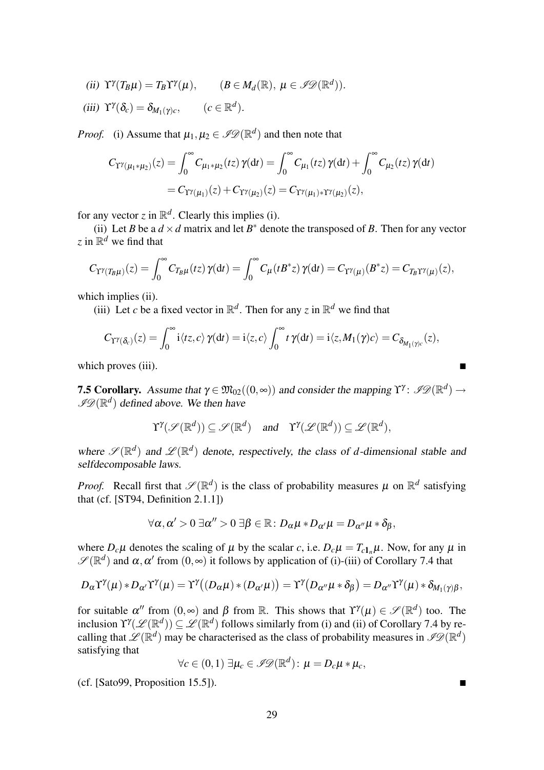*(ii)* $\Upsilon^\gamma(T_B\mu) = T_B\Upsilon^\gamma(\mu), \qquad (B \in M_d(\mathbb{R}),\ \mu \in \mathscr{ID}(\mathbb{R}^d)).$

*(iii)* $\Upsilon^\gamma(\delta_c) = \delta_{M_1(\gamma)c}, \qquad (c \in \mathbb{R}^d).$

*Proof.* (i) Assume that $\mu_1, \mu_2 \in \mathscr{ID}(\mathbb{R}^d)$ and then note that

$$C_{\Upsilon^\gamma(\mu_1*\mu_2)}(z) = \int_0^\infty C_{\mu_1*\mu_2}(tz)\,\gamma(\mathrm{d}t) = \int_0^\infty C_{\mu_1}(tz)\,\gamma(\mathrm{d}t) + \int_0^\infty C_{\mu_2}(tz)\,\gamma(\mathrm{d}t)$$
$$= C_{\Upsilon^\gamma(\mu_1)}(z) + C_{\Upsilon^\gamma(\mu_2)}(z) = C_{\Upsilon^\gamma(\mu_1)*\Upsilon^\gamma(\mu_2)}(z),$$

for any vector $z$ in $\mathbb{R}^d$. Clearly this implies (i).

(ii) Let $B$ be a $d \times d$ matrix and let $B^*$ denote the transposed of $B$. Then for any vector $z$ in $\mathbb{R}^d$ we find that

$$C_{\Upsilon^\gamma(T_B\mu)}(z) = \int_0^\infty C_{T_B\mu}(tz)\,\gamma(\mathrm{d}t) = \int_0^\infty C_\mu(tB^*z)\,\gamma(\mathrm{d}t) = C_{\Upsilon^\gamma(\mu)}(B^*z) = C_{T_B\Upsilon^\gamma(\mu)}(z),$$

which implies (ii).

(iii) Let $c$ be a fixed vector in $\mathbb{R}^d$. Then for any $z$ in $\mathbb{R}^d$ we find that

$$C_{\Upsilon^\gamma(\delta_c)}(z) = \int_0^\infty \mathrm{i}\langle tz, c\rangle\,\gamma(\mathrm{d}t) = \mathrm{i}\langle z, c\rangle \int_0^\infty t\,\gamma(\mathrm{d}t) = \mathrm{i}\langle z, M_1(\gamma)c\rangle = C_{\delta_{M_1(\gamma)c}}(z),$$

which proves (iii). ∎

**7.5 Corollary.** *Assume that $\gamma \in \mathfrak{M}_{02}((0,\infty))$ and consider the mapping $\Upsilon^\gamma\colon \mathscr{ID}(\mathbb{R}^d) \to \mathscr{ID}(\mathbb{R}^d)$ defined above. We then have*

$$\Upsilon^\gamma(\mathscr{S}(\mathbb{R}^d)) \subseteq \mathscr{S}(\mathbb{R}^d) \quad \text{and} \quad \Upsilon^\gamma(\mathscr{L}(\mathbb{R}^d)) \subseteq \mathscr{L}(\mathbb{R}^d),$$

*where $\mathscr{S}(\mathbb{R}^d)$ and $\mathscr{L}(\mathbb{R}^d)$ denote, respectively, the class of $d$-dimensional stable and selfdecomposable laws.*

*Proof.* Recall first that $\mathscr{S}(\mathbb{R}^d)$ is the class of probability measures $\mu$ on $\mathbb{R}^d$ satisfying that (cf. [ST94, Definition 2.1.1])

$$\forall \alpha, \alpha' > 0\ \exists \alpha'' > 0\ \exists \beta \in \mathbb{R}\colon D_\alpha\mu * D_{\alpha'}\mu = D_{\alpha''}\mu * \delta_\beta,$$

where $D_c\mu$ denotes the scaling of $\mu$ by the scalar $c$, i.e. $D_c\mu = T_{c\mathbf{1}_n}\mu$. Now, for any $\mu$ in $\mathscr{S}(\mathbb{R}^d)$ and $\alpha, \alpha'$ from $(0,\infty)$ it follows by application of (i)-(iii) of Corollary 7.4 that

$$D_\alpha\Upsilon^\gamma(\mu) * D_{\alpha'}\Upsilon^\gamma(\mu) = \Upsilon^\gamma\big((D_\alpha\mu) * (D_{\alpha'}\mu)\big) = \Upsilon^\gamma\big(D_{\alpha''}\mu * \delta_\beta\big) = D_{\alpha''}\Upsilon^\gamma(\mu) * \delta_{M_1(\gamma)\beta},$$

for suitable $\alpha''$ from $(0,\infty)$ and $\beta$ from $\mathbb{R}$. This shows that $\Upsilon^\gamma(\mu) \in \mathscr{S}(\mathbb{R}^d)$ too. The inclusion $\Upsilon^\gamma(\mathscr{L}(\mathbb{R}^d)) \subseteq \mathscr{L}(\mathbb{R}^d)$ follows similarly from (i) and (ii) of Corollary 7.4 by recalling that $\mathscr{L}(\mathbb{R}^d)$ may be characterised as the class of probability measures in $\mathscr{ID}(\mathbb{R}^d)$ satisfying that

$$\forall c \in (0,1)\ \exists \mu_c \in \mathscr{ID}(\mathbb{R}^d)\colon \mu = D_c\mu * \mu_c,$$

(cf. [Sato99, Proposition 15.5]). ∎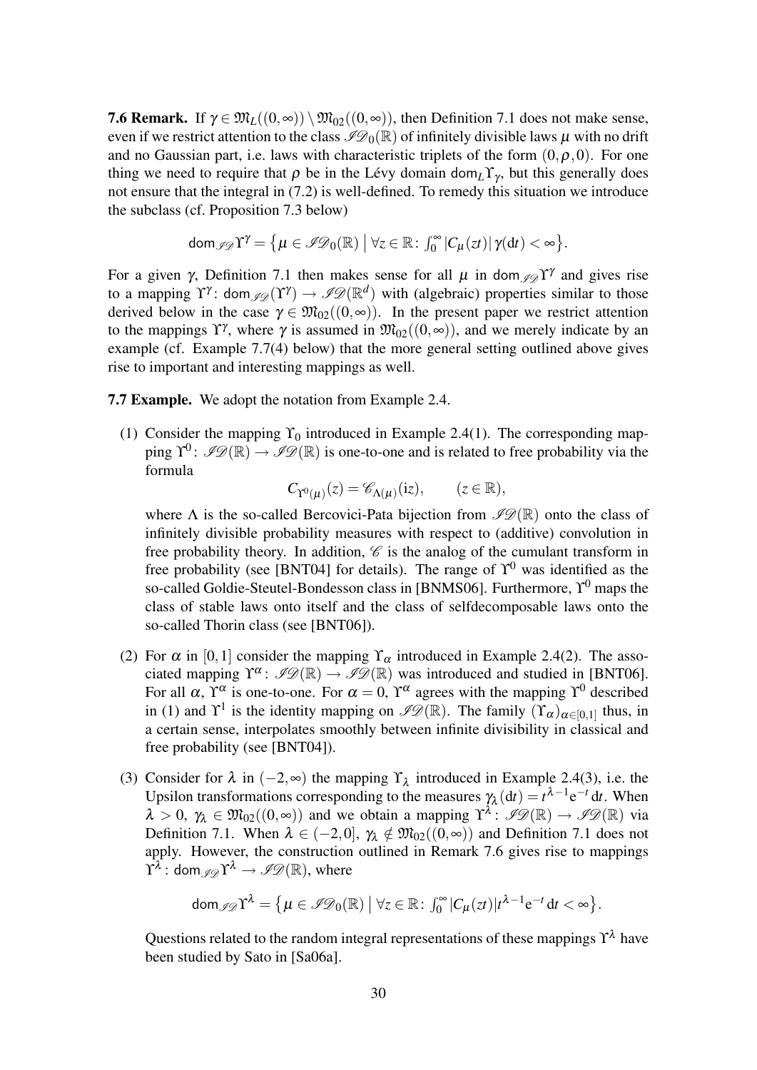**7.6 Remark.** If $\gamma \in \mathfrak{M}_L((0,\infty)) \setminus \mathfrak{M}_{02}((0,\infty))$, then Definition 7.1 does not make sense, even if we restrict attention to the class $\mathscr{ID}_0(\mathbb{R})$ of infinitely divisible laws $\mu$ with no drift and no Gaussian part, i.e. laws with characteristic triplets of the form $(0,\rho,0)$. For one thing we need to require that $\rho$ be in the Lévy domain $\mathsf{dom}_L\Upsilon_\gamma$, but this generally does not ensure that the integral in (7.2) is well-defined. To remedy this situation we introduce the subclass (cf. Proposition 7.3 below)

$$\mathsf{dom}_{\mathscr{ID}}\Upsilon^\gamma = \big\{\mu \in \mathscr{ID}_0(\mathbb{R}) \;\big|\; \forall z \in \mathbb{R}\colon \textstyle\int_0^\infty |C_\mu(zt)|\,\gamma(\mathrm{d}t) < \infty\big\}.$$

For a given $\gamma$, Definition 7.1 then makes sense for all $\mu$ in $\mathsf{dom}_{\mathscr{ID}}\Upsilon^\gamma$ and gives rise to a mapping $\Upsilon^\gamma\colon \mathsf{dom}_{\mathscr{ID}}(\Upsilon^\gamma) \to \mathscr{ID}(\mathbb{R}^d)$ with (algebraic) properties similar to those derived below in the case $\gamma \in \mathfrak{M}_{02}((0,\infty))$. In the present paper we restrict attention to the mappings $\Upsilon^\gamma$, where $\gamma$ is assumed in $\mathfrak{M}_{02}((0,\infty))$, and we merely indicate by an example (cf. Example 7.7(4) below) that the more general setting outlined above gives rise to important and interesting mappings as well.

**7.7 Example.** We adopt the notation from Example 2.4.

(1) Consider the mapping $\Upsilon_0$ introduced in Example 2.4(1). The corresponding mapping $\Upsilon^0\colon \mathscr{ID}(\mathbb{R}) \to \mathscr{ID}(\mathbb{R})$ is one-to-one and is related to free probability via the formula

$$C_{\Upsilon^0(\mu)}(z) = \mathscr{C}_{\Lambda(\mu)}(\mathrm{i}z), \qquad (z \in \mathbb{R}),$$

where $\Lambda$ is the so-called Bercovici-Pata bijection from $\mathscr{ID}(\mathbb{R})$ onto the class of infinitely divisible probability measures with respect to (additive) convolution in free probability theory. In addition, $\mathscr{C}$ is the analog of the cumulant transform in free probability (see [BNT04] for details). The range of $\Upsilon^0$ was identified as the so-called Goldie-Steutel-Bondesson class in [BNMS06]. Furthermore, $\Upsilon^0$ maps the class of stable laws onto itself and the class of selfdecomposable laws onto the so-called Thorin class (see [BNT06]).

(2) For $\alpha$ in $[0,1]$ consider the mapping $\Upsilon_\alpha$ introduced in Example 2.4(2). The associated mapping $\Upsilon^\alpha\colon \mathscr{ID}(\mathbb{R}) \to \mathscr{ID}(\mathbb{R})$ was introduced and studied in [BNT06]. For all $\alpha$, $\Upsilon^\alpha$ is one-to-one. For $\alpha = 0$, $\Upsilon^\alpha$ agrees with the mapping $\Upsilon^0$ described in (1) and $\Upsilon^1$ is the identity mapping on $\mathscr{ID}(\mathbb{R})$. The family $(\Upsilon_\alpha)_{\alpha\in[0,1]}$ thus, in a certain sense, interpolates smoothly between infinite divisibility in classical and free probability (see [BNT04]).

(3) Consider for $\lambda$ in $(-2,\infty)$ the mapping $\Upsilon_\lambda$ introduced in Example 2.4(3), i.e. the Upsilon transformations corresponding to the measures $\gamma_\lambda(\mathrm{d}t) = t^{\lambda-1}\mathrm{e}^{-t}\,\mathrm{d}t$. When $\lambda > 0$, $\gamma_\lambda \in \mathfrak{M}_{02}((0,\infty))$ and we obtain a mapping $\Upsilon^\lambda\colon \mathscr{ID}(\mathbb{R}) \to \mathscr{ID}(\mathbb{R})$ via Definition 7.1. When $\lambda \in (-2,0]$, $\gamma_\lambda \notin \mathfrak{M}_{02}((0,\infty))$ and Definition 7.1 does not apply. However, the construction outlined in Remark 7.6 gives rise to mappings $\Upsilon^\lambda\colon \mathsf{dom}_{\mathscr{ID}}\Upsilon^\lambda \to \mathscr{ID}(\mathbb{R})$, where

$$\mathsf{dom}_{\mathscr{ID}}\Upsilon^\lambda = \big\{\mu \in \mathscr{ID}_0(\mathbb{R}) \;\big|\; \forall z \in \mathbb{R}\colon \textstyle\int_0^\infty |C_\mu(zt)| t^{\lambda-1}\mathrm{e}^{-t}\,\mathrm{d}t < \infty\big\}.$$

Questions related to the random integral representations of these mappings $\Upsilon^\lambda$ have been studied by Sato in [Sa06a].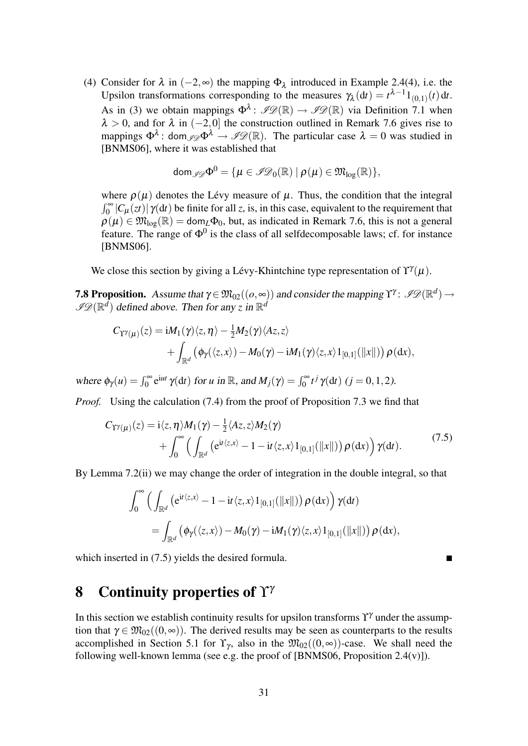(4) Consider for $\lambda$ in $(-2,\infty)$ the mapping $\Phi_\lambda$ introduced in Example 2.4(4), i.e. the Upsilon transformations corresponding to the measures $\gamma_\lambda(\mathrm{d}t) = t^{\lambda-1}1_{(0,1)}(t)\,\mathrm{d}t$. As in (3) we obtain mappings $\Phi^\lambda\colon \mathscr{ID}(\mathbb{R}) \to \mathscr{ID}(\mathbb{R})$ via Definition 7.1 when $\lambda > 0$, and for $\lambda$ in $(-2,0]$ the construction outlined in Remark 7.6 gives rise to mappings $\Phi^\lambda\colon \mathsf{dom}_{\mathscr{ID}}\Phi^\lambda \to \mathscr{ID}(\mathbb{R})$. The particular case $\lambda = 0$ was studied in [BNMS06], where it was established that

$$\mathsf{dom}_{\mathscr{ID}}\Phi^0 = \{\mu \in \mathscr{ID}_0(\mathbb{R}) \mid \rho(\mu) \in \mathfrak{M}_{\log}(\mathbb{R})\},$$

where $\rho(\mu)$ denotes the Lévy measure of $\mu$. Thus, the condition that the integral $\int_0^\infty |C_\mu(zt)|\,\gamma(\mathrm{d}t)$ be finite for all $z$, is, in this case, equivalent to the requirement that $\rho(\mu) \in \mathfrak{M}_{\log}(\mathbb{R}) = \mathsf{dom}_L\Phi_0$, but, as indicated in Remark 7.6, this is not a general feature. The range of $\Phi^0$ is the class of all selfdecomposable laws; cf. for instance [BNMS06].

We close this section by giving a Lévy-Khintchine type representation of $\Upsilon^\gamma(\mu)$.

**7.8 Proposition.** *Assume that $\gamma \in \mathfrak{M}_{02}((o,\infty))$ and consider the mapping $\Upsilon^\gamma\colon \mathscr{ID}(\mathbb{R}^d) \to \mathscr{ID}(\mathbb{R}^d)$ defined above. Then for any $z$ in $\mathbb{R}^d$*

$$C_{\Upsilon^\gamma(\mu)}(z) = \mathrm{i}M_1(\gamma)\langle z,\eta\rangle - \tfrac{1}{2}M_2(\gamma)\langle Az,z\rangle + \int_{\mathbb{R}^d}\big(\phi_\gamma(\langle z,x\rangle) - M_0(\gamma) - \mathrm{i}M_1(\gamma)\langle z,x\rangle 1_{[0,1]}(\|x\|)\big)\,\rho(\mathrm{d}x),$$

*where $\phi_\gamma(u) = \int_0^\infty \mathrm{e}^{\mathrm{i}ut}\,\gamma(\mathrm{d}t)$ for $u$ in $\mathbb{R}$, and $M_j(\gamma) = \int_0^\infty t^j\,\gamma(\mathrm{d}t)$ ($j = 0,1,2$).*

*Proof.* Using the calculation (7.4) from the proof of Proposition 7.3 we find that

$$C_{\Upsilon^\gamma(\mu)}(z) = \mathrm{i}\langle z,\eta\rangle M_1(\gamma) - \tfrac{1}{2}\langle Az,z\rangle M_2(\gamma) + \int_0^\infty \Big(\int_{\mathbb{R}^d}\big(\mathrm{e}^{\mathrm{i}t\langle z,x\rangle} - 1 - \mathrm{i}t\langle z,x\rangle 1_{[0,1]}(\|x\|)\big)\,\rho(\mathrm{d}x)\Big)\,\gamma(\mathrm{d}t). \tag{7.5}$$

By Lemma 7.2(ii) we may change the order of integration in the double integral, so that

$$\int_0^\infty \Big(\int_{\mathbb{R}^d}\big(\mathrm{e}^{\mathrm{i}t\langle z,x\rangle} - 1 - \mathrm{i}t\langle z,x\rangle 1_{[0,1]}(\|x\|)\big)\,\rho(\mathrm{d}x)\Big)\,\gamma(\mathrm{d}t) = \int_{\mathbb{R}^d}\big(\phi_\gamma(\langle z,x\rangle) - M_0(\gamma) - \mathrm{i}M_1(\gamma)\langle z,x\rangle 1_{[0,1]}(\|x\|)\big)\,\rho(\mathrm{d}x),$$

which inserted in (7.5) yields the desired formula. ■

# 8 Continuity properties of $\Upsilon^\gamma$

In this section we establish continuity results for upsilon transforms $\Upsilon^\gamma$ under the assumption that $\gamma \in \mathfrak{M}_{02}((0,\infty))$. The derived results may be seen as counterparts to the results accomplished in Section 5.1 for $\Upsilon_\gamma$, also in the $\mathfrak{M}_{02}((0,\infty))$-case. We shall need the following well-known lemma (see e.g. the proof of [BNMS06, Proposition 2.4(v)]).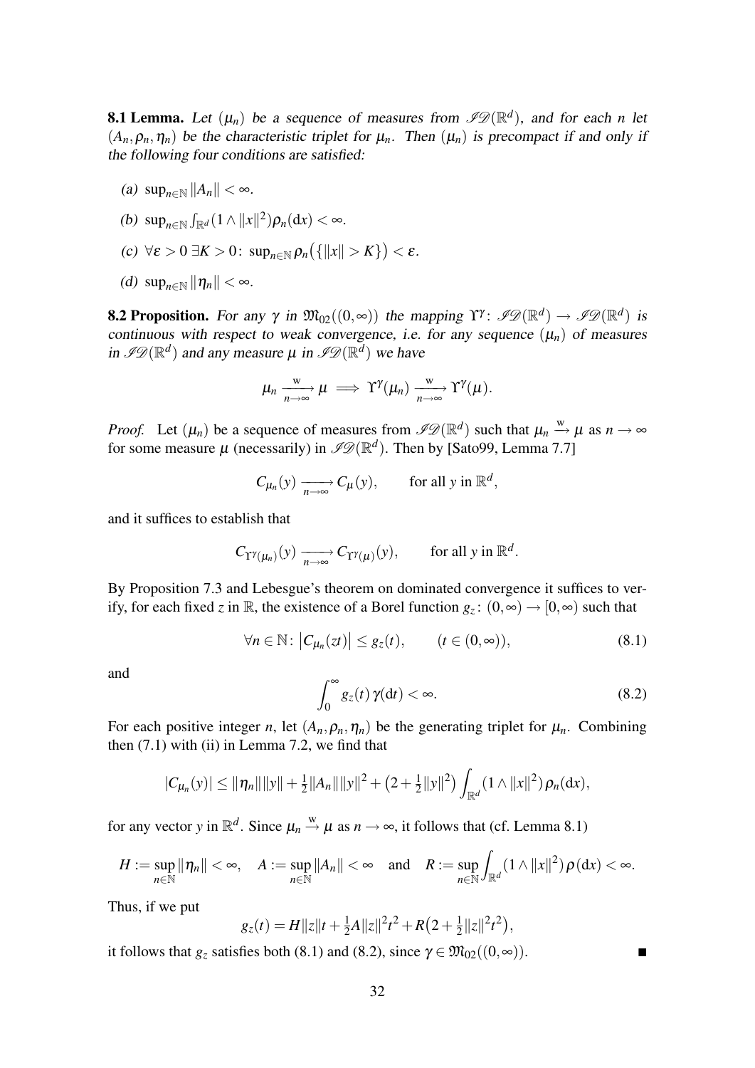**8.1 Lemma.** *Let $(\mu_n)$ be a sequence of measures from $\mathscr{ID}(\mathbb{R}^d)$, and for each $n$ let $(A_n, \rho_n, \eta_n)$ be the characteristic triplet for $\mu_n$. Then $(\mu_n)$ is precompact if and only if the following four conditions are satisfied:*

- *(a)* $\sup_{n\in\mathbb{N}} \|A_n\| < \infty$.
- *(b)* $\sup_{n\in\mathbb{N}} \int_{\mathbb{R}^d} (1 \wedge \|x\|^2)\rho_n(\mathrm{d}x) < \infty$.
- *(c)* $\forall \varepsilon > 0 \; \exists K > 0\colon \; \sup_{n\in\mathbb{N}} \rho_n\big(\{\|x\| > K\}\big) < \varepsilon$.
- *(d)* $\sup_{n\in\mathbb{N}} \|\eta_n\| < \infty$.

**8.2 Proposition.** *For any $\gamma$ in $\mathfrak{M}_{02}((0,\infty))$ the mapping $\Upsilon^\gamma\colon \mathscr{ID}(\mathbb{R}^d) \to \mathscr{ID}(\mathbb{R}^d)$ is continuous with respect to weak convergence, i.e. for any sequence $(\mu_n)$ of measures in $\mathscr{ID}(\mathbb{R}^d)$ and any measure $\mu$ in $\mathscr{ID}(\mathbb{R}^d)$ we have*

$$\mu_n \xrightarrow[n\to\infty]{\mathrm{w}} \mu \implies \Upsilon^\gamma(\mu_n) \xrightarrow[n\to\infty]{\mathrm{w}} \Upsilon^\gamma(\mu).$$

*Proof.* Let $(\mu_n)$ be a sequence of measures from $\mathscr{ID}(\mathbb{R}^d)$ such that $\mu_n \xrightarrow{\mathrm{w}} \mu$ as $n \to \infty$ for some measure $\mu$ (necessarily) in $\mathscr{ID}(\mathbb{R}^d)$. Then by [Sato99, Lemma 7.7]

$$C_{\mu_n}(y) \xrightarrow[n\to\infty]{} C_\mu(y), \qquad \text{for all } y \text{ in } \mathbb{R}^d,$$

and it suffices to establish that

$$C_{\Upsilon^\gamma(\mu_n)}(y) \xrightarrow[n\to\infty]{} C_{\Upsilon^\gamma(\mu)}(y), \qquad \text{for all } y \text{ in } \mathbb{R}^d.$$

By Proposition 7.3 and Lebesgue's theorem on dominated convergence it suffices to verify, for each fixed $z$ in $\mathbb{R}$, the existence of a Borel function $g_z\colon (0,\infty) \to [0,\infty)$ such that

$$\forall n \in \mathbb{N}\colon \big|C_{\mu_n}(zt)\big| \le g_z(t), \qquad (t \in (0,\infty)), \tag{8.1}$$

and

$$\int_0^\infty g_z(t)\,\gamma(\mathrm{d}t) < \infty. \tag{8.2}$$

For each positive integer $n$, let $(A_n, \rho_n, \eta_n)$ be the generating triplet for $\mu_n$. Combining then (7.1) with (ii) in Lemma 7.2, we find that

$$|C_{\mu_n}(y)| \le \|\eta_n\|\|y\| + \tfrac{1}{2}\|A_n\|\|y\|^2 + \big(2 + \tfrac{1}{2}\|y\|^2\big)\int_{\mathbb{R}^d} (1 \wedge \|x\|^2)\,\rho_n(\mathrm{d}x),$$

for any vector $y$ in $\mathbb{R}^d$. Since $\mu_n \xrightarrow{\mathrm{w}} \mu$ as $n \to \infty$, it follows that (cf. Lemma 8.1)

$$H := \sup_{n\in\mathbb{N}} \|\eta_n\| < \infty, \quad A := \sup_{n\in\mathbb{N}} \|A_n\| < \infty \quad \text{and} \quad R := \sup_{n\in\mathbb{N}} \int_{\mathbb{R}^d} (1 \wedge \|x\|^2)\,\rho(\mathrm{d}x) < \infty.$$

Thus, if we put

$$g_z(t) = H\|z\|t + \tfrac{1}{2}A\|z\|^2t^2 + R\big(2 + \tfrac{1}{2}\|z\|^2t^2\big),$$

it follows that $g_z$ satisfies both (8.1) and (8.2), since $\gamma \in \mathfrak{M}_{02}((0,\infty))$. ∎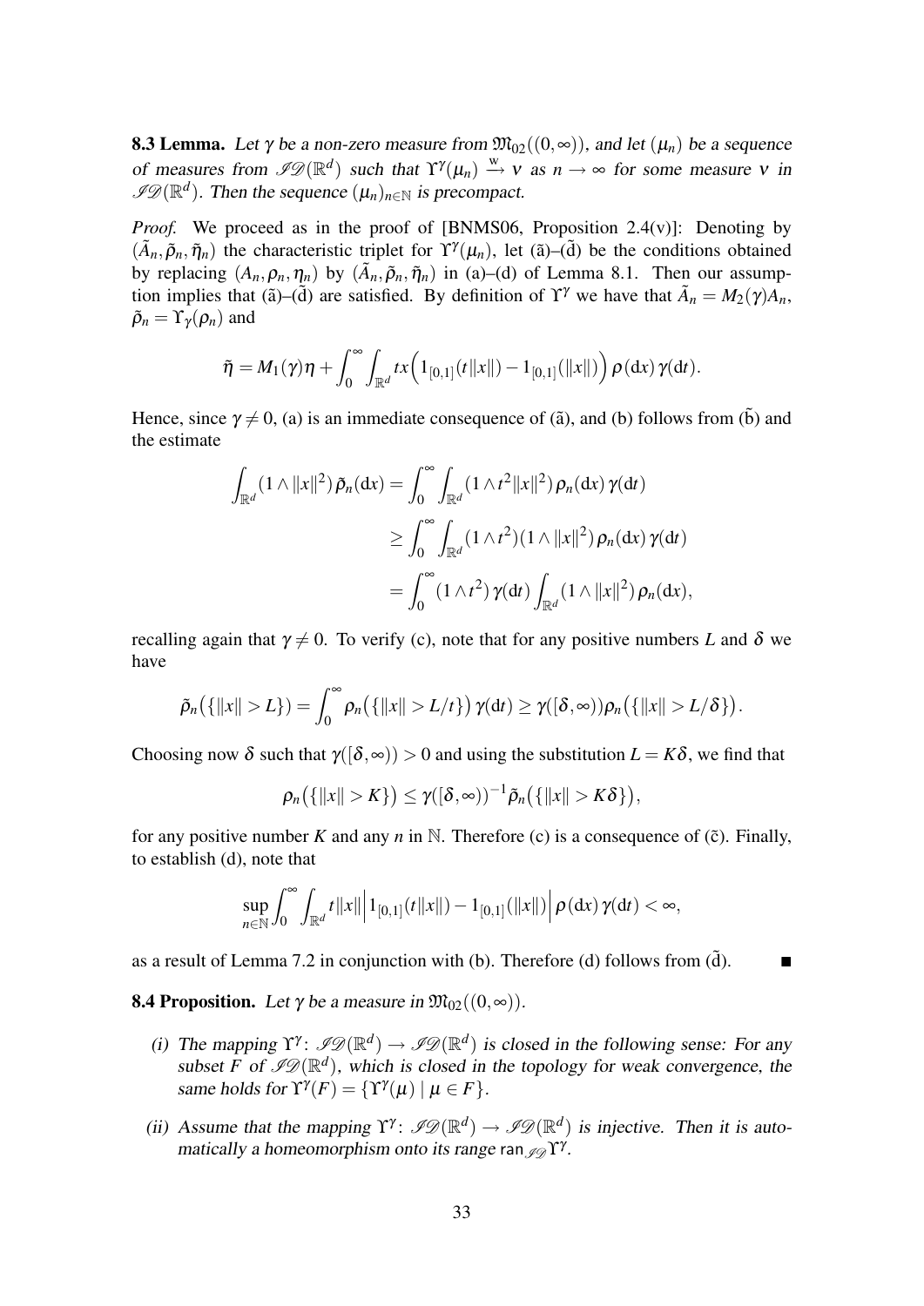**8.3 Lemma.** *Let $\gamma$ be a non-zero measure from $\mathfrak{M}_{02}((0,\infty))$, and let $(\mu_n)$ be a sequence of measures from $\mathscr{ID}(\mathbb{R}^d)$ such that $\Upsilon^\gamma(\mu_n) \xrightarrow{\text{w}} \nu$ as $n \to \infty$ for some measure $\nu$ in $\mathscr{ID}(\mathbb{R}^d)$. Then the sequence $(\mu_n)_{n\in\mathbb{N}}$ is precompact.*

*Proof.* We proceed as in the proof of [BNMS06, Proposition 2.4(v)]: Denoting by $(\tilde{A}_n, \tilde{\rho}_n, \tilde{\eta}_n)$ the characteristic triplet for $\Upsilon^\gamma(\mu_n)$, let (ã)–($\tilde{\text{d}}$) be the conditions obtained by replacing $(A_n, \rho_n, \eta_n)$ by $(\tilde{A}_n, \tilde{\rho}_n, \tilde{\eta}_n)$ in (a)–(d) of Lemma 8.1. Then our assumption implies that (ã)–($\tilde{\text{d}}$) are satisfied. By definition of $\Upsilon^\gamma$ we have that $\tilde{A}_n = M_2(\gamma)A_n$, $\tilde{\rho}_n = \Upsilon_\gamma(\rho_n)$ and

$$\tilde{\eta} = M_1(\gamma)\eta + \int_0^\infty \int_{\mathbb{R}^d} tx\Big(1_{[0,1]}(t\|x\|) - 1_{[0,1]}(\|x\|)\Big)\,\rho(\mathrm{d}x)\,\gamma(\mathrm{d}t).$$

Hence, since $\gamma \neq 0$, (a) is an immediate consequence of (ã), and (b) follows from ($\tilde{\text{b}}$) and the estimate

$$\begin{aligned}
\int_{\mathbb{R}^d} (1 \wedge \|x\|^2)\,\tilde{\rho}_n(\mathrm{d}x) &= \int_0^\infty \int_{\mathbb{R}^d} (1 \wedge t^2\|x\|^2)\,\rho_n(\mathrm{d}x)\,\gamma(\mathrm{d}t) \\
&\geq \int_0^\infty \int_{\mathbb{R}^d} (1 \wedge t^2)(1 \wedge \|x\|^2)\,\rho_n(\mathrm{d}x)\,\gamma(\mathrm{d}t) \\
&= \int_0^\infty (1 \wedge t^2)\,\gamma(\mathrm{d}t) \int_{\mathbb{R}^d} (1 \wedge \|x\|^2)\,\rho_n(\mathrm{d}x),
\end{aligned}$$

recalling again that $\gamma \neq 0$. To verify (c), note that for any positive numbers $L$ and $\delta$ we have

$$\tilde{\rho}_n\big(\{\|x\| > L\}\big) = \int_0^\infty \rho_n\big(\{\|x\| > L/t\}\big)\,\gamma(\mathrm{d}t) \geq \gamma([\delta,\infty))\rho_n\big(\{\|x\| > L/\delta\}\big).$$

Choosing now $\delta$ such that $\gamma([\delta,\infty)) > 0$ and using the substitution $L = K\delta$, we find that

$$\rho_n\big(\{\|x\| > K\}\big) \leq \gamma([\delta,\infty))^{-1}\tilde{\rho}_n\big(\{\|x\| > K\delta\}\big),$$

for any positive number $K$ and any $n$ in $\mathbb{N}$. Therefore (c) is a consequence of ($\tilde{\text{c}}$). Finally, to establish (d), note that

$$\sup_{n\in\mathbb{N}} \int_0^\infty \int_{\mathbb{R}^d} t\|x\|\Big|1_{[0,1]}(t\|x\|) - 1_{[0,1]}(\|x\|)\Big|\,\rho(\mathrm{d}x)\,\gamma(\mathrm{d}t) < \infty,$$

as a result of Lemma 7.2 in conjunction with (b). Therefore (d) follows from ($\tilde{\text{d}}$). ∎

**8.4 Proposition.** *Let $\gamma$ be a measure in $\mathfrak{M}_{02}((0,\infty))$.*

*(i) The mapping $\Upsilon^\gamma \colon \mathscr{ID}(\mathbb{R}^d) \to \mathscr{ID}(\mathbb{R}^d)$ is closed in the following sense: For any subset $F$ of $\mathscr{ID}(\mathbb{R}^d)$, which is closed in the topology for weak convergence, the same holds for $\Upsilon^\gamma(F) = \{\Upsilon^\gamma(\mu) \mid \mu \in F\}$.*

*(ii) Assume that the mapping $\Upsilon^\gamma \colon \mathscr{ID}(\mathbb{R}^d) \to \mathscr{ID}(\mathbb{R}^d)$ is injective. Then it is automatically a homeomorphism onto its range $\mathsf{ran}_{\mathscr{ID}}\Upsilon^\gamma$.*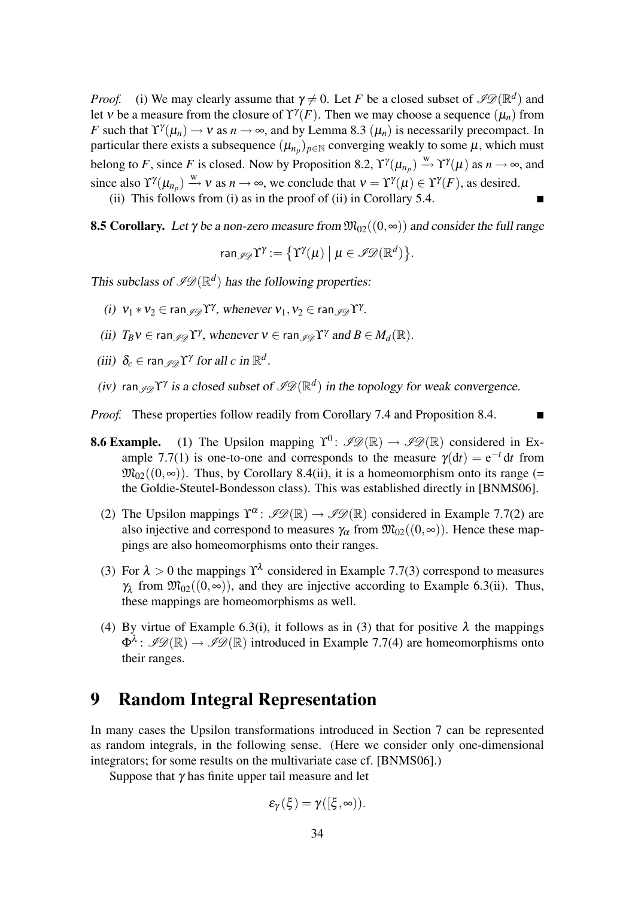*Proof.* (i) We may clearly assume that $\gamma \neq 0$. Let $F$ be a closed subset of $\mathscr{ID}(\mathbb{R}^d)$ and let $\nu$ be a measure from the closure of $\Upsilon^\gamma(F)$. Then we may choose a sequence $(\mu_n)$ from $F$ such that $\Upsilon^\gamma(\mu_n) \to \nu$ as $n \to \infty$, and by Lemma 8.3 $(\mu_n)$ is necessarily precompact. In particular there exists a subsequence $(\mu_{n_p})_{p \in \mathbb{N}}$ converging weakly to some $\mu$, which must belong to $F$, since $F$ is closed. Now by Proposition 8.2, $\Upsilon^\gamma(\mu_{n_p}) \xrightarrow{\text{w}} \Upsilon^\gamma(\mu)$ as $n \to \infty$, and since also $\Upsilon^\gamma(\mu_{n_p}) \xrightarrow{\text{w}} \nu$ as $n \to \infty$, we conclude that $\nu = \Upsilon^\gamma(\mu) \in \Upsilon^\gamma(F)$, as desired.

(ii) This follows from (i) as in the proof of (ii) in Corollary 5.4. ∎

**8.5 Corollary.** *Let $\gamma$ be a non-zero measure from $\mathfrak{M}_{02}((0,\infty))$ and consider the full range*

$$\mathsf{ran}_{\mathscr{ID}}\Upsilon^\gamma := \big\{\Upsilon^\gamma(\mu) \,\big|\, \mu \in \mathscr{ID}(\mathbb{R}^d)\big\}.$$

*This subclass of $\mathscr{ID}(\mathbb{R}^d)$ has the following properties:*

*(i) $\nu_1 * \nu_2 \in \mathsf{ran}_{\mathscr{ID}}\Upsilon^\gamma$, whenever $\nu_1, \nu_2 \in \mathsf{ran}_{\mathscr{ID}}\Upsilon^\gamma$.*

*(ii) $T_B\nu \in \mathsf{ran}_{\mathscr{ID}}\Upsilon^\gamma$, whenever $\nu \in \mathsf{ran}_{\mathscr{ID}}\Upsilon^\gamma$ and $B \in M_d(\mathbb{R})$.*

*(iii) $\delta_c \in \mathsf{ran}_{\mathscr{ID}}\Upsilon^\gamma$ for all $c$ in $\mathbb{R}^d$.*

*(iv) $\mathsf{ran}_{\mathscr{ID}}\Upsilon^\gamma$ is a closed subset of $\mathscr{ID}(\mathbb{R}^d)$ in the topology for weak convergence.*

*Proof.* These properties follow readily from Corollary 7.4 and Proposition 8.4. ∎

**8.6 Example.** (1) The Upsilon mapping $\Upsilon^0 \colon \mathscr{ID}(\mathbb{R}) \to \mathscr{ID}(\mathbb{R})$ considered in Example 7.7(1) is one-to-one and corresponds to the measure $\gamma(\mathrm{d}t) = \mathrm{e}^{-t}\,\mathrm{d}t$ from $\mathfrak{M}_{02}((0,\infty))$. Thus, by Corollary 8.4(ii), it is a homeomorphism onto its range (= the Goldie-Steutel-Bondesson class). This was established directly in [BNMS06].

(2) The Upsilon mappings $\Upsilon^\alpha \colon \mathscr{ID}(\mathbb{R}) \to \mathscr{ID}(\mathbb{R})$ considered in Example 7.7(2) are also injective and correspond to measures $\gamma_\alpha$ from $\mathfrak{M}_{02}((0,\infty))$. Hence these mappings are also homeomorphisms onto their ranges.

(3) For $\lambda > 0$ the mappings $\Upsilon^\lambda$ considered in Example 7.7(3) correspond to measures $\gamma_\lambda$ from $\mathfrak{M}_{02}((0,\infty))$, and they are injective according to Example 6.3(ii). Thus, these mappings are homeomorphisms as well.

(4) By virtue of Example 6.3(i), it follows as in (3) that for positive $\lambda$ the mappings $\Phi^\lambda \colon \mathscr{ID}(\mathbb{R}) \to \mathscr{ID}(\mathbb{R})$ introduced in Example 7.7(4) are homeomorphisms onto their ranges.

# 9 Random Integral Representation

In many cases the Upsilon transformations introduced in Section 7 can be represented as random integrals, in the following sense. (Here we consider only one-dimensional integrators; for some results on the multivariate case cf. [BNMS06].)

Suppose that $\gamma$ has finite upper tail measure and let

$$\varepsilon_\gamma(\xi) = \gamma([\xi,\infty)).$$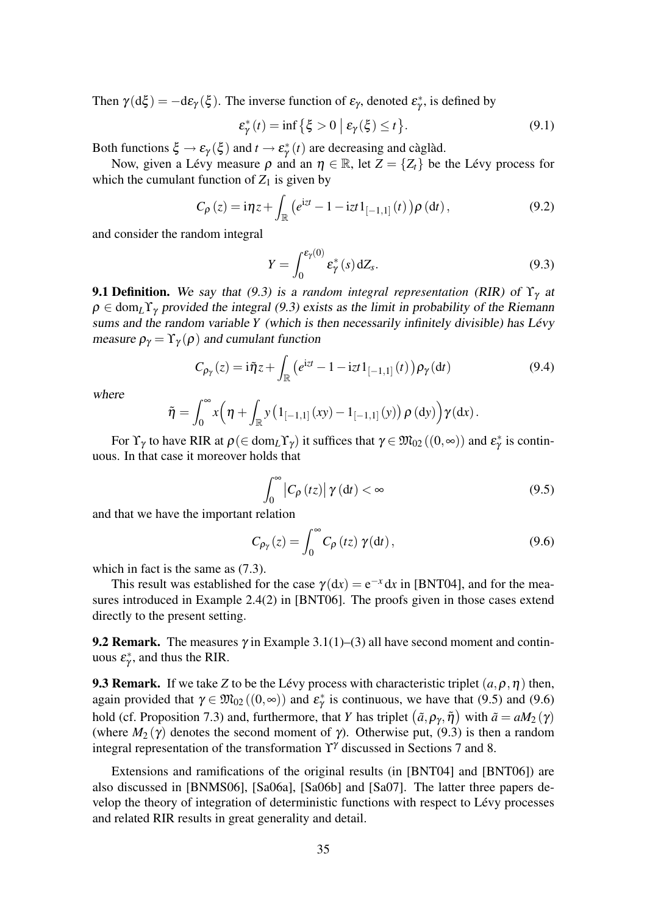Then $\gamma(\mathrm{d}\xi) = -\mathrm{d}\varepsilon_\gamma(\xi)$. The inverse function of $\varepsilon_\gamma$, denoted $\varepsilon_\gamma^*$, is defined by

$$\varepsilon_\gamma^*(t) = \inf\{\xi > 0 \mid \varepsilon_\gamma(\xi) \leq t\}. \tag{9.1}$$

Both functions $\xi \to \varepsilon_\gamma(\xi)$ and $t \to \varepsilon_\gamma^*(t)$ are decreasing and càglàd.

Now, given a Lévy measure $\rho$ and an $\eta \in \mathbb{R}$, let $Z = \{Z_t\}$ be the Lévy process for which the cumulant function of $Z_1$ is given by

$$C_\rho(z) = \mathrm{i}\eta z + \int_{\mathbb{R}} \left(e^{\mathrm{i}zt} - 1 - \mathrm{i}zt 1_{[-1,1]}(t)\right)\rho(\mathrm{d}t), \tag{9.2}$$

and consider the random integral

$$Y = \int_0^{\varepsilon_\gamma(0)} \varepsilon_\gamma^*(s)\,\mathrm{d}Z_s. \tag{9.3}$$

**9.1 Definition.** *We say that (9.3) is a random integral representation (RIR) of $\Upsilon_\gamma$ at $\rho \in \mathrm{dom}_L \Upsilon_\gamma$ provided the integral (9.3) exists as the limit in probability of the Riemann sums and the random variable $Y$ (which is then necessarily infinitely divisible) has Lévy measure $\rho_\gamma = \Upsilon_\gamma(\rho)$ and cumulant function*

$$C_{\rho_\gamma}(z) = \mathrm{i}\tilde{\eta} z + \int_{\mathbb{R}} \left(e^{\mathrm{i}zt} - 1 - \mathrm{i}zt 1_{[-1,1]}(t)\right)\rho_\gamma(\mathrm{d}t) \tag{9.4}$$

*where*

$$\tilde{\eta} = \int_0^\infty x\Big(\eta + \int_{\mathbb{R}} y\left(1_{[-1,1]}(xy) - 1_{[-1,1]}(y)\right)\rho(\mathrm{d}y)\Big)\gamma(\mathrm{d}x).$$

For $\Upsilon_\gamma$ to have RIR at $\rho (\in \mathrm{dom}_L \Upsilon_\gamma)$ it suffices that $\gamma \in \mathfrak{M}_{02}((0,\infty))$ and $\varepsilon_\gamma^*$ is continuous. In that case it moreover holds that

$$\int_0^\infty \left|C_\rho(tz)\right|\gamma(\mathrm{d}t) < \infty \tag{9.5}$$

and that we have the important relation

$$C_{\rho_\gamma}(z) = \int_0^\infty C_\rho(tz)\,\gamma(\mathrm{d}t), \tag{9.6}$$

which in fact is the same as (7.3).

This result was established for the case $\gamma(\mathrm{d}x) = \mathrm{e}^{-x}\mathrm{d}x$ in [BNT04], and for the measures introduced in Example 2.4(2) in [BNT06]. The proofs given in those cases extend directly to the present setting.

**9.2 Remark.** The measures $\gamma$ in Example 3.1(1)–(3) all have second moment and continuous $\varepsilon_\gamma^*$, and thus the RIR.

**9.3 Remark.** If we take $Z$ to be the Lévy process with characteristic triplet $(a, \rho, \eta)$ then, again provided that $\gamma \in \mathfrak{M}_{02}((0,\infty))$ and $\varepsilon_\gamma^*$ is continuous, we have that (9.5) and (9.6) hold (cf. Proposition 7.3) and, furthermore, that $Y$ has triplet $\left(\tilde{a}, \rho_\gamma, \tilde{\eta}\right)$ with $\tilde{a} = aM_2(\gamma)$ (where $M_2(\gamma)$ denotes the second moment of $\gamma$). Otherwise put, (9.3) is then a random integral representation of the transformation $\Upsilon^\gamma$ discussed in Sections 7 and 8.

Extensions and ramifications of the original results (in [BNT04] and [BNT06]) are also discussed in [BNMS06], [Sa06a], [Sa06b] and [Sa07]. The latter three papers develop the theory of integration of deterministic functions with respect to Lévy processes and related RIR results in great generality and detail.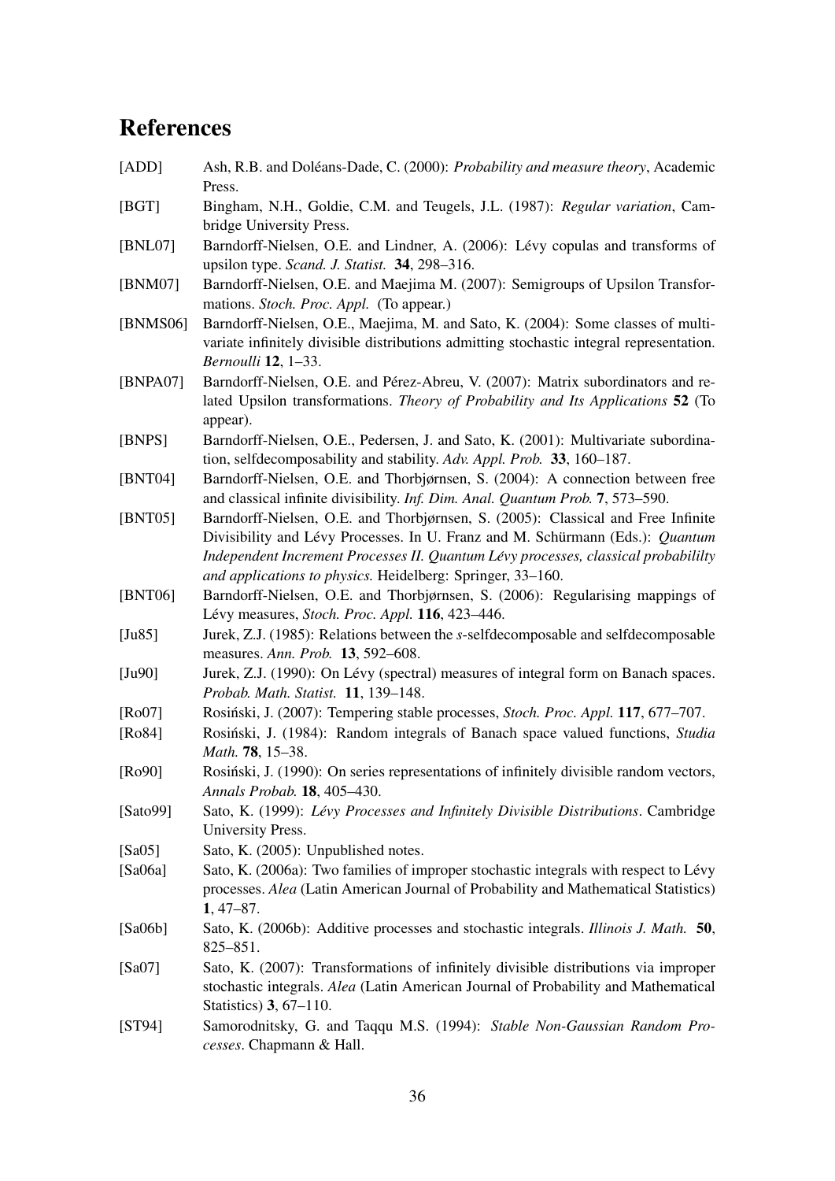# References

[ADD] Ash, R.B. and Doléans-Dade, C. (2000): *Probability and measure theory*, Academic Press.

[BGT] Bingham, N.H., Goldie, C.M. and Teugels, J.L. (1987): *Regular variation*, Cambridge University Press.

[BNL07] Barndorff-Nielsen, O.E. and Lindner, A. (2006): Lévy copulas and transforms of upsilon type. *Scand. J. Statist.* **34**, 298–316.

[BNM07] Barndorff-Nielsen, O.E. and Maejima M. (2007): Semigroups of Upsilon Transformations. *Stoch. Proc. Appl.* (To appear.)

[BNMS06] Barndorff-Nielsen, O.E., Maejima, M. and Sato, K. (2004): Some classes of multivariate infinitely divisible distributions admitting stochastic integral representation. *Bernoulli* **12**, 1–33.

[BNPA07] Barndorff-Nielsen, O.E. and Pérez-Abreu, V. (2007): Matrix subordinators and related Upsilon transformations. *Theory of Probability and Its Applications* **52** (To appear).

[BNPS] Barndorff-Nielsen, O.E., Pedersen, J. and Sato, K. (2001): Multivariate subordination, selfdecomposability and stability. *Adv. Appl. Prob.* **33**, 160–187.

[BNT04] Barndorff-Nielsen, O.E. and Thorbjørnsen, S. (2004): A connection between free and classical infinite divisibility. *Inf. Dim. Anal. Quantum Prob.* **7**, 573–590.

[BNT05] Barndorff-Nielsen, O.E. and Thorbjørnsen, S. (2005): Classical and Free Infinite Divisibility and Lévy Processes. In U. Franz and M. Schürmann (Eds.): *Quantum Independent Increment Processes II. Quantum Lévy processes, classical probabililty and applications to physics.* Heidelberg: Springer, 33–160.

[BNT06] Barndorff-Nielsen, O.E. and Thorbjørnsen, S. (2006): Regularising mappings of Lévy measures, *Stoch. Proc. Appl.* **116**, 423–446.

[Ju85] Jurek, Z.J. (1985): Relations between the *s*-selfdecomposable and selfdecomposable measures. *Ann. Prob.* **13**, 592–608.

[Ju90] Jurek, Z.J. (1990): On Lévy (spectral) measures of integral form on Banach spaces. *Probab. Math. Statist.* **11**, 139–148.

[Ro07] Rosiński, J. (2007): Tempering stable processes, *Stoch. Proc. Appl.* **117**, 677–707.

[Ro84] Rosiński, J. (1984): Random integrals of Banach space valued functions, *Studia Math.* **78**, 15–38.

[Ro90] Rosiński, J. (1990): On series representations of infinitely divisible random vectors, *Annals Probab.* **18**, 405–430.

[Sato99] Sato, K. (1999): *Lévy Processes and Infinitely Divisible Distributions*. Cambridge University Press.

[Sa05] Sato, K. (2005): Unpublished notes.

[Sa06a] Sato, K. (2006a): Two families of improper stochastic integrals with respect to Lévy processes. *Alea* (Latin American Journal of Probability and Mathematical Statistics) **1**, 47–87.

[Sa06b] Sato, K. (2006b): Additive processes and stochastic integrals. *Illinois J. Math.* **50**, 825–851.

[Sa07] Sato, K. (2007): Transformations of infinitely divisible distributions via improper stochastic integrals. *Alea* (Latin American Journal of Probability and Mathematical Statistics) **3**, 67–110.

[ST94] Samorodnitsky, G. and Taqqu M.S. (1994): *Stable Non-Gaussian Random Processes*. Chapmann & Hall.